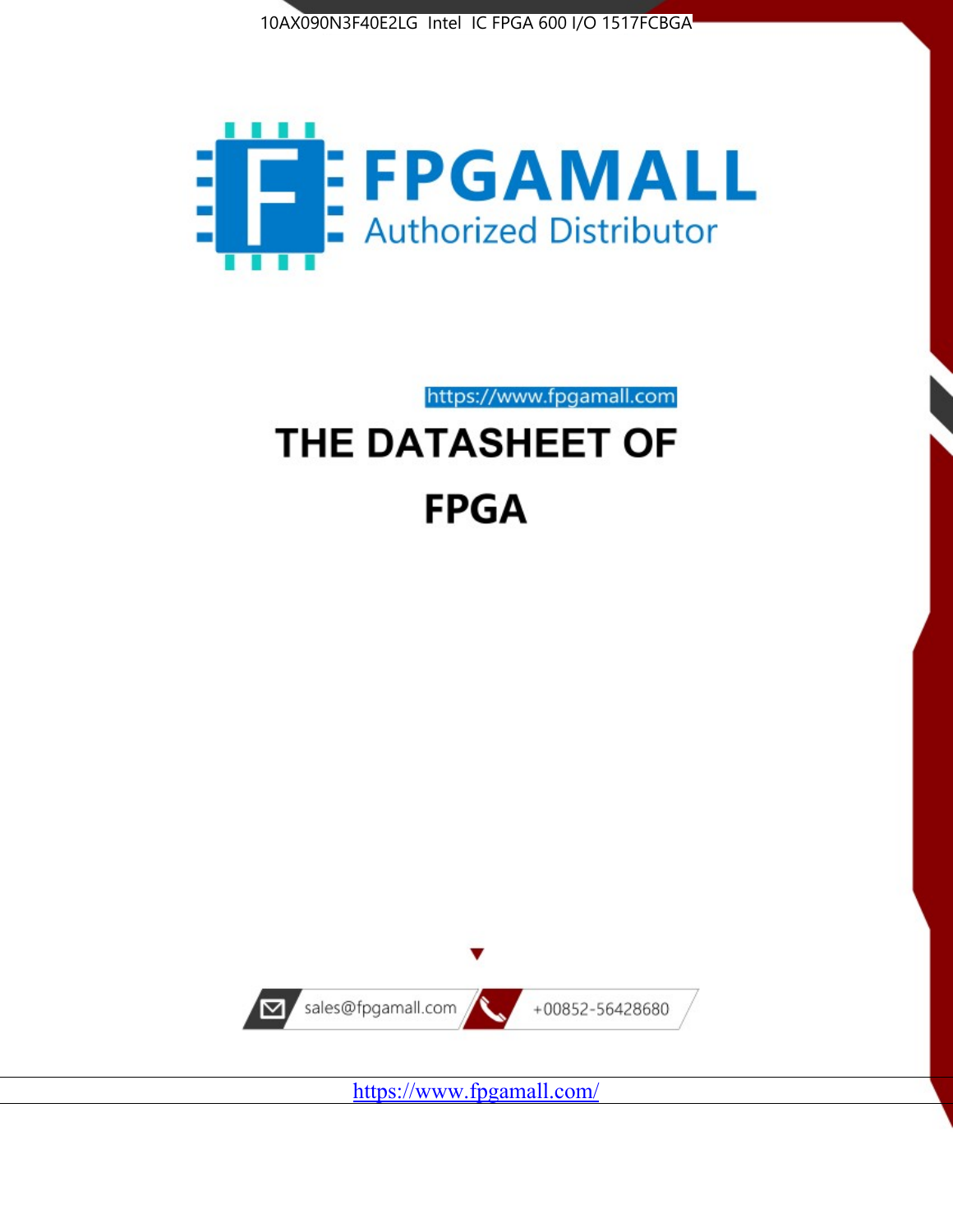10AX090N3F40E2LG Intel IC FPGA 600 I/O 1517FCBGA

FPGAMALL

Authorized Distributor

https://www.fpgamall.com

# THE DATASHEET OF

# FPGA

sales@fpgamall.com

+00852-56428680

https://www.fpgamall.com/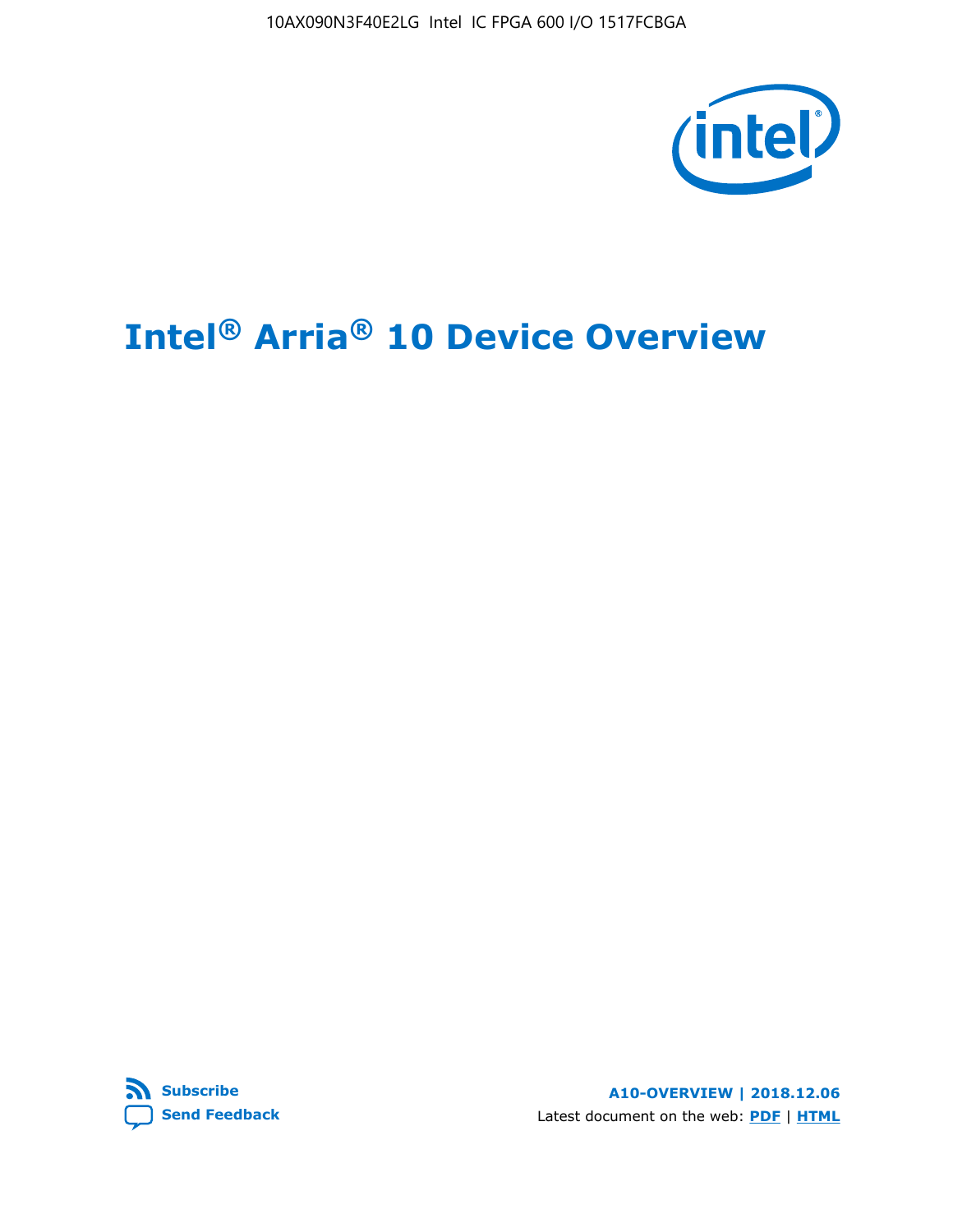# Intel® Arria® 10 Device Overview

**Subscribe**

**Send Feedback**

**A10-OVERVIEW | 2018.12.06**

Latest document on the web: **PDF** | **HTML**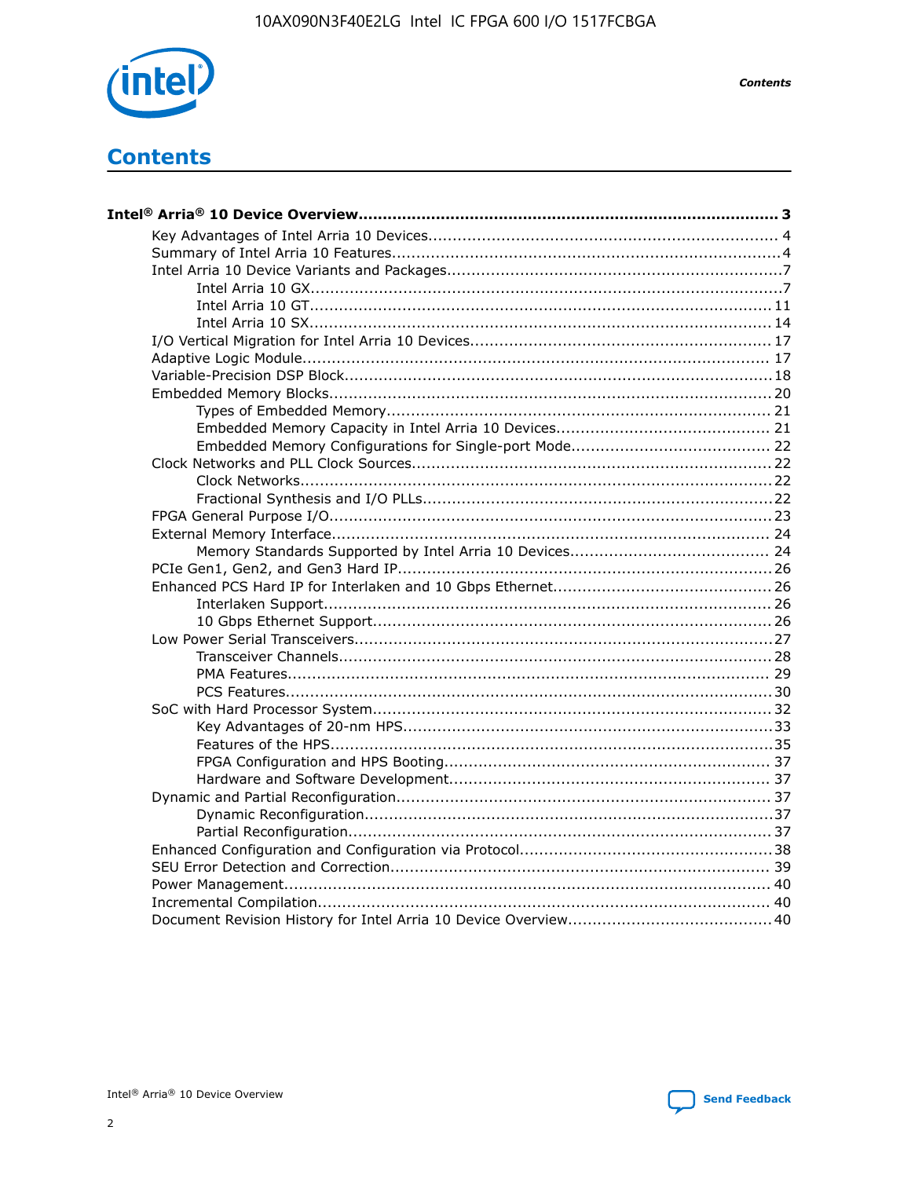# Contents

**Intel® Arria® 10 Device Overview....................................................................................... 3**

- Key Advantages of Intel Arria 10 Devices....................................................................... 4
- Summary of Intel Arria 10 Features................................................................................4
- Intel Arria 10 Device Variants and Packages....................................................................7
    - Intel Arria 10 GX................................................................................................7
    - Intel Arria 10 GT.............................................................................................. 11
    - Intel Arria 10 SX.............................................................................................. 14
- I/O Vertical Migration for Intel Arria 10 Devices............................................................ 17
- Adaptive Logic Module................................................................................................ 17
- Variable-Precision DSP Block.......................................................................................18
- Embedded Memory Blocks.......................................................................................... 20
    - Types of Embedded Memory.............................................................................. 21
    - Embedded Memory Capacity in Intel Arria 10 Devices............................................ 21
    - Embedded Memory Configurations for Single-port Mode......................................... 22
- Clock Networks and PLL Clock Sources.........................................................................22
    - Clock Networks.................................................................................................22
    - Fractional Synthesis and I/O PLLs.......................................................................22
- FPGA General Purpose I/O.......................................................................................... 23
- External Memory Interface.......................................................................................... 24
    - Memory Standards Supported by Intel Arria 10 Devices......................................... 24
- PCIe Gen1, Gen2, and Gen3 Hard IP............................................................................26
- Enhanced PCS Hard IP for Interlaken and 10 Gbps Ethernet............................................ 26
    - Interlaken Support........................................................................................... 26
    - 10 Gbps Ethernet Support................................................................................. 26
- Low Power Serial Transceivers.....................................................................................27
    - Transceiver Channels........................................................................................28
    - PMA Features.................................................................................................. 29
    - PCS Features...................................................................................................30
- SoC with Hard Processor System.................................................................................32
    - Key Advantages of 20-nm HPS...........................................................................33
    - Features of the HPS..........................................................................................35
    - FPGA Configuration and HPS Booting.................................................................. 37
    - Hardware and Software Development................................................................. 37
- Dynamic and Partial Reconfiguration............................................................................37
    - Dynamic Reconfiguration...................................................................................37
    - Partial Reconfiguration......................................................................................37
- Enhanced Configuration and Configuration via Protocol...................................................38
- SEU Error Detection and Correction............................................................................. 39
- Power Management................................................................................................... 40
- Incremental Compilation............................................................................................ 40
- Document Revision History for Intel Arria 10 Device Overview.........................................40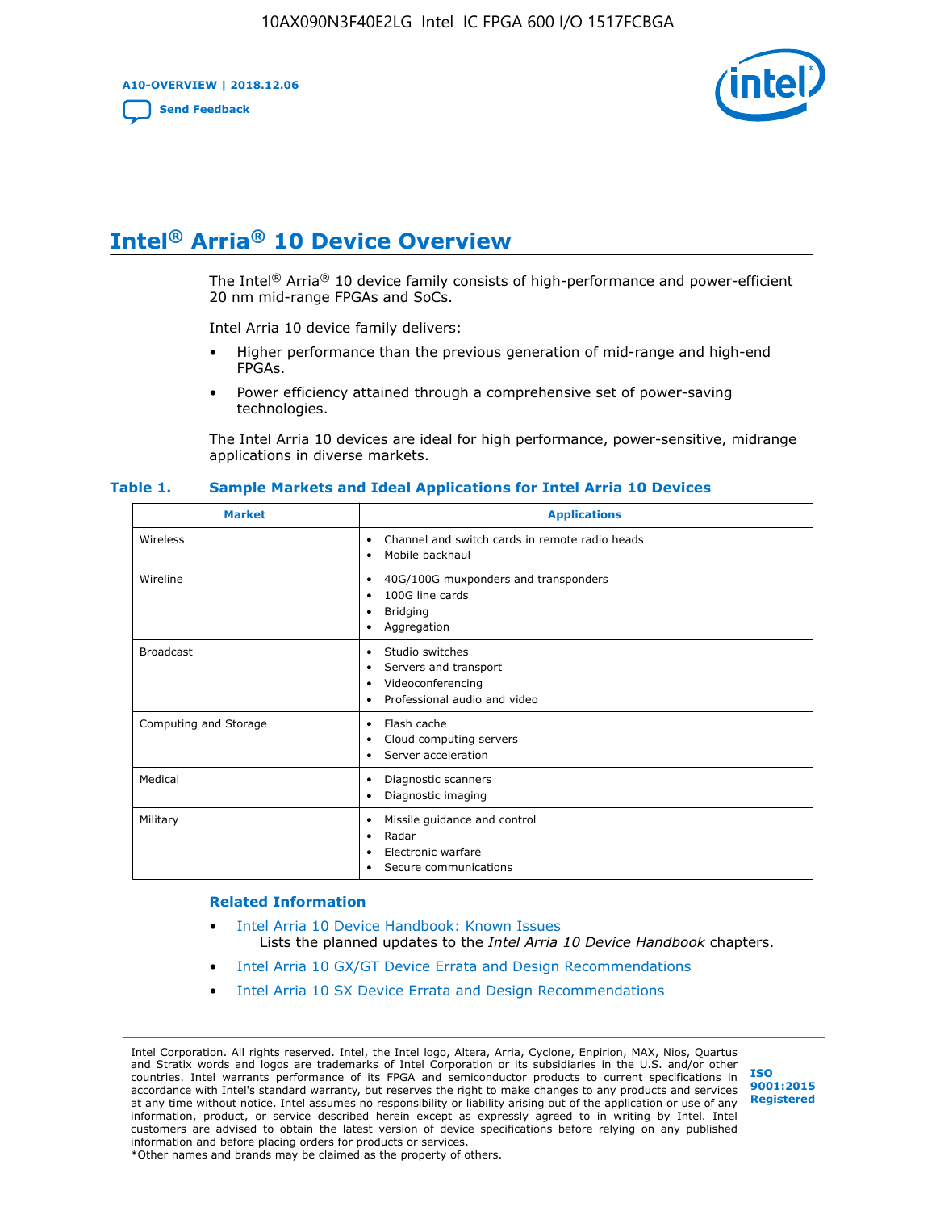# Intel® Arria® 10 Device Overview

The Intel® Arria® 10 device family consists of high-performance and power-efficient 20 nm mid-range FPGAs and SoCs.

Intel Arria 10 device family delivers:

- Higher performance than the previous generation of mid-range and high-end FPGAs.
- Power efficiency attained through a comprehensive set of power-saving technologies.

The Intel Arria 10 devices are ideal for high performance, power-sensitive, midrange applications in diverse markets.

**Table 1. Sample Markets and Ideal Applications for Intel Arria 10 Devices**

| Market | Applications |
|---|---|
| Wireless | • Channel and switch cards in remote radio heads<br>• Mobile backhaul |
| Wireline | • 40G/100G muxponders and transponders<br>• 100G line cards<br>• Bridging<br>• Aggregation |
| Broadcast | • Studio switches<br>• Servers and transport<br>• Videoconferencing<br>• Professional audio and video |
| Computing and Storage | • Flash cache<br>• Cloud computing servers<br>• Server acceleration |
| Medical | • Diagnostic scanners<br>• Diagnostic imaging |
| Military | • Missile guidance and control<br>• Radar<br>• Electronic warfare<br>• Secure communications |

### Related Information

- Intel Arria 10 Device Handbook: Known Issues
  Lists the planned updates to the *Intel Arria 10 Device Handbook* chapters.
- Intel Arria 10 GX/GT Device Errata and Design Recommendations
- Intel Arria 10 SX Device Errata and Design Recommendations

Intel Corporation. All rights reserved. Intel, the Intel logo, Altera, Arria, Cyclone, Enpirion, MAX, Nios, Quartus and Stratix words and logos are trademarks of Intel Corporation or its subsidiaries in the U.S. and/or other countries. Intel warrants performance of its FPGA and semiconductor products to current specifications in accordance with Intel's standard warranty, but reserves the right to make changes to any products and services at any time without notice. Intel assumes no responsibility or liability arising out of the application or use of any information, product, or service described herein except as expressly agreed to in writing by Intel. Intel customers are advised to obtain the latest version of device specifications before relying on any published information and before placing orders for products or services.
*Other names and brands may be claimed as the property of others.

ISO 9001:2015 Registered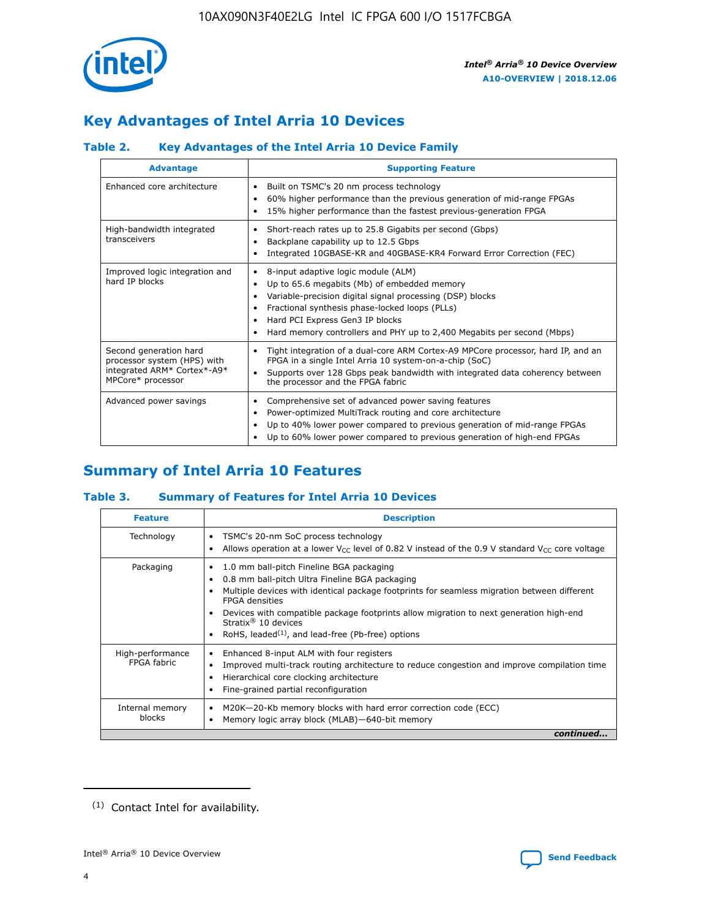## Key Advantages of Intel Arria 10 Devices

### Table 2. Key Advantages of the Intel Arria 10 Device Family

| Advantage | Supporting Feature |
| --- | --- |
| Enhanced core architecture | • Built on TSMC's 20 nm process technology<br>• 60% higher performance than the previous generation of mid-range FPGAs<br>• 15% higher performance than the fastest previous-generation FPGA |
| High-bandwidth integrated transceivers | • Short-reach rates up to 25.8 Gigabits per second (Gbps)<br>• Backplane capability up to 12.5 Gbps<br>• Integrated 10GBASE-KR and 40GBASE-KR4 Forward Error Correction (FEC) |
| Improved logic integration and hard IP blocks | • 8-input adaptive logic module (ALM)<br>• Up to 65.6 megabits (Mb) of embedded memory<br>• Variable-precision digital signal processing (DSP) blocks<br>• Fractional synthesis phase-locked loops (PLLs)<br>• Hard PCI Express Gen3 IP blocks<br>• Hard memory controllers and PHY up to 2,400 Megabits per second (Mbps) |
| Second generation hard processor system (HPS) with integrated ARM* Cortex*-A9* MPCore* processor | • Tight integration of a dual-core ARM Cortex-A9 MPCore processor, hard IP, and an FPGA in a single Intel Arria 10 system-on-a-chip (SoC)<br>• Supports over 128 Gbps peak bandwidth with integrated data coherency between the processor and the FPGA fabric |
| Advanced power savings | • Comprehensive set of advanced power saving features<br>• Power-optimized MultiTrack routing and core architecture<br>• Up to 40% lower power compared to previous generation of mid-range FPGAs<br>• Up to 60% lower power compared to previous generation of high-end FPGAs |

## Summary of Intel Arria 10 Features

### Table 3. Summary of Features for Intel Arria 10 Devices

| Feature | Description |
| --- | --- |
| Technology | • TSMC's 20-nm SoC process technology<br>• Allows operation at a lower $V_{CC}$ level of 0.82 V instead of the 0.9 V standard $V_{CC}$ core voltage |
| Packaging | • 1.0 mm ball-pitch Fineline BGA packaging<br>• 0.8 mm ball-pitch Ultra Fineline BGA packaging<br>• Multiple devices with identical package footprints for seamless migration between different FPGA densities<br>• Devices with compatible package footprints allow migration to next generation high-end Stratix® 10 devices<br>• RoHS, leaded[1], and lead-free (Pb-free) options |
| High-performance FPGA fabric | • Enhanced 8-input ALM with four registers<br>• Improved multi-track routing architecture to reduce congestion and improve compilation time<br>• Hierarchical core clocking architecture<br>• Fine-grained partial reconfiguration |
| Internal memory blocks | • M20K—20-Kb memory blocks with hard error correction code (ECC)<br>• Memory logic array block (MLAB)—640-bit memory |

*continued...*

(1) Contact Intel for availability.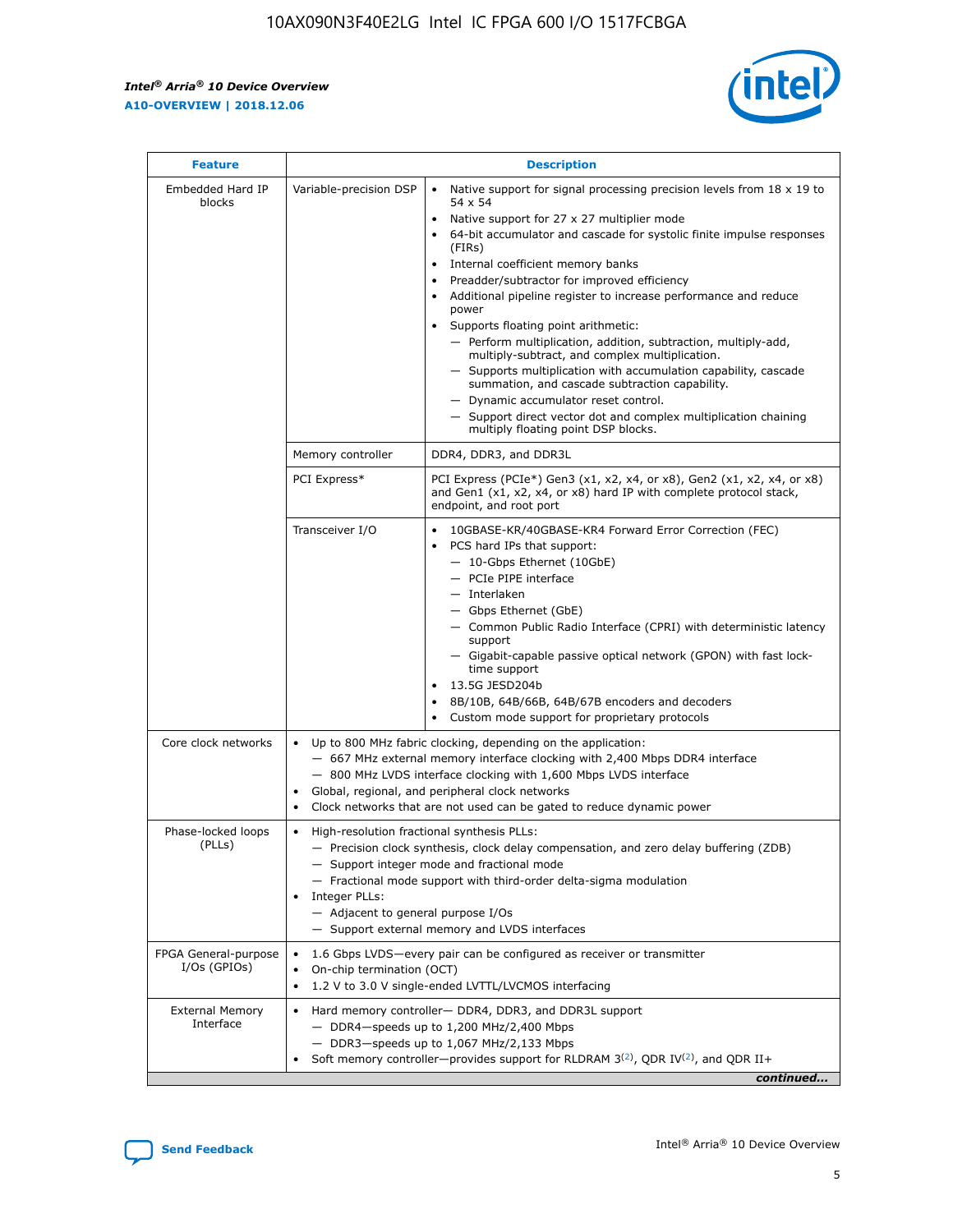| Feature | Description | |
|---|---|---|
| Embedded Hard IP blocks | Variable-precision DSP | • Native support for signal processing precision levels from 18 x 19 to 54 x 54<br>• Native support for 27 x 27 multiplier mode<br>• 64-bit accumulator and cascade for systolic finite impulse responses (FIRs)<br>• Internal coefficient memory banks<br>• Preadder/subtractor for improved efficiency<br>• Additional pipeline register to increase performance and reduce power<br>• Supports floating point arithmetic:<br>— Perform multiplication, addition, subtraction, multiply-add, multiply-subtract, and complex multiplication.<br>— Supports multiplication with accumulation capability, cascade summation, and cascade subtraction capability.<br>— Dynamic accumulator reset control.<br>— Support direct vector dot and complex multiplication chaining multiply floating point DSP blocks. |
| | Memory controller | DDR4, DDR3, and DDR3L |
| | PCI Express* | PCI Express (PCIe*) Gen3 (x1, x2, x4, or x8), Gen2 (x1, x2, x4, or x8) and Gen1 (x1, x2, x4, or x8) hard IP with complete protocol stack, endpoint, and root port |
| | Transceiver I/O | • 10GBASE-KR/40GBASE-KR4 Forward Error Correction (FEC)<br>• PCS hard IPs that support:<br>— 10-Gbps Ethernet (10GbE)<br>— PCIe PIPE interface<br>— Interlaken<br>— Gbps Ethernet (GbE)<br>— Common Public Radio Interface (CPRI) with deterministic latency support<br>— Gigabit-capable passive optical network (GPON) with fast lock-time support<br>• 13.5G JESD204b<br>• 8B/10B, 64B/66B, 64B/67B encoders and decoders<br>• Custom mode support for proprietary protocols |
| Core clock networks | • Up to 800 MHz fabric clocking, depending on the application:<br>— 667 MHz external memory interface clocking with 2,400 Mbps DDR4 interface<br>— 800 MHz LVDS interface clocking with 1,600 Mbps LVDS interface<br>• Global, regional, and peripheral clock networks<br>• Clock networks that are not used can be gated to reduce dynamic power | |
| Phase-locked loops (PLLs) | • High-resolution fractional synthesis PLLs:<br>— Precision clock synthesis, clock delay compensation, and zero delay buffering (ZDB)<br>— Support integer mode and fractional mode<br>— Fractional mode support with third-order delta-sigma modulation<br>• Integer PLLs:<br>— Adjacent to general purpose I/Os<br>— Support external memory and LVDS interfaces | |
| FPGA General-purpose I/Os (GPIOs) | • 1.6 Gbps LVDS—every pair can be configured as receiver or transmitter<br>• On-chip termination (OCT)<br>• 1.2 V to 3.0 V single-ended LVTTL/LVCMOS interfacing | |
| External Memory Interface | • Hard memory controller— DDR4, DDR3, and DDR3L support<br>— DDR4—speeds up to 1,200 MHz/2,400 Mbps<br>— DDR3—speeds up to 1,067 MHz/2,133 Mbps<br>• Soft memory controller—provides support for RLDRAM 3[(2)], QDR IV[(2)], and QDR II+ | |

*continued...*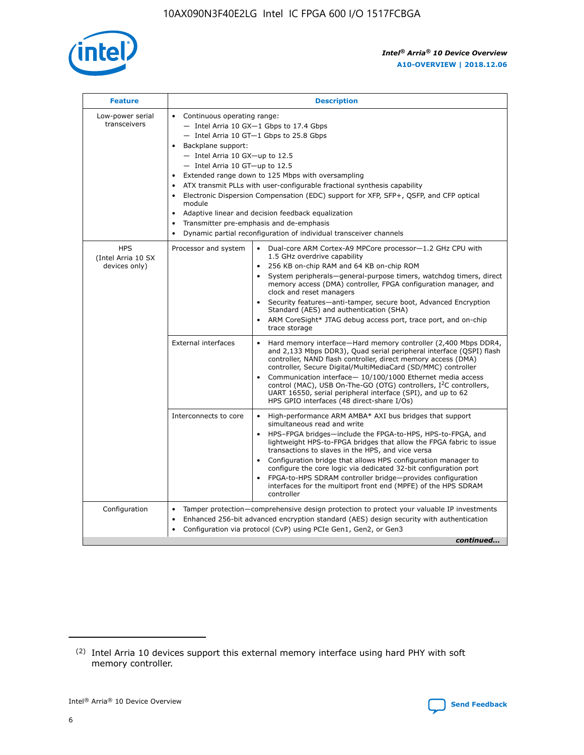| Feature | Description | |
|---|---|---|
| Low-power serial transceivers | • Continuous operating range:<br>— Intel Arria 10 GX—1 Gbps to 17.4 Gbps<br>— Intel Arria 10 GT—1 Gbps to 25.8 Gbps<br>• Backplane support:<br>— Intel Arria 10 GX—up to 12.5<br>— Intel Arria 10 GT—up to 12.5<br>• Extended range down to 125 Mbps with oversampling<br>• ATX transmit PLLs with user-configurable fractional synthesis capability<br>• Electronic Dispersion Compensation (EDC) support for XFP, SFP+, QSFP, and CFP optical module<br>• Adaptive linear and decision feedback equalization<br>• Transmitter pre-emphasis and de-emphasis<br>• Dynamic partial reconfiguration of individual transceiver channels | |
| HPS (Intel Arria 10 SX devices only) | Processor and system | • Dual-core ARM Cortex-A9 MPCore processor—1.2 GHz CPU with 1.5 GHz overdrive capability<br>• 256 KB on-chip RAM and 64 KB on-chip ROM<br>• System peripherals—general-purpose timers, watchdog timers, direct memory access (DMA) controller, FPGA configuration manager, and clock and reset managers<br>• Security features—anti-tamper, secure boot, Advanced Encryption Standard (AES) and authentication (SHA)<br>• ARM CoreSight* JTAG debug access port, trace port, and on-chip trace storage |
| | External interfaces | • Hard memory interface—Hard memory controller (2,400 Mbps DDR4, and 2,133 Mbps DDR3), Quad serial peripheral interface (QSPI) flash controller, NAND flash controller, direct memory access (DMA) controller, Secure Digital/MultiMediaCard (SD/MMC) controller<br>• Communication interface— 10/100/1000 Ethernet media access control (MAC), USB On-The-GO (OTG) controllers, I²C controllers, UART 16550, serial peripheral interface (SPI), and up to 62 HPS GPIO interfaces (48 direct-share I/Os) |
| | Interconnects to core | • High-performance ARM AMBA* AXI bus bridges that support simultaneous read and write<br>• HPS–FPGA bridges—include the FPGA-to-HPS, HPS-to-FPGA, and lightweight HPS-to-FPGA bridges that allow the FPGA fabric to issue transactions to slaves in the HPS, and vice versa<br>• Configuration bridge that allows HPS configuration manager to configure the core logic via dedicated 32-bit configuration port<br>• FPGA-to-HPS SDRAM controller bridge—provides configuration interfaces for the multiport front end (MPFE) of the HPS SDRAM controller |
| Configuration | • Tamper protection—comprehensive design protection to protect your valuable IP investments<br>• Enhanced 256-bit advanced encryption standard (AES) design security with authentication<br>• Configuration via protocol (CvP) using PCIe Gen1, Gen2, or Gen3 | |

*continued...*

(2) Intel Arria 10 devices support this external memory interface using hard PHY with soft memory controller.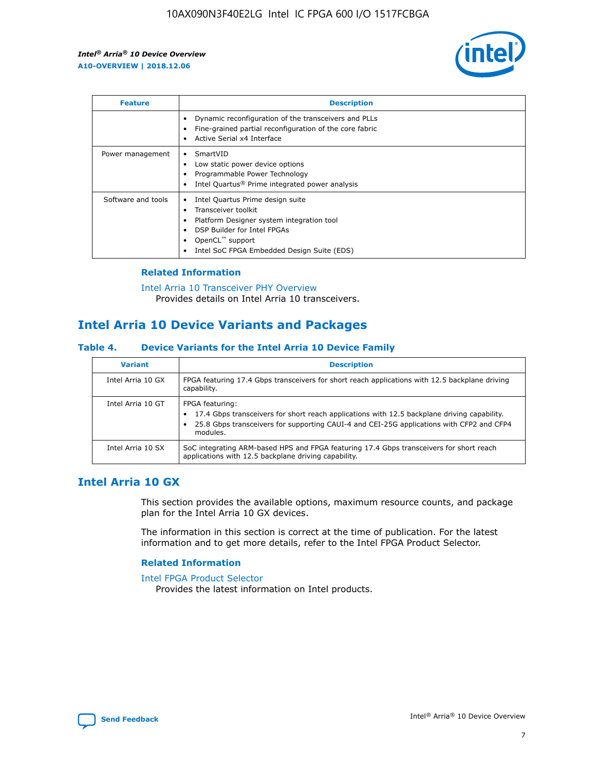| Feature | Description |
| --- | --- |
| | • Dynamic reconfiguration of the transceivers and PLLs<br>• Fine-grained partial reconfiguration of the core fabric<br>• Active Serial x4 Interface |
| Power management | • SmartVID<br>• Low static power device options<br>• Programmable Power Technology<br>• Intel Quartus® Prime integrated power analysis |
| Software and tools | • Intel Quartus Prime design suite<br>• Transceiver toolkit<br>• Platform Designer system integration tool<br>• DSP Builder for Intel FPGAs<br>• OpenCL™ support<br>• Intel SoC FPGA Embedded Design Suite (EDS) |

### Related Information

Intel Arria 10 Transceiver PHY Overview
Provides details on Intel Arria 10 transceivers.

## Intel Arria 10 Device Variants and Packages

### Table 4. Device Variants for the Intel Arria 10 Device Family

| Variant | Description |
| --- | --- |
| Intel Arria 10 GX | FPGA featuring 17.4 Gbps transceivers for short reach applications with 12.5 backplane driving capability. |
| Intel Arria 10 GT | FPGA featuring:<br>• 17.4 Gbps transceivers for short reach applications with 12.5 backplane driving capability.<br>• 25.8 Gbps transceivers for supporting CAUI-4 and CEI-25G applications with CFP2 and CFP4 modules. |
| Intel Arria 10 SX | SoC integrating ARM-based HPS and FPGA featuring 17.4 Gbps transceivers for short reach applications with 12.5 backplane driving capability. |

## Intel Arria 10 GX

This section provides the available options, maximum resource counts, and package plan for the Intel Arria 10 GX devices.

The information in this section is correct at the time of publication. For the latest information and to get more details, refer to the Intel FPGA Product Selector.

### Related Information

Intel FPGA Product Selector
Provides the latest information on Intel products.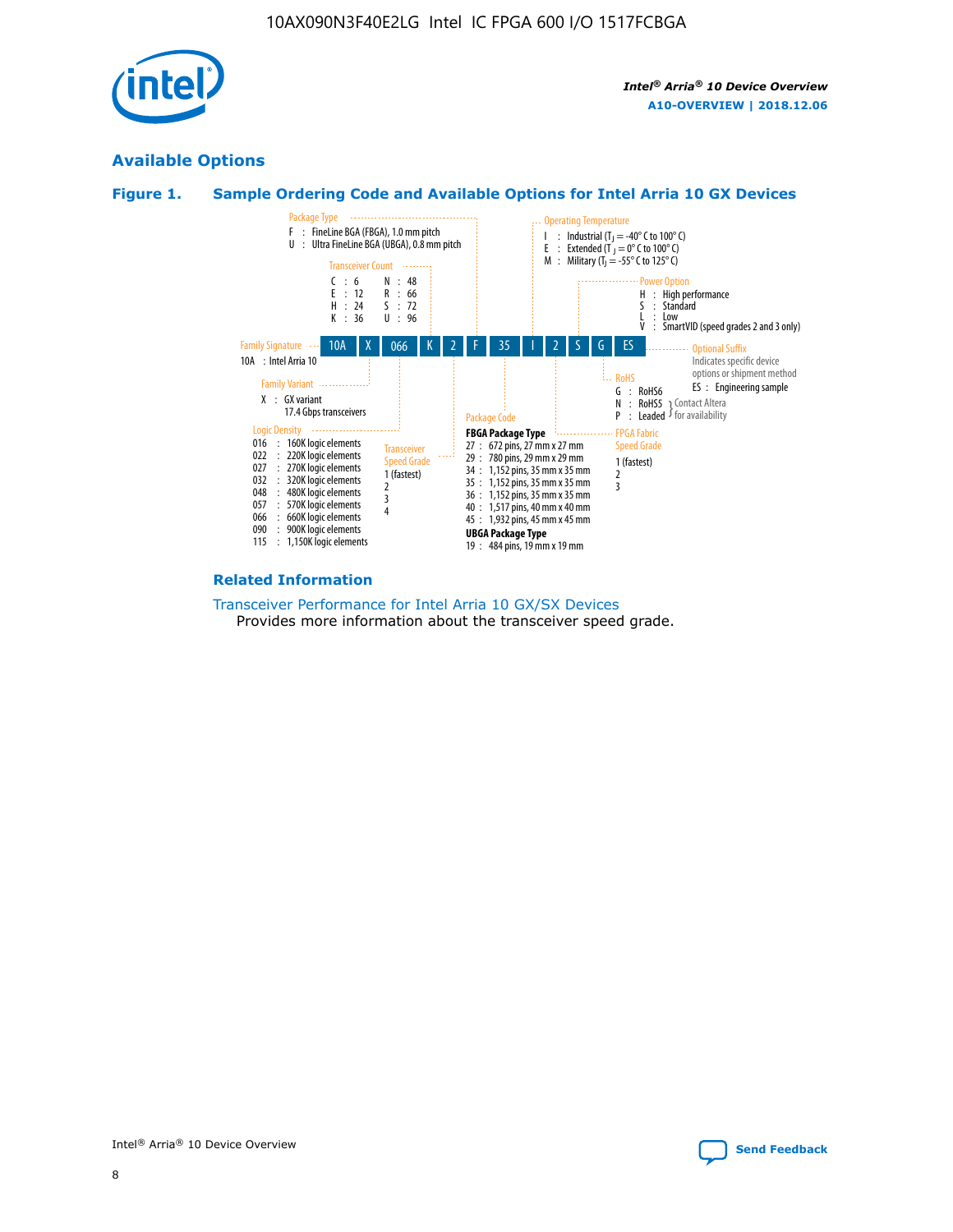## Available Options

### Figure 1. Sample Ordering Code and Available Options for Intel Arria 10 GX Devices

**Sample ordering code:** 10A X 066 K 2 F 35 I 2 S G ES

**Family Signature**
- 10A : Intel Arria 10

**Family Variant**
- X : GX variant 17.4 Gbps transceivers

**Logic Density**
- 016 : 160K logic elements
- 022 : 220K logic elements
- 027 : 270K logic elements
- 032 : 320K logic elements
- 048 : 480K logic elements
- 057 : 570K logic elements
- 066 : 660K logic elements
- 090 : 900K logic elements
- 115 : 1,150K logic elements

**Transceiver Count**
- C : 6
- E : 12
- H : 24
- K : 36
- N : 48
- R : 66
- S : 72
- U : 96

**Transceiver Speed Grade**
- 1 (fastest)
- 2
- 3
- 4

**Package Type**
- F : FineLine BGA (FBGA), 1.0 mm pitch
- U : Ultra FineLine BGA (UBGA), 0.8 mm pitch

**Package Code**

FBGA Package Type
- 27 : 672 pins, 27 mm x 27 mm
- 29 : 780 pins, 29 mm x 29 mm
- 34 : 1,152 pins, 35 mm x 35 mm
- 35 : 1,152 pins, 35 mm x 35 mm
- 36 : 1,152 pins, 35 mm x 35 mm
- 40 : 1,517 pins, 40 mm x 40 mm
- 45 : 1,932 pins, 45 mm x 45 mm

UBGA Package Type
- 19 : 484 pins, 19 mm x 19 mm

**Operating Temperature**
- I : Industrial ($T_J$ = -40° C to 100° C)
- E : Extended ($T_J$ = 0° C to 100° C)
- M : Military ($T_J$ = -55° C to 125° C)

**FPGA Fabric Speed Grade**
- 1 (fastest)
- 2
- 3

**Power Option**
- H : High performance
- S : Standard
- L : Low
- V : SmartVID (speed grades 2 and 3 only)

**RoHS**
- G : RoHS6
- N : RoHS5 (Contact Altera for availability)
- P : Leaded (Contact Altera for availability)

**Optional Suffix**

Indicates specific device options or shipment method
- ES : Engineering sample

### Related Information

Transceiver Performance for Intel Arria 10 GX/SX Devices

Provides more information about the transceiver speed grade.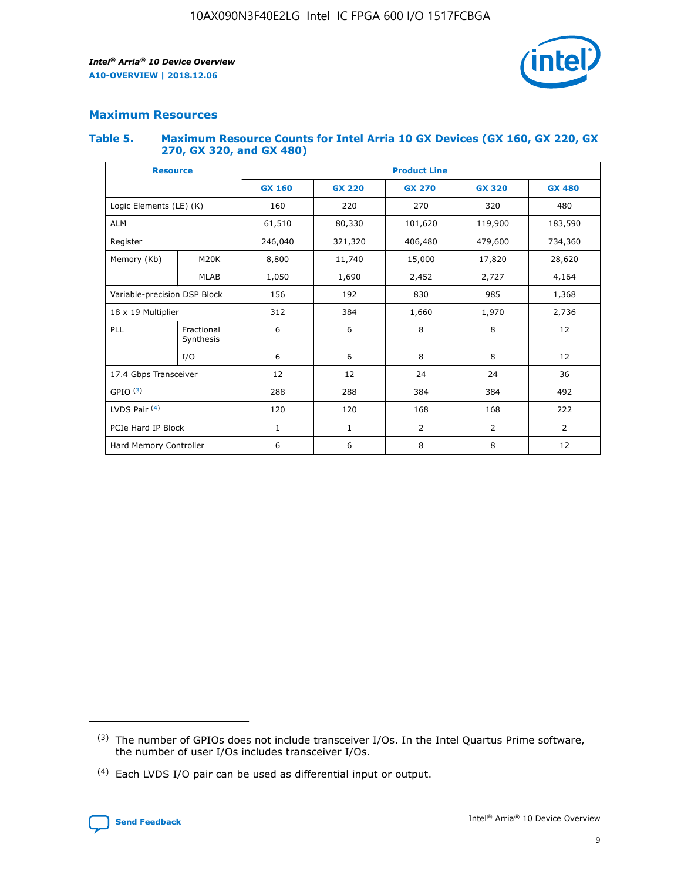## Maximum Resources

### Table 5. Maximum Resource Counts for Intel Arria 10 GX Devices (GX 160, GX 220, GX 270, GX 320, and GX 480)

| Resource | | Product Line | | | | |
|---|---|---|---|---|---|---|
| | | GX 160 | GX 220 | GX 270 | GX 320 | GX 480 |
| Logic Elements (LE) (K) | | 160 | 220 | 270 | 320 | 480 |
| ALM | | 61,510 | 80,330 | 101,620 | 119,900 | 183,590 |
| Register | | 246,040 | 321,320 | 406,480 | 479,600 | 734,360 |
| Memory (Kb) | M20K | 8,800 | 11,740 | 15,000 | 17,820 | 28,620 |
| | MLAB | 1,050 | 1,690 | 2,452 | 2,727 | 4,164 |
| Variable-precision DSP Block | | 156 | 192 | 830 | 985 | 1,368 |
| 18 x 19 Multiplier | | 312 | 384 | 1,660 | 1,970 | 2,736 |
| PLL | Fractional Synthesis | 6 | 6 | 8 | 8 | 12 |
| | I/O | 6 | 6 | 8 | 8 | 12 |
| 17.4 Gbps Transceiver | | 12 | 12 | 24 | 24 | 36 |
| GPIO [(3)] | | 288 | 288 | 384 | 384 | 492 |
| LVDS Pair [(4)] | | 120 | 120 | 168 | 168 | 222 |
| PCIe Hard IP Block | | 1 | 1 | 2 | 2 | 2 |
| Hard Memory Controller | | 6 | 6 | 8 | 8 | 12 |

(3) The number of GPIOs does not include transceiver I/Os. In the Intel Quartus Prime software, the number of user I/Os includes transceiver I/Os.

(4) Each LVDS I/O pair can be used as differential input or output.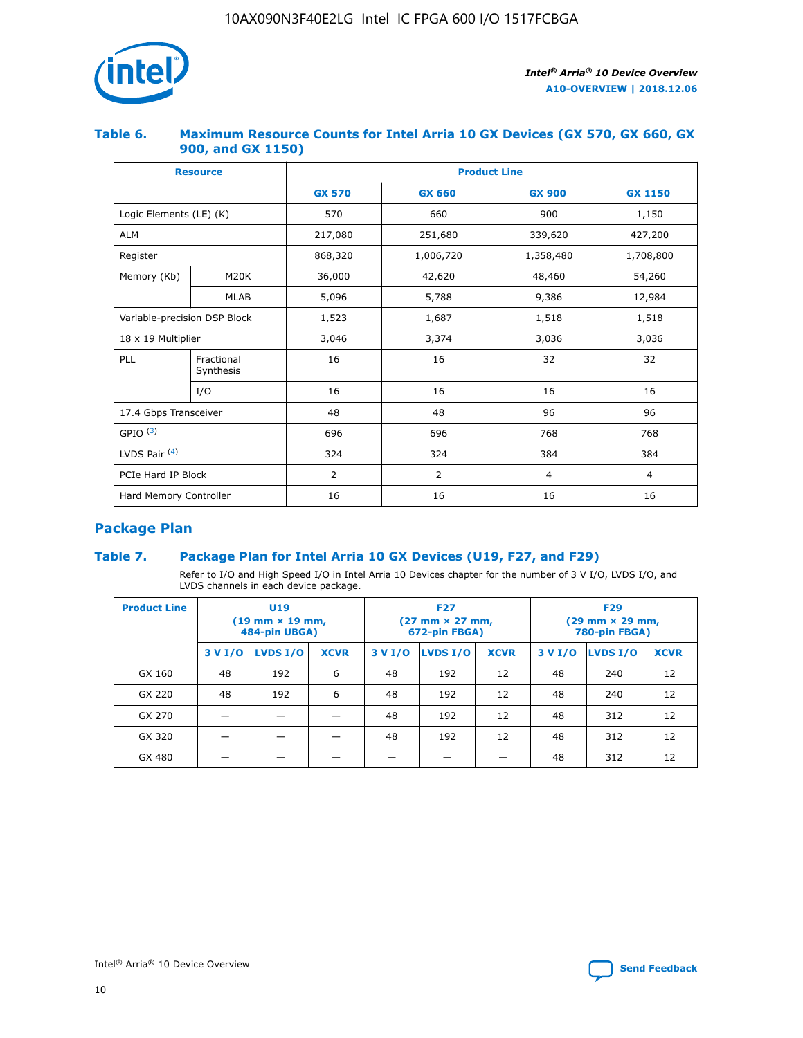### Table 6. Maximum Resource Counts for Intel Arria 10 GX Devices (GX 570, GX 660, GX 900, and GX 1150)

| Resource | | Product Line | | | |
|---|---|---|---|---|---|
| | | GX 570 | GX 660 | GX 900 | GX 1150 |
| Logic Elements (LE) (K) | | 570 | 660 | 900 | 1,150 |
| ALM | | 217,080 | 251,680 | 339,620 | 427,200 |
| Register | | 868,320 | 1,006,720 | 1,358,480 | 1,708,800 |
| Memory (Kb) | M20K | 36,000 | 42,620 | 48,460 | 54,260 |
| | MLAB | 5,096 | 5,788 | 9,386 | 12,984 |
| Variable-precision DSP Block | | 1,523 | 1,687 | 1,518 | 1,518 |
| 18 x 19 Multiplier | | 3,046 | 3,374 | 3,036 | 3,036 |
| PLL | Fractional Synthesis | 16 | 16 | 32 | 32 |
| | I/O | 16 | 16 | 16 | 16 |
| 17.4 Gbps Transceiver | | 48 | 48 | 96 | 96 |
| GPIO [(3)] | | 696 | 696 | 768 | 768 |
| LVDS Pair [(4)] | | 324 | 324 | 384 | 384 |
| PCIe Hard IP Block | | 2 | 2 | 4 | 4 |
| Hard Memory Controller | | 16 | 16 | 16 | 16 |

## Package Plan

### Table 7. Package Plan for Intel Arria 10 GX Devices (U19, F27, and F29)

Refer to I/O and High Speed I/O in Intel Arria 10 Devices chapter for the number of 3 V I/O, LVDS I/O, and LVDS channels in each device package.

| Product Line | U19 (19 mm × 19 mm, 484-pin UBGA) | | | F27 (27 mm × 27 mm, 672-pin FBGA) | | | F29 (29 mm × 29 mm, 780-pin FBGA) | | |
|---|---|---|---|---|---|---|---|---|---|
| | 3 V I/O | LVDS I/O | XCVR | 3 V I/O | LVDS I/O | XCVR | 3 V I/O | LVDS I/O | XCVR |
| GX 160 | 48 | 192 | 6 | 48 | 192 | 12 | 48 | 240 | 12 |
| GX 220 | 48 | 192 | 6 | 48 | 192 | 12 | 48 | 240 | 12 |
| GX 270 | — | — | — | 48 | 192 | 12 | 48 | 312 | 12 |
| GX 320 | — | — | — | 48 | 192 | 12 | 48 | 312 | 12 |
| GX 480 | — | — | — | — | — | — | 48 | 312 | 12 |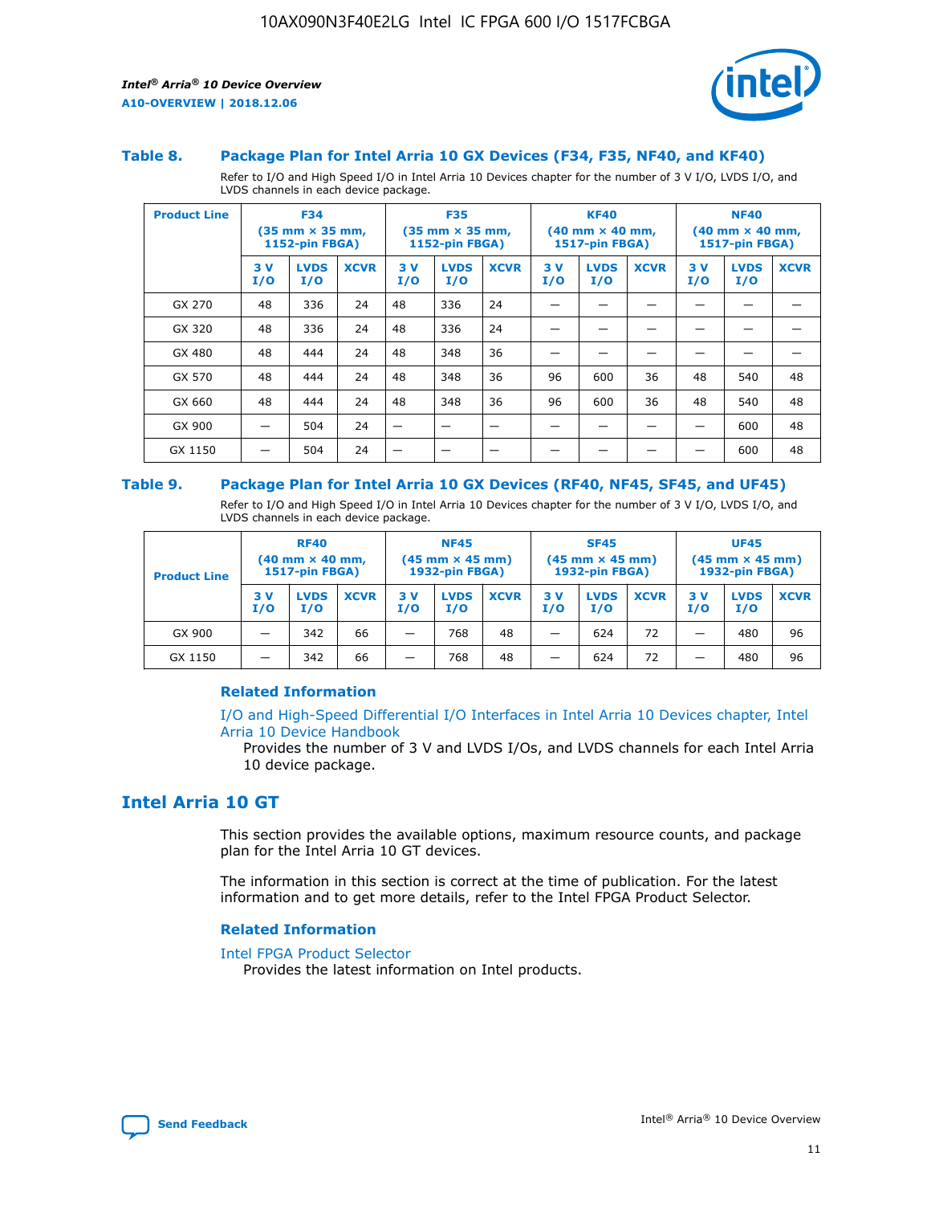### Table 8. Package Plan for Intel Arria 10 GX Devices (F34, F35, NF40, and KF40)

Refer to I/O and High Speed I/O in Intel Arria 10 Devices chapter for the number of 3 V I/O, LVDS I/O, and LVDS channels in each device package.

| Product Line | F34 (35 mm × 35 mm, 1152-pin FBGA) | | | F35 (35 mm × 35 mm, 1152-pin FBGA) | | | KF40 (40 mm × 40 mm, 1517-pin FBGA) | | | NF40 (40 mm × 40 mm, 1517-pin FBGA) | | |
|---|---|---|---|---|---|---|---|---|---|---|---|---|
| | 3 V I/O | LVDS I/O | XCVR | 3 V I/O | LVDS I/O | XCVR | 3 V I/O | LVDS I/O | XCVR | 3 V I/O | LVDS I/O | XCVR |
| GX 270 | 48 | 336 | 24 | 48 | 336 | 24 | — | — | — | — | — | — |
| GX 320 | 48 | 336 | 24 | 48 | 336 | 24 | — | — | — | — | — | — |
| GX 480 | 48 | 444 | 24 | 48 | 348 | 36 | — | — | — | — | — | — |
| GX 570 | 48 | 444 | 24 | 48 | 348 | 36 | 96 | 600 | 36 | 48 | 540 | 48 |
| GX 660 | 48 | 444 | 24 | 48 | 348 | 36 | 96 | 600 | 36 | 48 | 540 | 48 |
| GX 900 | — | 504 | 24 | — | — | — | — | — | — | — | 600 | 48 |
| GX 1150 | — | 504 | 24 | — | — | — | — | — | — | — | 600 | 48 |

### Table 9. Package Plan for Intel Arria 10 GX Devices (RF40, NF45, SF45, and UF45)

Refer to I/O and High Speed I/O in Intel Arria 10 Devices chapter for the number of 3 V I/O, LVDS I/O, and LVDS channels in each device package.

| Product Line | RF40 (40 mm × 40 mm, 1517-pin FBGA) | | | NF45 (45 mm × 45 mm) 1932-pin FBGA) | | | SF45 (45 mm × 45 mm) 1932-pin FBGA) | | | UF45 (45 mm × 45 mm) 1932-pin FBGA) | | |
|---|---|---|---|---|---|---|---|---|---|---|---|---|
| | 3 V I/O | LVDS I/O | XCVR | 3 V I/O | LVDS I/O | XCVR | 3 V I/O | LVDS I/O | XCVR | 3 V I/O | LVDS I/O | XCVR |
| GX 900 | — | 342 | 66 | — | 768 | 48 | — | 624 | 72 | — | 480 | 96 |
| GX 1150 | — | 342 | 66 | — | 768 | 48 | — | 624 | 72 | — | 480 | 96 |

#### Related Information

I/O and High-Speed Differential I/O Interfaces in Intel Arria 10 Devices chapter, Intel Arria 10 Device Handbook
Provides the number of 3 V and LVDS I/Os, and LVDS channels for each Intel Arria 10 device package.

## Intel Arria 10 GT

This section provides the available options, maximum resource counts, and package plan for the Intel Arria 10 GT devices.

The information in this section is correct at the time of publication. For the latest information and to get more details, refer to the Intel FPGA Product Selector.

#### Related Information

Intel FPGA Product Selector
Provides the latest information on Intel products.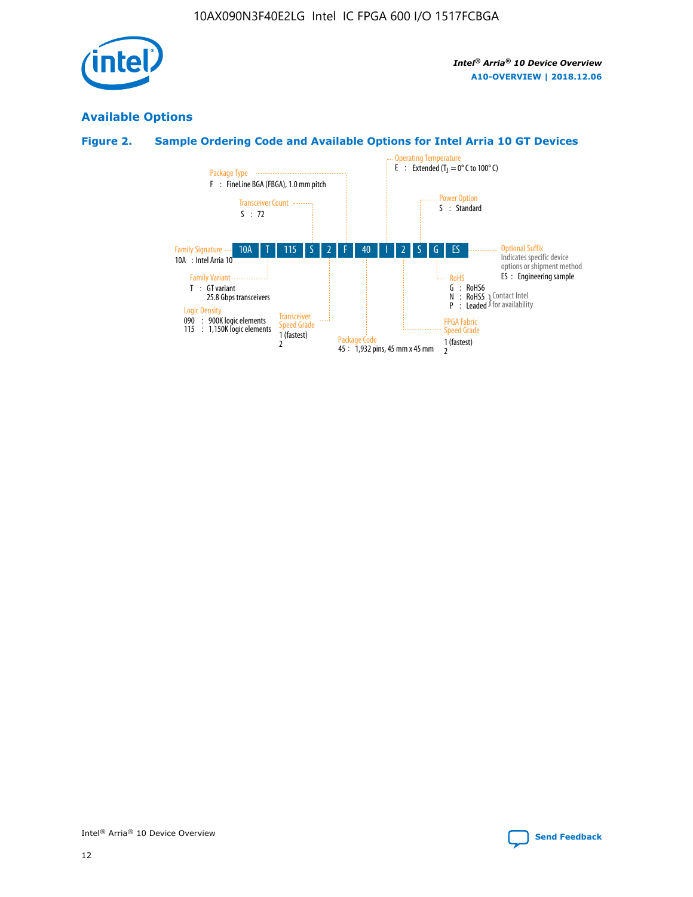## Available Options

### Figure 2. Sample Ordering Code and Available Options for Intel Arria 10 GT Devices

| 10A | T | 115 | S | 2 | F | 40 | I | 2 | S | G | ES |
|---|---|---|---|---|---|---|---|---|---|---|---|

**Family Signature**
10A : Intel Arria 10

**Family Variant**
T : GT variant
25.8 Gbps transceivers

**Logic Density**
090 : 900K logic elements
115 : 1,150K logic elements

**Transceiver Count**
S : 72

**Transceiver Speed Grade**
1 (fastest)
2

**Package Type**
F : FineLine BGA (FBGA), 1.0 mm pitch

**Package Code**
45 : 1,932 pins, 45 mm x 45 mm

**Operating Temperature**
E : Extended ($T_J$ = 0° C to 100° C)

**FPGA Fabric Speed Grade**
1 (fastest)
2

**Power Option**
S : Standard

**RoHS**
G : RoHS6
N : RoHS5 } Contact Intel for availability
P : Leaded } Contact Intel for availability

**Optional Suffix**
Indicates specific device options or shipment method
ES : Engineering sample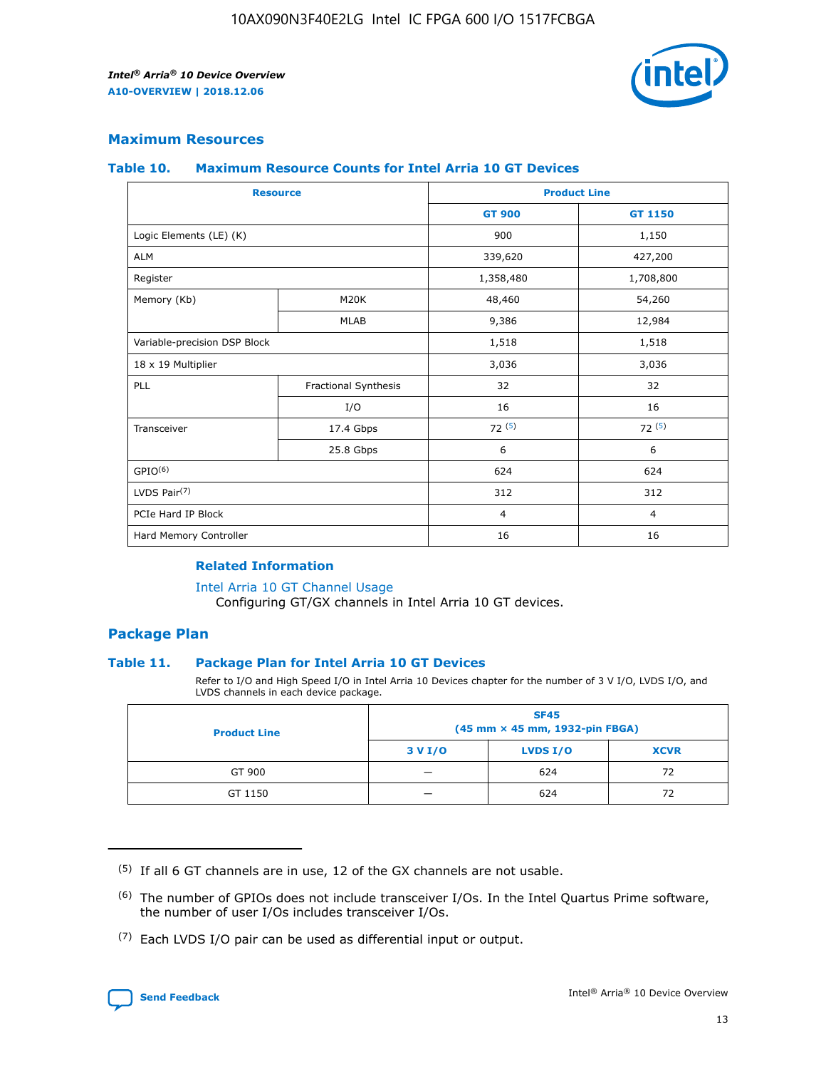## Maximum Resources

### Table 10. Maximum Resource Counts for Intel Arria 10 GT Devices

| Resource | | Product Line | |
|---|---|---|---|
| | | GT 900 | GT 1150 |
| Logic Elements (LE) (K) | | 900 | 1,150 |
| ALM | | 339,620 | 427,200 |
| Register | | 1,358,480 | 1,708,800 |
| Memory (Kb) | M20K | 48,460 | 54,260 |
| | MLAB | 9,386 | 12,984 |
| Variable-precision DSP Block | | 1,518 | 1,518 |
| 18 x 19 Multiplier | | 3,036 | 3,036 |
| PLL | Fractional Synthesis | 32 | 32 |
| | I/O | 16 | 16 |
| Transceiver | 17.4 Gbps | 72 [(5)] | 72 [(5)] |
| | 25.8 Gbps | 6 | 6 |
| GPIO[(6)] | | 624 | 624 |
| LVDS Pair[(7)] | | 312 | 312 |
| PCIe Hard IP Block | | 4 | 4 |
| Hard Memory Controller | | 16 | 16 |

### Related Information

Intel Arria 10 GT Channel Usage
Configuring GT/GX channels in Intel Arria 10 GT devices.

## Package Plan

### Table 11. Package Plan for Intel Arria 10 GT Devices

Refer to I/O and High Speed I/O in Intel Arria 10 Devices chapter for the number of 3 V I/O, LVDS I/O, and LVDS channels in each device package.

| Product Line | SF45 (45 mm × 45 mm, 1932-pin FBGA) | | |
|---|---|---|---|
| | 3 V I/O | LVDS I/O | XCVR |
| GT 900 | — | 624 | 72 |
| GT 1150 | — | 624 | 72 |

(5) If all 6 GT channels are in use, 12 of the GX channels are not usable.

(6) The number of GPIOs does not include transceiver I/Os. In the Intel Quartus Prime software, the number of user I/Os includes transceiver I/Os.

(7) Each LVDS I/O pair can be used as differential input or output.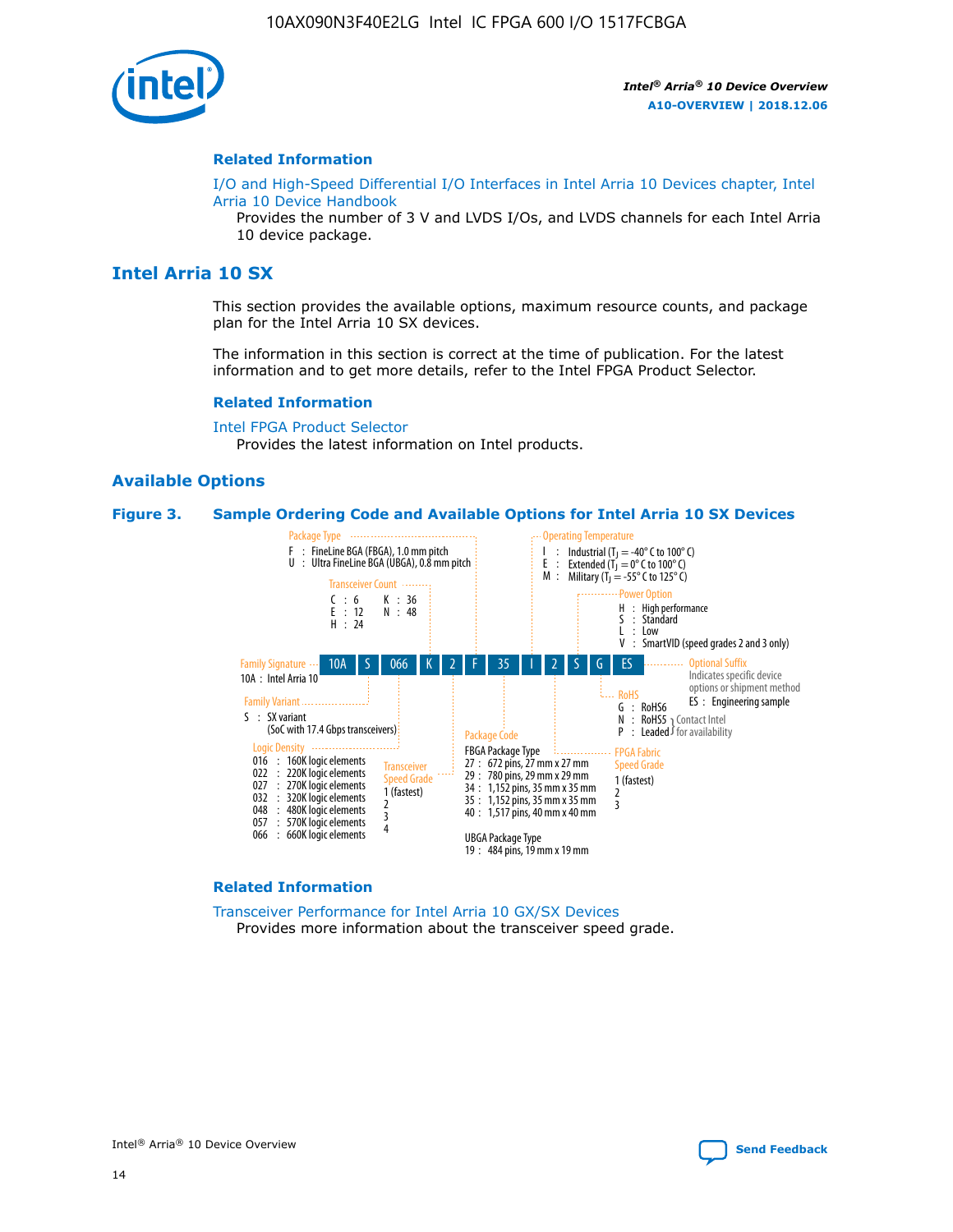## Related Information

I/O and High-Speed Differential I/O Interfaces in Intel Arria 10 Devices chapter, Intel Arria 10 Device Handbook

Provides the number of 3 V and LVDS I/Os, and LVDS channels for each Intel Arria 10 device package.

# Intel Arria 10 SX

This section provides the available options, maximum resource counts, and package plan for the Intel Arria 10 SX devices.

The information in this section is correct at the time of publication. For the latest information and to get more details, refer to the Intel FPGA Product Selector.

## Related Information

Intel FPGA Product Selector

Provides the latest information on Intel products.

## Available Options

**Figure 3. Sample Ordering Code and Available Options for Intel Arria 10 SX Devices**

10A | S | 066 | K | 2 | F | 35 | I | 2 | S | G | ES

**Family Signature**
- 10A : Intel Arria 10

**Family Variant**
- S : SX variant (SoC with 17.4 Gbps transceivers)

**Logic Density**
- 016 : 160K logic elements
- 022 : 220K logic elements
- 027 : 270K logic elements
- 032 : 320K logic elements
- 048 : 480K logic elements
- 057 : 570K logic elements
- 066 : 660K logic elements

**Transceiver Count**
- C : 6
- E : 12
- H : 24
- K : 36
- N : 48

**Transceiver Speed Grade**
- 1 (fastest)
- 2
- 3
- 4

**Package Type**
- F : FineLine BGA (FBGA), 1.0 mm pitch
- U : Ultra FineLine BGA (UBGA), 0.8 mm pitch

**Package Code**

FBGA Package Type
- 27 : 672 pins, 27 mm x 27 mm
- 29 : 780 pins, 29 mm x 29 mm
- 34 : 1,152 pins, 35 mm x 35 mm
- 35 : 1,152 pins, 35 mm x 35 mm
- 40 : 1,517 pins, 40 mm x 40 mm

UBGA Package Type
- 19 : 484 pins, 19 mm x 19 mm

**Operating Temperature**
- I : Industrial ($T_J$ = -40° C to 100° C)
- E : Extended ($T_J$ = 0° C to 100° C)
- M : Military ($T_J$ = -55° C to 125° C)

**FPGA Fabric Speed Grade**
- 1 (fastest)
- 2
- 3

**Power Option**
- H : High performance
- S : Standard
- L : Low
- V : SmartVID (speed grades 2 and 3 only)

**RoHS**
- G : RoHS6
- N : RoHS5 (Contact Intel for availability)
- P : Leaded (Contact Intel for availability)

**Optional Suffix**

Indicates specific device options or shipment method
- ES : Engineering sample

## Related Information

Transceiver Performance for Intel Arria 10 GX/SX Devices

Provides more information about the transceiver speed grade.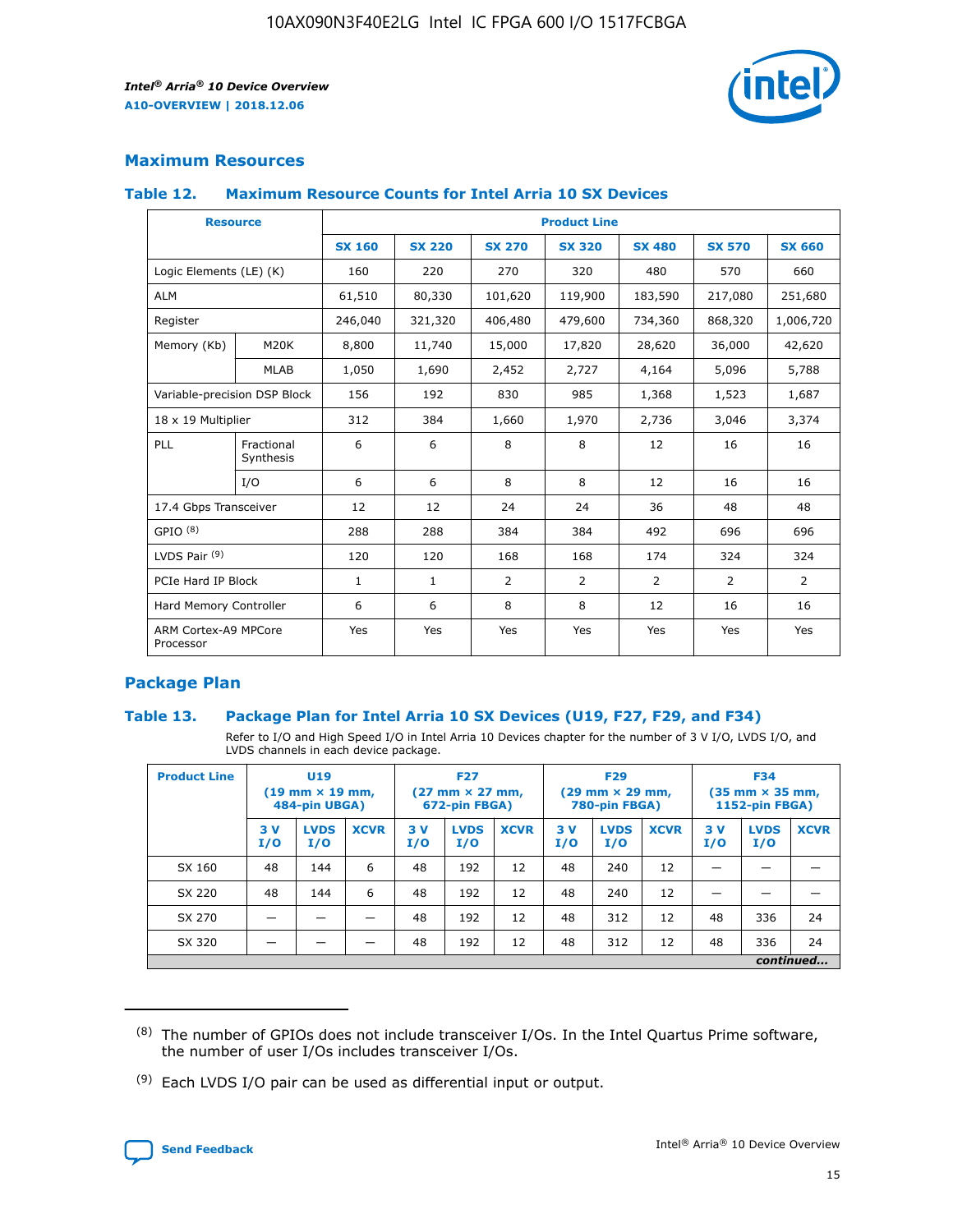## Maximum Resources

### Table 12. Maximum Resource Counts for Intel Arria 10 SX Devices

| Resource | | Product Line | | | | | | |
|---|---|---|---|---|---|---|---|---|
| | | SX 160 | SX 220 | SX 270 | SX 320 | SX 480 | SX 570 | SX 660 |
| Logic Elements (LE) (K) | | 160 | 220 | 270 | 320 | 480 | 570 | 660 |
| ALM | | 61,510 | 80,330 | 101,620 | 119,900 | 183,590 | 217,080 | 251,680 |
| Register | | 246,040 | 321,320 | 406,480 | 479,600 | 734,360 | 868,320 | 1,006,720 |
| Memory (Kb) | M20K | 8,800 | 11,740 | 15,000 | 17,820 | 28,620 | 36,000 | 42,620 |
| | MLAB | 1,050 | 1,690 | 2,452 | 2,727 | 4,164 | 5,096 | 5,788 |
| Variable-precision DSP Block | | 156 | 192 | 830 | 985 | 1,368 | 1,523 | 1,687 |
| 18 x 19 Multiplier | | 312 | 384 | 1,660 | 1,970 | 2,736 | 3,046 | 3,374 |
| PLL | Fractional Synthesis | 6 | 6 | 8 | 8 | 12 | 16 | 16 |
| | I/O | 6 | 6 | 8 | 8 | 12 | 16 | 16 |
| 17.4 Gbps Transceiver | | 12 | 12 | 24 | 24 | 36 | 48 | 48 |
| GPIO [(8)] | | 288 | 288 | 384 | 384 | 492 | 696 | 696 |
| LVDS Pair [(9)] | | 120 | 120 | 168 | 168 | 174 | 324 | 324 |
| PCIe Hard IP Block | | 1 | 1 | 2 | 2 | 2 | 2 | 2 |
| Hard Memory Controller | | 6 | 6 | 8 | 8 | 12 | 16 | 16 |
| ARM Cortex-A9 MPCore Processor | | Yes | Yes | Yes | Yes | Yes | Yes | Yes |

## Package Plan

### Table 13. Package Plan for Intel Arria 10 SX Devices (U19, F27, F29, and F34)

Refer to I/O and High Speed I/O in Intel Arria 10 Devices chapter for the number of 3 V I/O, LVDS I/O, and LVDS channels in each device package.

| Product Line | U19 (19 mm × 19 mm, 484-pin UBGA) | | | F27 (27 mm × 27 mm, 672-pin FBGA) | | | F29 (29 mm × 29 mm, 780-pin FBGA) | | | F34 (35 mm × 35 mm, 1152-pin FBGA) | | |
|---|---|---|---|---|---|---|---|---|---|---|---|---|
| | 3 V I/O | LVDS I/O | XCVR | 3 V I/O | LVDS I/O | XCVR | 3 V I/O | LVDS I/O | XCVR | 3 V I/O | LVDS I/O | XCVR |
| SX 160 | 48 | 144 | 6 | 48 | 192 | 12 | 48 | 240 | 12 | — | — | — |
| SX 220 | 48 | 144 | 6 | 48 | 192 | 12 | 48 | 240 | 12 | — | — | — |
| SX 270 | — | — | — | 48 | 192 | 12 | 48 | 312 | 12 | 48 | 336 | 24 |
| SX 320 | — | — | — | 48 | 192 | 12 | 48 | 312 | 12 | 48 | 336 | 24 |

*continued...*

(8) The number of GPIOs does not include transceiver I/Os. In the Intel Quartus Prime software, the number of user I/Os includes transceiver I/Os.

(9) Each LVDS I/O pair can be used as differential input or output.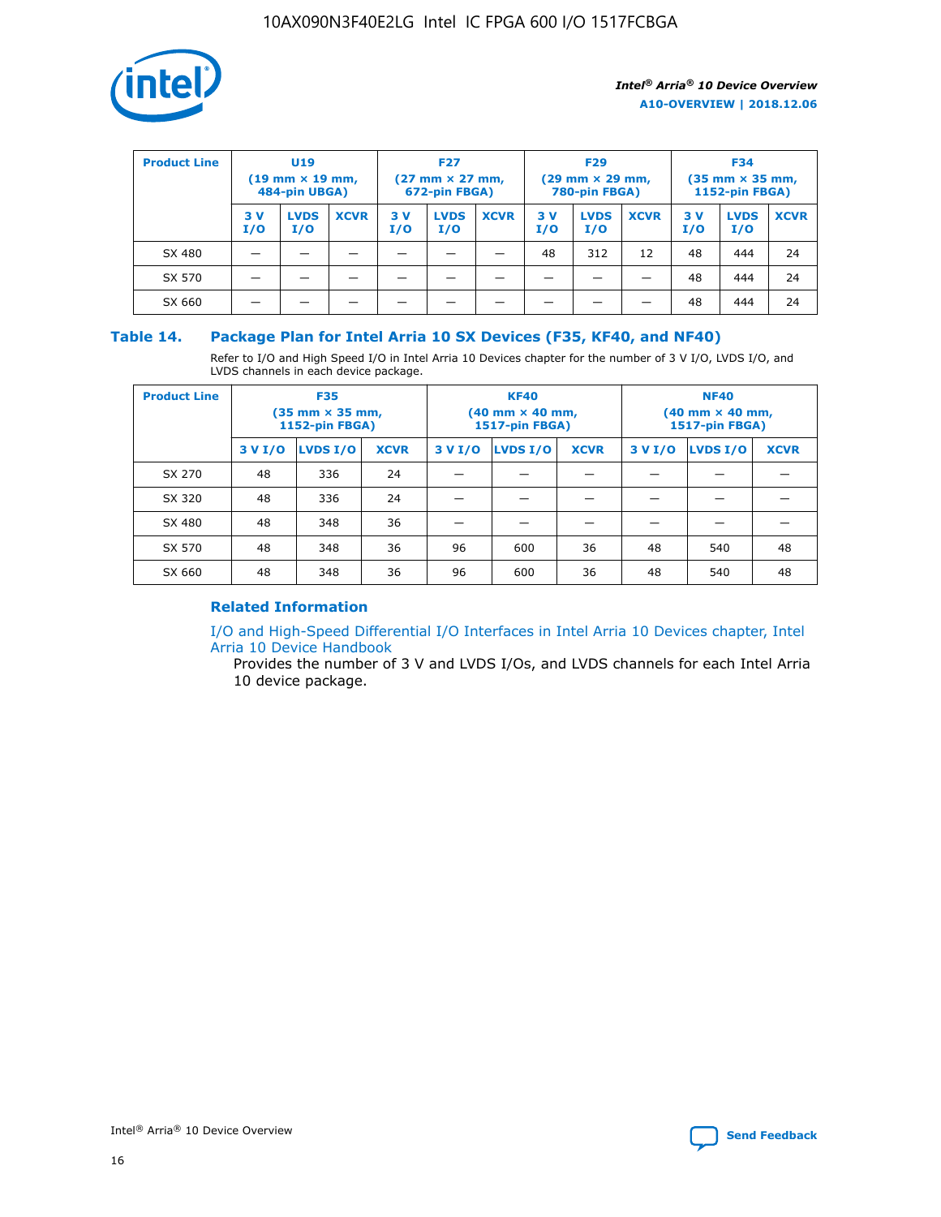| Product Line | U19 (19 mm × 19 mm, 484-pin UBGA) | | | F27 (27 mm × 27 mm, 672-pin FBGA) | | | F29 (29 mm × 29 mm, 780-pin FBGA) | | | F34 (35 mm × 35 mm, 1152-pin FBGA) | | |
|---|---|---|---|---|---|---|---|---|---|---|---|---|
| | 3 V I/O | LVDS I/O | XCVR | 3 V I/O | LVDS I/O | XCVR | 3 V I/O | LVDS I/O | XCVR | 3 V I/O | LVDS I/O | XCVR |
| SX 480 | — | — | — | — | — | — | 48 | 312 | 12 | 48 | 444 | 24 |
| SX 570 | — | — | — | — | — | — | — | — | — | 48 | 444 | 24 |
| SX 660 | — | — | — | — | — | — | — | — | — | 48 | 444 | 24 |

### Table 14. Package Plan for Intel Arria 10 SX Devices (F35, KF40, and NF40)

Refer to I/O and High Speed I/O in Intel Arria 10 Devices chapter for the number of 3 V I/O, LVDS I/O, and LVDS channels in each device package.

| Product Line | F35 (35 mm × 35 mm, 1152-pin FBGA) | | | KF40 (40 mm × 40 mm, 1517-pin FBGA) | | | NF40 (40 mm × 40 mm, 1517-pin FBGA) | | |
|---|---|---|---|---|---|---|---|---|---|
| | 3 V I/O | LVDS I/O | XCVR | 3 V I/O | LVDS I/O | XCVR | 3 V I/O | LVDS I/O | XCVR |
| SX 270 | 48 | 336 | 24 | — | — | — | — | — | — |
| SX 320 | 48 | 336 | 24 | — | — | — | — | — | — |
| SX 480 | 48 | 348 | 36 | — | — | — | — | — | — |
| SX 570 | 48 | 348 | 36 | 96 | 600 | 36 | 48 | 540 | 48 |
| SX 660 | 48 | 348 | 36 | 96 | 600 | 36 | 48 | 540 | 48 |

#### Related Information

I/O and High-Speed Differential I/O Interfaces in Intel Arria 10 Devices chapter, Intel Arria 10 Device Handbook

Provides the number of 3 V and LVDS I/Os, and LVDS channels for each Intel Arria 10 device package.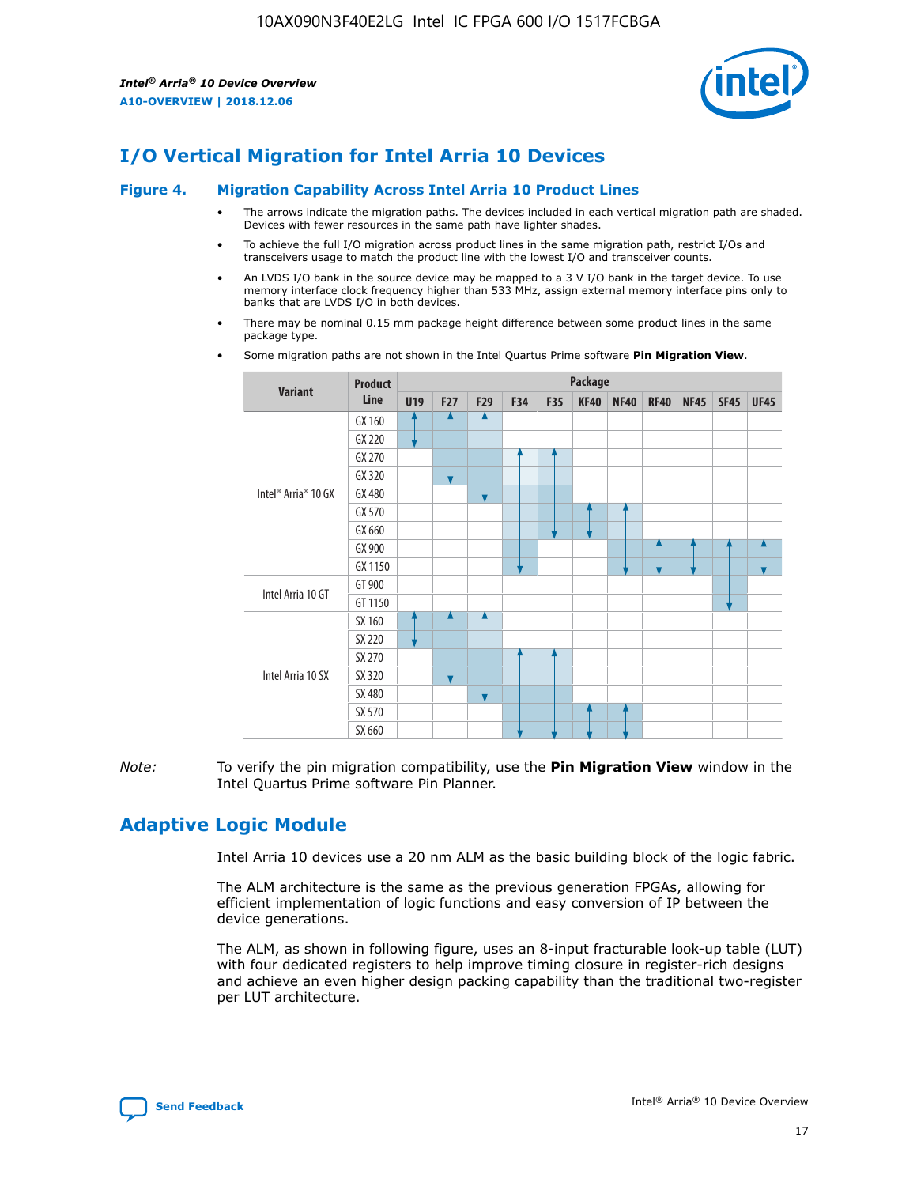# I/O Vertical Migration for Intel Arria 10 Devices

## Figure 4. Migration Capability Across Intel Arria 10 Product Lines

- The arrows indicate the migration paths. The devices included in each vertical migration path are shaded. Devices with fewer resources in the same path have lighter shades.
- To achieve the full I/O migration across product lines in the same migration path, restrict I/Os and transceivers usage to match the product line with the lowest I/O and transceiver counts.
- An LVDS I/O bank in the source device may be mapped to a 3 V I/O bank in the target device. To use memory interface clock frequency higher than 533 MHz, assign external memory interface pins only to banks that are LVDS I/O in both devices.
- There may be nominal 0.15 mm package height difference between some product lines in the same package type.
- Some migration paths are not shown in the Intel Quartus Prime software **Pin Migration View**.

| Variant | Product Line | Package | | | | | | | | | | |
|---|---|---|---|---|---|---|---|---|---|---|---|---|
| | | U19 | F27 | F29 | F34 | F35 | KF40 | NF40 | RF40 | NF45 | SF45 | UF45 |
| Intel® Arria® 10 GX | GX 160 | | | | | | | | | | | |
| | GX 220 | | | | | | | | | | | |
| | GX 270 | | | | | | | | | | | |
| | GX 320 | | | | | | | | | | | |
| | GX 480 | | | | | | | | | | | |
| | GX 570 | | | | | | | | | | | |
| | GX 660 | | | | | | | | | | | |
| | GX 900 | | | | | | | | | | | |
| | GX 1150 | | | | | | | | | | | |
| Intel Arria 10 GT | GT 900 | | | | | | | | | | | |
| | GT 1150 | | | | | | | | | | | |
| Intel Arria 10 SX | SX 160 | | | | | | | | | | | |
| | SX 220 | | | | | | | | | | | |
| | SX 270 | | | | | | | | | | | |
| | SX 320 | | | | | | | | | | | |
| | SX 480 | | | | | | | | | | | |
| | SX 570 | | | | | | | | | | | |
| | SX 660 | | | | | | | | | | | |

*Note:* To verify the pin migration compatibility, use the **Pin Migration View** window in the Intel Quartus Prime software Pin Planner.

# Adaptive Logic Module

Intel Arria 10 devices use a 20 nm ALM as the basic building block of the logic fabric.

The ALM architecture is the same as the previous generation FPGAs, allowing for efficient implementation of logic functions and easy conversion of IP between the device generations.

The ALM, as shown in following figure, uses an 8-input fracturable look-up table (LUT) with four dedicated registers to help improve timing closure in register-rich designs and achieve an even higher design packing capability than the traditional two-register per LUT architecture.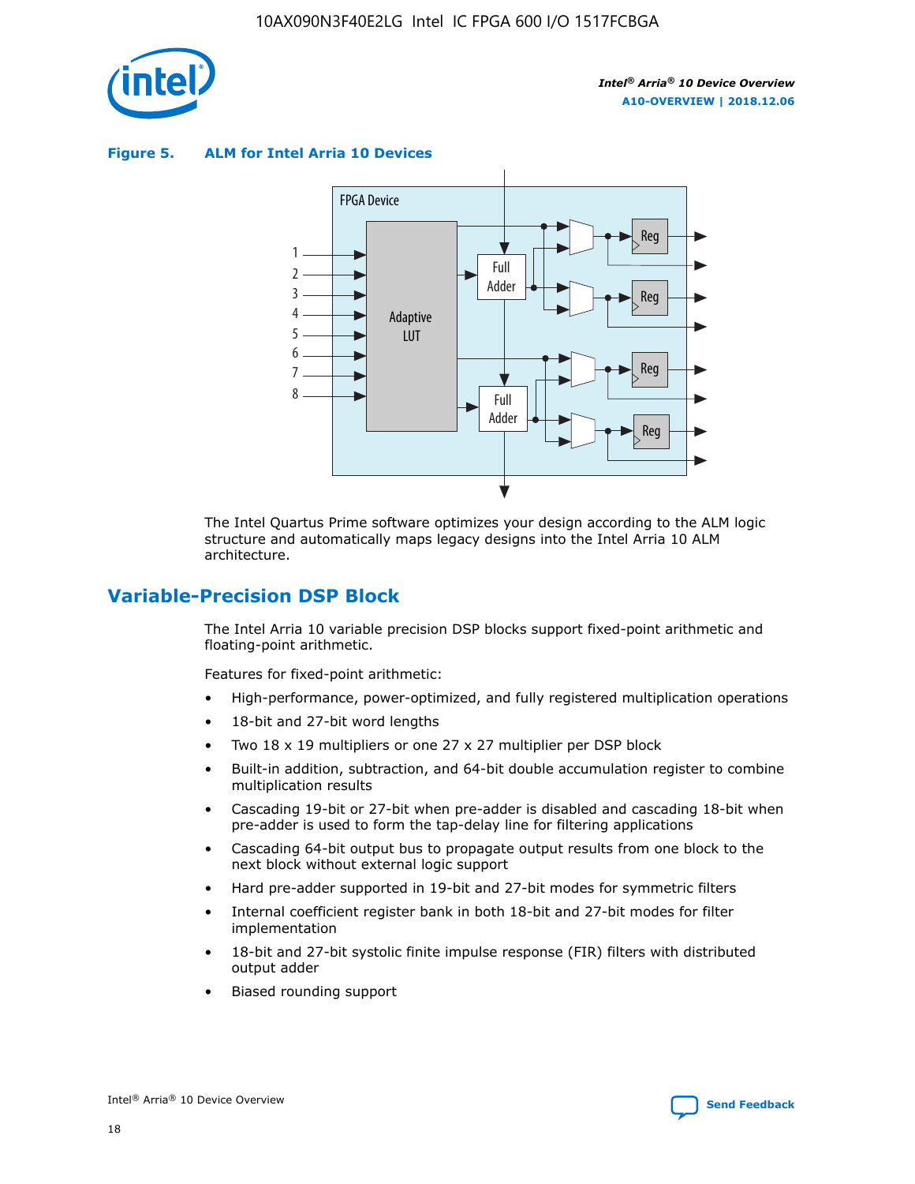**Figure 5. ALM for Intel Arria 10 Devices**

The Intel Quartus Prime software optimizes your design according to the ALM logic structure and automatically maps legacy designs into the Intel Arria 10 ALM architecture.

## Variable-Precision DSP Block

The Intel Arria 10 variable precision DSP blocks support fixed-point arithmetic and floating-point arithmetic.

Features for fixed-point arithmetic:

- High-performance, power-optimized, and fully registered multiplication operations
- 18-bit and 27-bit word lengths
- Two 18 x 19 multipliers or one 27 x 27 multiplier per DSP block
- Built-in addition, subtraction, and 64-bit double accumulation register to combine multiplication results
- Cascading 19-bit or 27-bit when pre-adder is disabled and cascading 18-bit when pre-adder is used to form the tap-delay line for filtering applications
- Cascading 64-bit output bus to propagate output results from one block to the next block without external logic support
- Hard pre-adder supported in 19-bit and 27-bit modes for symmetric filters
- Internal coefficient register bank in both 18-bit and 27-bit modes for filter implementation
- 18-bit and 27-bit systolic finite impulse response (FIR) filters with distributed output adder
- Biased rounding support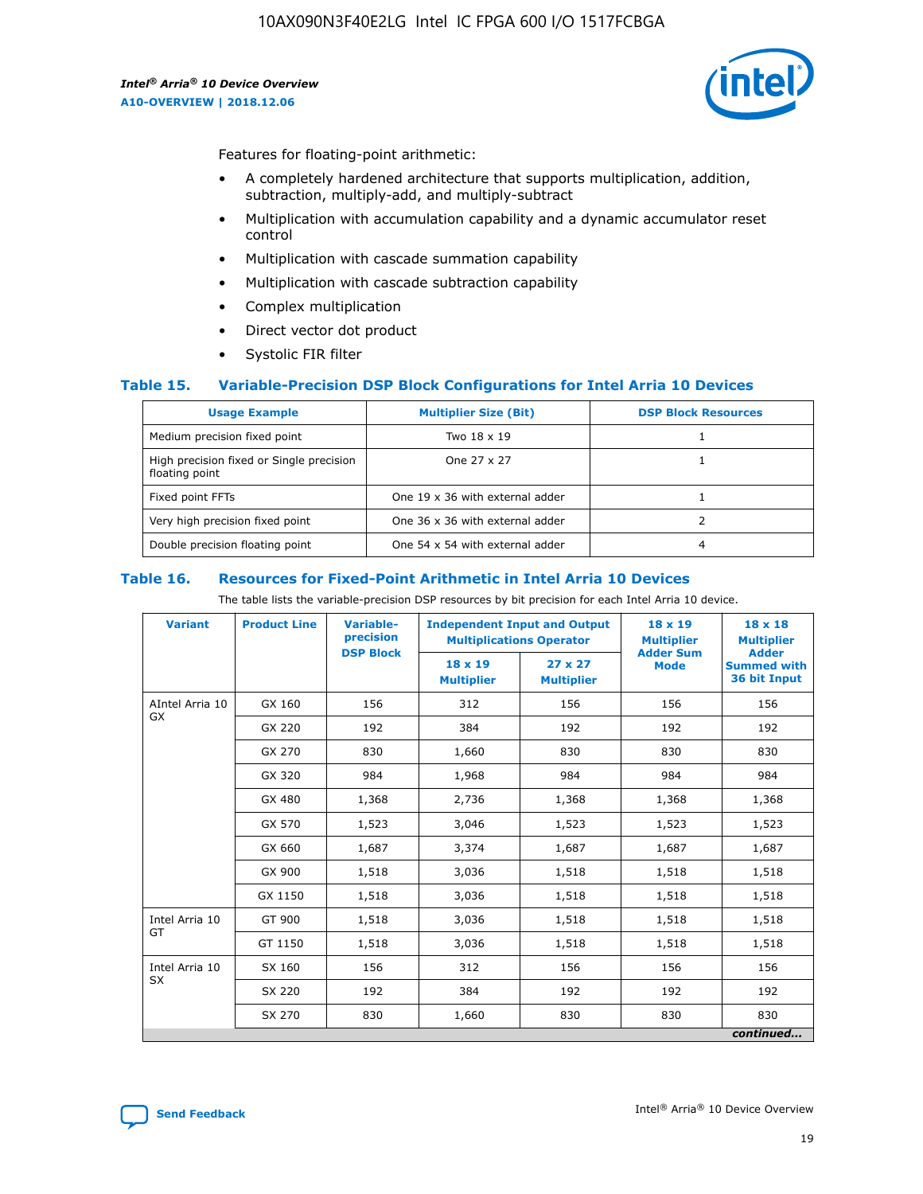Features for floating-point arithmetic:

- A completely hardened architecture that supports multiplication, addition, subtraction, multiply-add, and multiply-subtract
- Multiplication with accumulation capability and a dynamic accumulator reset control
- Multiplication with cascade summation capability
- Multiplication with cascade subtraction capability
- Complex multiplication
- Direct vector dot product
- Systolic FIR filter

### Table 15. Variable-Precision DSP Block Configurations for Intel Arria 10 Devices

| Usage Example | Multiplier Size (Bit) | DSP Block Resources |
|---|---|---|
| Medium precision fixed point | Two 18 x 19 | 1 |
| High precision fixed or Single precision floating point | One 27 x 27 | 1 |
| Fixed point FFTs | One 19 x 36 with external adder | 1 |
| Very high precision fixed point | One 36 x 36 with external adder | 2 |
| Double precision floating point | One 54 x 54 with external adder | 4 |

### Table 16. Resources for Fixed-Point Arithmetic in Intel Arria 10 Devices

The table lists the variable-precision DSP resources by bit precision for each Intel Arria 10 device.

| Variant | Product Line | Variable-precision DSP Block | Independent Input and Output Multiplications Operator | | 18 x 19 Multiplier Adder Sum Mode | 18 x 18 Multiplier Adder Summed with 36 bit Input |
|---|---|---|---|---|---|---|
| | | | 18 x 19 Multiplier | 27 x 27 Multiplier | | |
| AIntel Arria 10 GX | GX 160 | 156 | 312 | 156 | 156 | 156 |
| | GX 220 | 192 | 384 | 192 | 192 | 192 |
| | GX 270 | 830 | 1,660 | 830 | 830 | 830 |
| | GX 320 | 984 | 1,968 | 984 | 984 | 984 |
| | GX 480 | 1,368 | 2,736 | 1,368 | 1,368 | 1,368 |
| | GX 570 | 1,523 | 3,046 | 1,523 | 1,523 | 1,523 |
| | GX 660 | 1,687 | 3,374 | 1,687 | 1,687 | 1,687 |
| | GX 900 | 1,518 | 3,036 | 1,518 | 1,518 | 1,518 |
| | GX 1150 | 1,518 | 3,036 | 1,518 | 1,518 | 1,518 |
| Intel Arria 10 GT | GT 900 | 1,518 | 3,036 | 1,518 | 1,518 | 1,518 |
| | GT 1150 | 1,518 | 3,036 | 1,518 | 1,518 | 1,518 |
| Intel Arria 10 SX | SX 160 | 156 | 312 | 156 | 156 | 156 |
| | SX 220 | 192 | 384 | 192 | 192 | 192 |
| | SX 270 | 830 | 1,660 | 830 | 830 | 830 |

*continued...*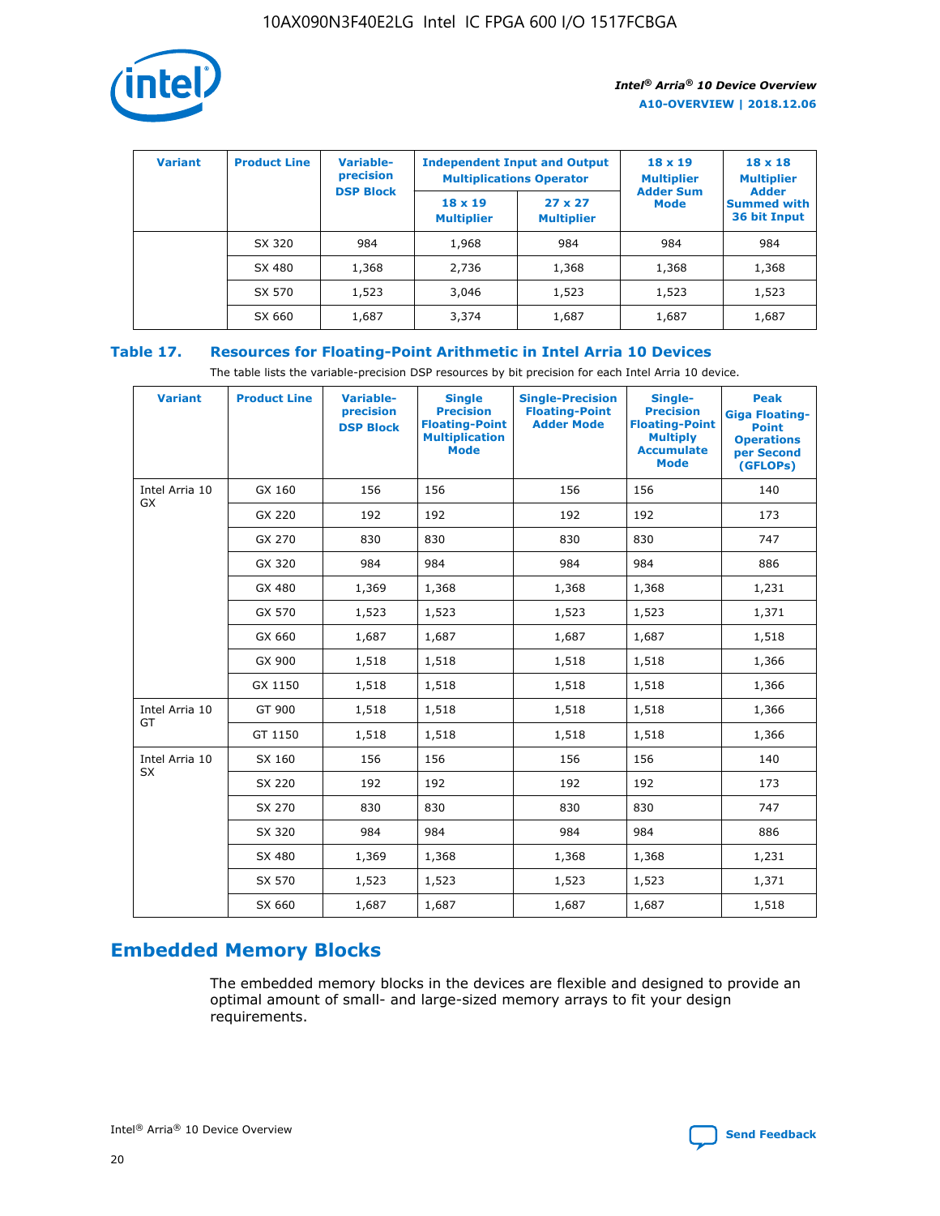| Variant | Product Line | Variable-precision DSP Block | Independent Input and Output Multiplications Operator | | 18 x 19 Multiplier Adder Sum Mode | 18 x 18 Multiplier Adder Summed with 36 bit Input |
|---|---|---|---|---|---|---|
| | | | 18 x 19 Multiplier | 27 x 27 Multiplier | | |
| | SX 320 | 984 | 1,968 | 984 | 984 | 984 |
| | SX 480 | 1,368 | 2,736 | 1,368 | 1,368 | 1,368 |
| | SX 570 | 1,523 | 3,046 | 1,523 | 1,523 | 1,523 |
| | SX 660 | 1,687 | 3,374 | 1,687 | 1,687 | 1,687 |

### Table 17. Resources for Floating-Point Arithmetic in Intel Arria 10 Devices

The table lists the variable-precision DSP resources by bit precision for each Intel Arria 10 device.

| Variant | Product Line | Variable-precision DSP Block | Single Precision Floating-Point Multiplication Mode | Single-Precision Floating-Point Adder Mode | Single-Precision Floating-Point Multiply Accumulate Mode | Peak Giga Floating-Point Operations per Second (GFLOPs) |
|---|---|---|---|---|---|---|
| Intel Arria 10 GX | GX 160 | 156 | 156 | 156 | 156 | 140 |
| | GX 220 | 192 | 192 | 192 | 192 | 173 |
| | GX 270 | 830 | 830 | 830 | 830 | 747 |
| | GX 320 | 984 | 984 | 984 | 984 | 886 |
| | GX 480 | 1,369 | 1,368 | 1,368 | 1,368 | 1,231 |
| | GX 570 | 1,523 | 1,523 | 1,523 | 1,523 | 1,371 |
| | GX 660 | 1,687 | 1,687 | 1,687 | 1,687 | 1,518 |
| | GX 900 | 1,518 | 1,518 | 1,518 | 1,518 | 1,366 |
| | GX 1150 | 1,518 | 1,518 | 1,518 | 1,518 | 1,366 |
| Intel Arria 10 GT | GT 900 | 1,518 | 1,518 | 1,518 | 1,518 | 1,366 |
| | GT 1150 | 1,518 | 1,518 | 1,518 | 1,518 | 1,366 |
| Intel Arria 10 SX | SX 160 | 156 | 156 | 156 | 156 | 140 |
| | SX 220 | 192 | 192 | 192 | 192 | 173 |
| | SX 270 | 830 | 830 | 830 | 830 | 747 |
| | SX 320 | 984 | 984 | 984 | 984 | 886 |
| | SX 480 | 1,369 | 1,368 | 1,368 | 1,368 | 1,231 |
| | SX 570 | 1,523 | 1,523 | 1,523 | 1,523 | 1,371 |
| | SX 660 | 1,687 | 1,687 | 1,687 | 1,687 | 1,518 |

## Embedded Memory Blocks

The embedded memory blocks in the devices are flexible and designed to provide an optimal amount of small- and large-sized memory arrays to fit your design requirements.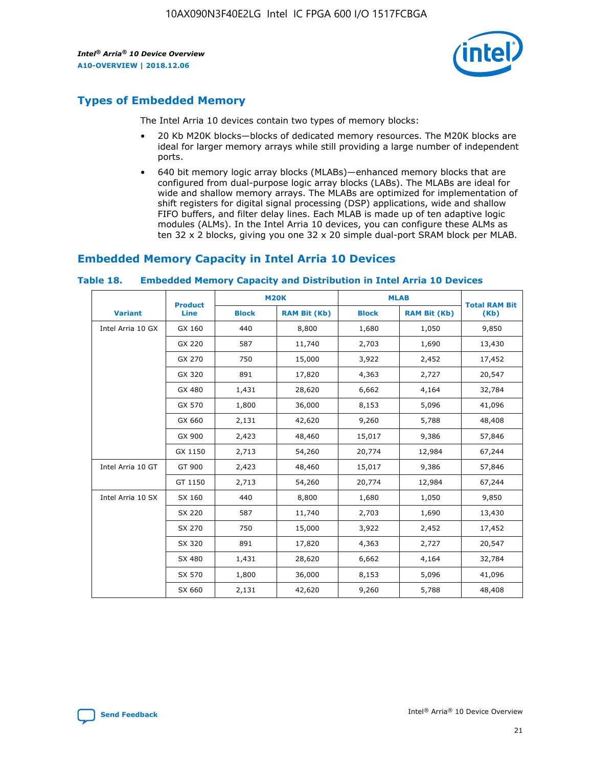## Types of Embedded Memory

The Intel Arria 10 devices contain two types of memory blocks:

- 20 Kb M20K blocks—blocks of dedicated memory resources. The M20K blocks are ideal for larger memory arrays while still providing a large number of independent ports.
- 640 bit memory logic array blocks (MLABs)—enhanced memory blocks that are configured from dual-purpose logic array blocks (LABs). The MLABs are ideal for wide and shallow memory arrays. The MLABs are optimized for implementation of shift registers for digital signal processing (DSP) applications, wide and shallow FIFO buffers, and filter delay lines. Each MLAB is made up of ten adaptive logic modules (ALMs). In the Intel Arria 10 devices, you can configure these ALMs as ten 32 x 2 blocks, giving you one 32 x 20 simple dual-port SRAM block per MLAB.

## Embedded Memory Capacity in Intel Arria 10 Devices

### Table 18. Embedded Memory Capacity and Distribution in Intel Arria 10 Devices

| Variant | Product Line | M20K | | MLAB | | Total RAM Bit (Kb) |
|---|---|---|---|---|---|---|
| | | Block | RAM Bit (Kb) | Block | RAM Bit (Kb) | |
| Intel Arria 10 GX | GX 160 | 440 | 8,800 | 1,680 | 1,050 | 9,850 |
| | GX 220 | 587 | 11,740 | 2,703 | 1,690 | 13,430 |
| | GX 270 | 750 | 15,000 | 3,922 | 2,452 | 17,452 |
| | GX 320 | 891 | 17,820 | 4,363 | 2,727 | 20,547 |
| | GX 480 | 1,431 | 28,620 | 6,662 | 4,164 | 32,784 |
| | GX 570 | 1,800 | 36,000 | 8,153 | 5,096 | 41,096 |
| | GX 660 | 2,131 | 42,620 | 9,260 | 5,788 | 48,408 |
| | GX 900 | 2,423 | 48,460 | 15,017 | 9,386 | 57,846 |
| | GX 1150 | 2,713 | 54,260 | 20,774 | 12,984 | 67,244 |
| Intel Arria 10 GT | GT 900 | 2,423 | 48,460 | 15,017 | 9,386 | 57,846 |
| | GT 1150 | 2,713 | 54,260 | 20,774 | 12,984 | 67,244 |
| Intel Arria 10 SX | SX 160 | 440 | 8,800 | 1,680 | 1,050 | 9,850 |
| | SX 220 | 587 | 11,740 | 2,703 | 1,690 | 13,430 |
| | SX 270 | 750 | 15,000 | 3,922 | 2,452 | 17,452 |
| | SX 320 | 891 | 17,820 | 4,363 | 2,727 | 20,547 |
| | SX 480 | 1,431 | 28,620 | 6,662 | 4,164 | 32,784 |
| | SX 570 | 1,800 | 36,000 | 8,153 | 5,096 | 41,096 |
| | SX 660 | 2,131 | 42,620 | 9,260 | 5,788 | 48,408 |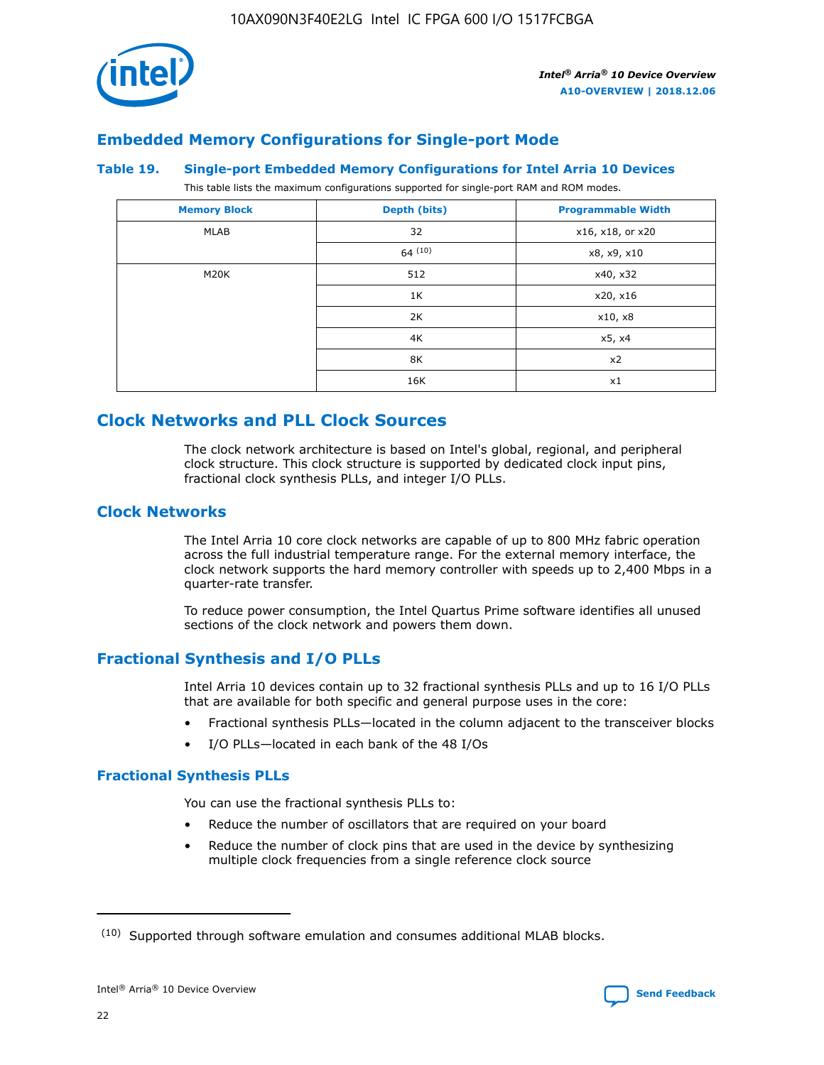## Embedded Memory Configurations for Single-port Mode

### Table 19. Single-port Embedded Memory Configurations for Intel Arria 10 Devices

This table lists the maximum configurations supported for single-port RAM and ROM modes.

| Memory Block | Depth (bits) | Programmable Width |
|---|---|---|
| MLAB | 32 | x16, x18, or x20 |
| | 64 [10] | x8, x9, x10 |
| M20K | 512 | x40, x32 |
| | 1K | x20, x16 |
| | 2K | x10, x8 |
| | 4K | x5, x4 |
| | 8K | x2 |
| | 16K | x1 |

## Clock Networks and PLL Clock Sources

The clock network architecture is based on Intel's global, regional, and peripheral clock structure. This clock structure is supported by dedicated clock input pins, fractional clock synthesis PLLs, and integer I/O PLLs.

## Clock Networks

The Intel Arria 10 core clock networks are capable of up to 800 MHz fabric operation across the full industrial temperature range. For the external memory interface, the clock network supports the hard memory controller with speeds up to 2,400 Mbps in a quarter-rate transfer.

To reduce power consumption, the Intel Quartus Prime software identifies all unused sections of the clock network and powers them down.

## Fractional Synthesis and I/O PLLs

Intel Arria 10 devices contain up to 32 fractional synthesis PLLs and up to 16 I/O PLLs that are available for both specific and general purpose uses in the core:

- Fractional synthesis PLLs—located in the column adjacent to the transceiver blocks
- I/O PLLs—located in each bank of the 48 I/Os

### Fractional Synthesis PLLs

You can use the fractional synthesis PLLs to:

- Reduce the number of oscillators that are required on your board
- Reduce the number of clock pins that are used in the device by synthesizing multiple clock frequencies from a single reference clock source

(10) Supported through software emulation and consumes additional MLAB blocks.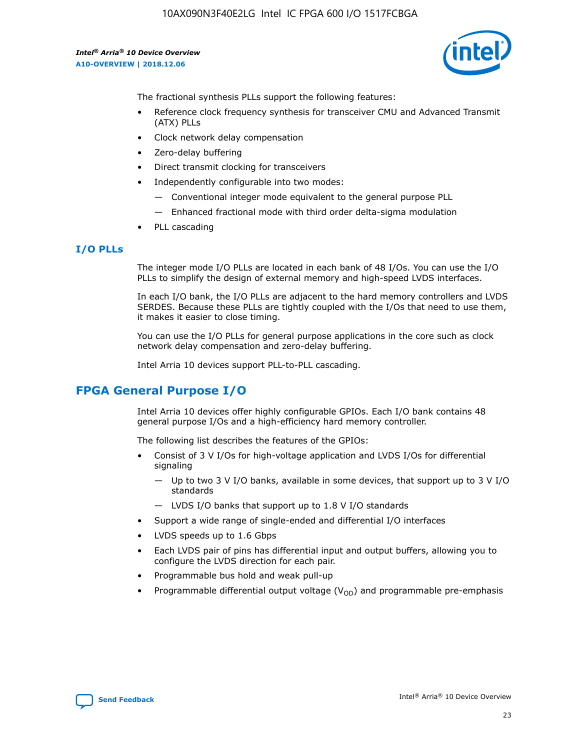The fractional synthesis PLLs support the following features:

- Reference clock frequency synthesis for transceiver CMU and Advanced Transmit (ATX) PLLs
- Clock network delay compensation
- Zero-delay buffering
- Direct transmit clocking for transceivers
- Independently configurable into two modes:
  - — Conventional integer mode equivalent to the general purpose PLL
  - — Enhanced fractional mode with third order delta-sigma modulation
- PLL cascading

### I/O PLLs

The integer mode I/O PLLs are located in each bank of 48 I/Os. You can use the I/O PLLs to simplify the design of external memory and high-speed LVDS interfaces.

In each I/O bank, the I/O PLLs are adjacent to the hard memory controllers and LVDS SERDES. Because these PLLs are tightly coupled with the I/Os that need to use them, it makes it easier to close timing.

You can use the I/O PLLs for general purpose applications in the core such as clock network delay compensation and zero-delay buffering.

Intel Arria 10 devices support PLL-to-PLL cascading.

## FPGA General Purpose I/O

Intel Arria 10 devices offer highly configurable GPIOs. Each I/O bank contains 48 general purpose I/Os and a high-efficiency hard memory controller.

The following list describes the features of the GPIOs:

- Consist of 3 V I/Os for high-voltage application and LVDS I/Os for differential signaling
  - — Up to two 3 V I/O banks, available in some devices, that support up to 3 V I/O standards
  - — LVDS I/O banks that support up to 1.8 V I/O standards
- Support a wide range of single-ended and differential I/O interfaces
- LVDS speeds up to 1.6 Gbps
- Each LVDS pair of pins has differential input and output buffers, allowing you to configure the LVDS direction for each pair.
- Programmable bus hold and weak pull-up
- Programmable differential output voltage ($V_{OD}$) and programmable pre-emphasis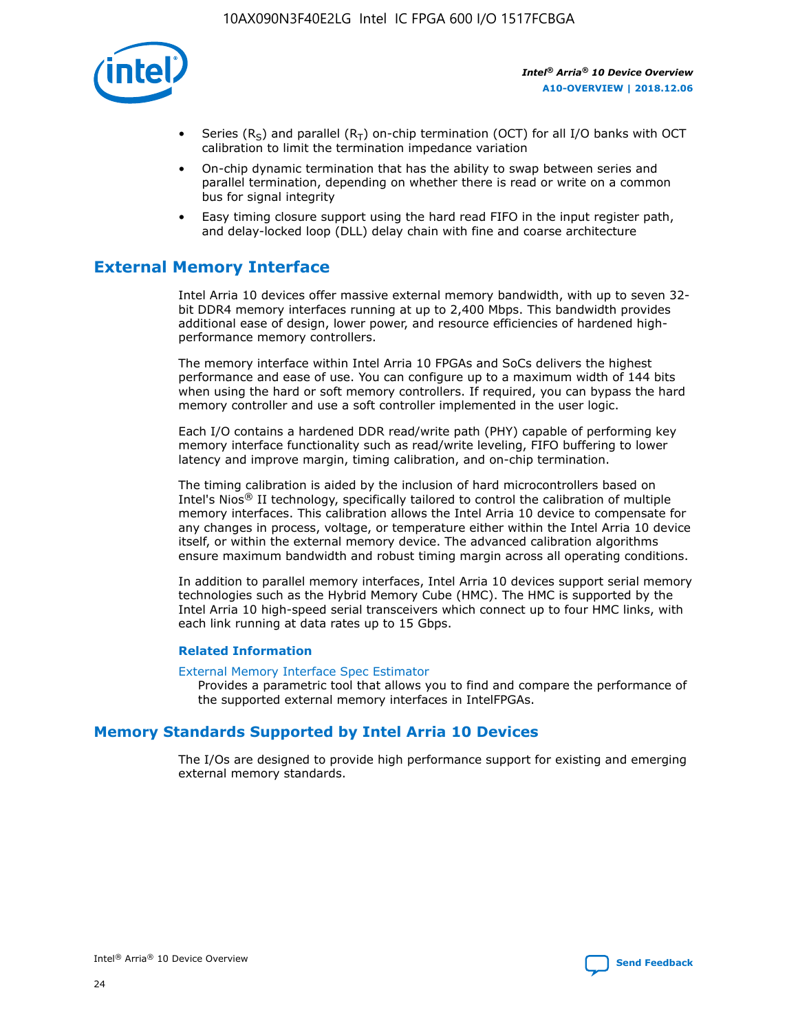- Series ($R_S$) and parallel ($R_T$) on-chip termination (OCT) for all I/O banks with OCT calibration to limit the termination impedance variation
- On-chip dynamic termination that has the ability to swap between series and parallel termination, depending on whether there is read or write on a common bus for signal integrity
- Easy timing closure support using the hard read FIFO in the input register path, and delay-locked loop (DLL) delay chain with fine and coarse architecture

## External Memory Interface

Intel Arria 10 devices offer massive external memory bandwidth, with up to seven 32-bit DDR4 memory interfaces running at up to 2,400 Mbps. This bandwidth provides additional ease of design, lower power, and resource efficiencies of hardened high-performance memory controllers.

The memory interface within Intel Arria 10 FPGAs and SoCs delivers the highest performance and ease of use. You can configure up to a maximum width of 144 bits when using the hard or soft memory controllers. If required, you can bypass the hard memory controller and use a soft controller implemented in the user logic.

Each I/O contains a hardened DDR read/write path (PHY) capable of performing key memory interface functionality such as read/write leveling, FIFO buffering to lower latency and improve margin, timing calibration, and on-chip termination.

The timing calibration is aided by the inclusion of hard microcontrollers based on Intel's Nios® II technology, specifically tailored to control the calibration of multiple memory interfaces. This calibration allows the Intel Arria 10 device to compensate for any changes in process, voltage, or temperature either within the Intel Arria 10 device itself, or within the external memory device. The advanced calibration algorithms ensure maximum bandwidth and robust timing margin across all operating conditions.

In addition to parallel memory interfaces, Intel Arria 10 devices support serial memory technologies such as the Hybrid Memory Cube (HMC). The HMC is supported by the Intel Arria 10 high-speed serial transceivers which connect up to four HMC links, with each link running at data rates up to 15 Gbps.

### Related Information

External Memory Interface Spec Estimator
Provides a parametric tool that allows you to find and compare the performance of the supported external memory interfaces in IntelFPGAs.

## Memory Standards Supported by Intel Arria 10 Devices

The I/Os are designed to provide high performance support for existing and emerging external memory standards.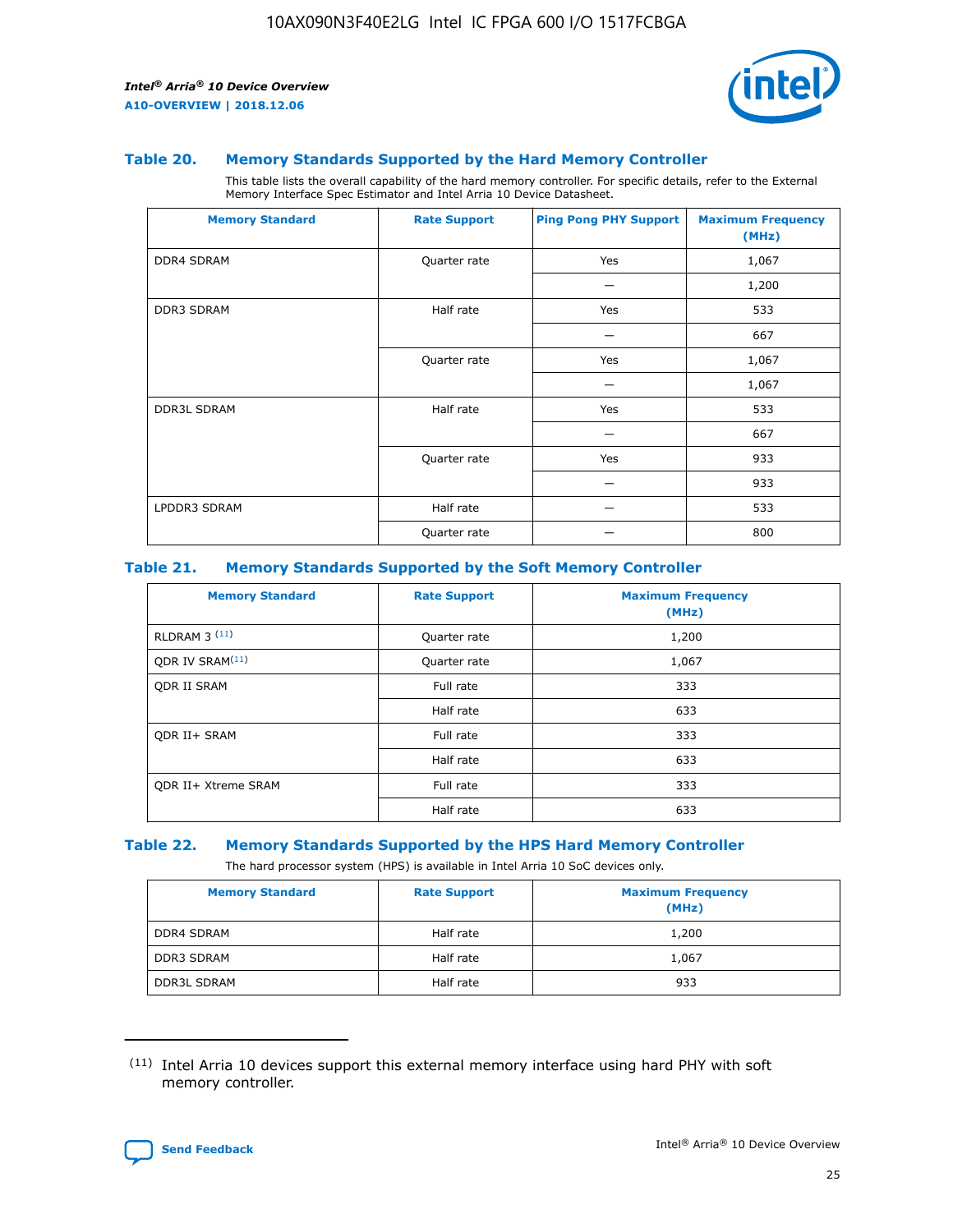### Table 20. Memory Standards Supported by the Hard Memory Controller

This table lists the overall capability of the hard memory controller. For specific details, refer to the External Memory Interface Spec Estimator and Intel Arria 10 Device Datasheet.

| Memory Standard | Rate Support | Ping Pong PHY Support | Maximum Frequency (MHz) |
|---|---|---|---|
| DDR4 SDRAM | Quarter rate | Yes | 1,067 |
| | | — | 1,200 |
| DDR3 SDRAM | Half rate | Yes | 533 |
| | | — | 667 |
| | Quarter rate | Yes | 1,067 |
| | | — | 1,067 |
| DDR3L SDRAM | Half rate | Yes | 533 |
| | | — | 667 |
| | Quarter rate | Yes | 933 |
| | | — | 933 |
| LPDDR3 SDRAM | Half rate | — | 533 |
| | Quarter rate | — | 800 |

### Table 21. Memory Standards Supported by the Soft Memory Controller

| Memory Standard | Rate Support | Maximum Frequency (MHz) |
|---|---|---|
| RLDRAM 3 (11) | Quarter rate | 1,200 |
| QDR IV SRAM(11) | Quarter rate | 1,067 |
| QDR II SRAM | Full rate | 333 |
| | Half rate | 633 |
| QDR II+ SRAM | Full rate | 333 |
| | Half rate | 633 |
| QDR II+ Xtreme SRAM | Full rate | 333 |
| | Half rate | 633 |

### Table 22. Memory Standards Supported by the HPS Hard Memory Controller

The hard processor system (HPS) is available in Intel Arria 10 SoC devices only.

| Memory Standard | Rate Support | Maximum Frequency (MHz) |
|---|---|---|
| DDR4 SDRAM | Half rate | 1,200 |
| DDR3 SDRAM | Half rate | 1,067 |
| DDR3L SDRAM | Half rate | 933 |

(11) Intel Arria 10 devices support this external memory interface using hard PHY with soft memory controller.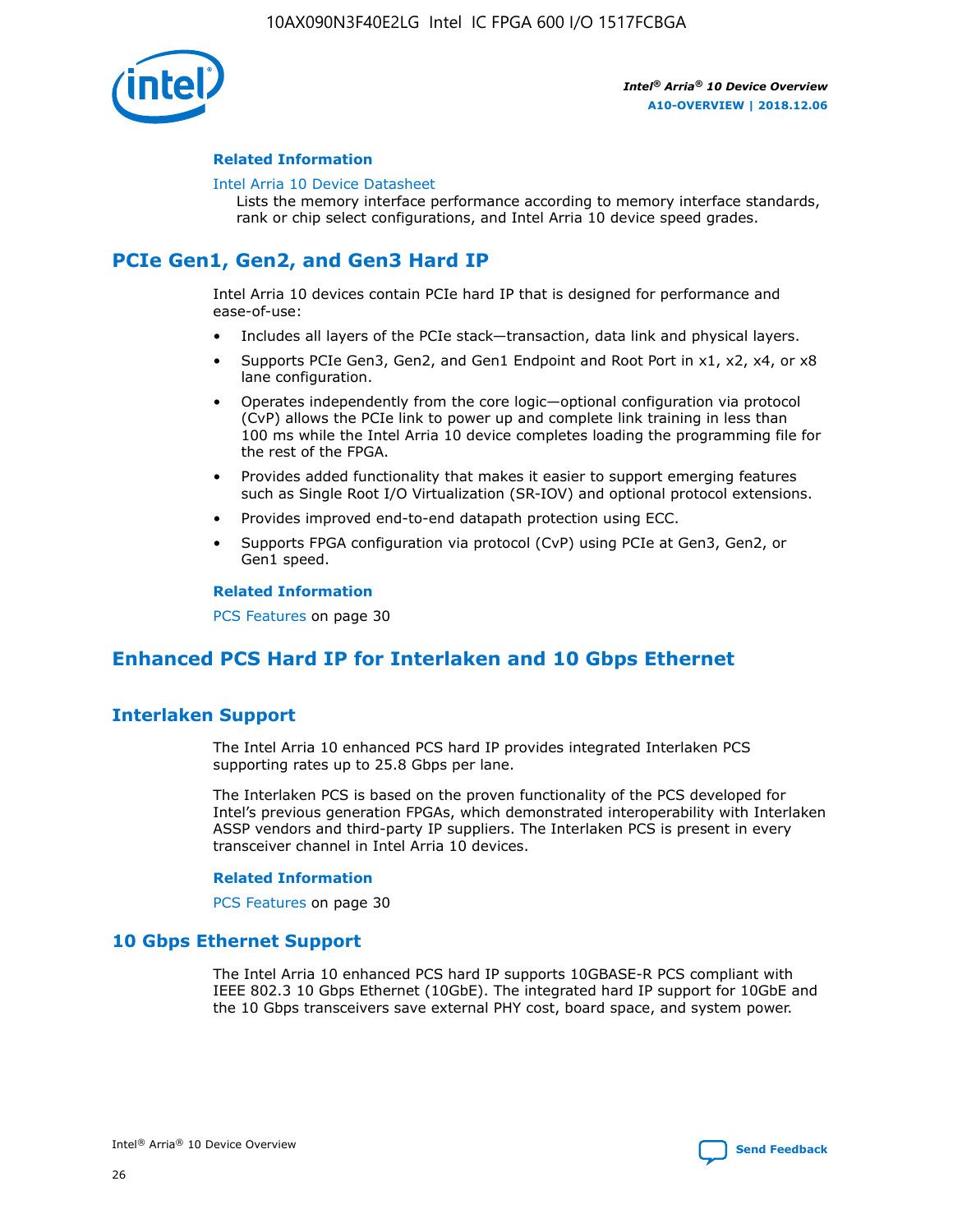#### Related Information

Intel Arria 10 Device Datasheet
Lists the memory interface performance according to memory interface standards, rank or chip select configurations, and Intel Arria 10 device speed grades.

## PCIe Gen1, Gen2, and Gen3 Hard IP

Intel Arria 10 devices contain PCIe hard IP that is designed for performance and ease-of-use:

- Includes all layers of the PCIe stack—transaction, data link and physical layers.
- Supports PCIe Gen3, Gen2, and Gen1 Endpoint and Root Port in x1, x2, x4, or x8 lane configuration.
- Operates independently from the core logic—optional configuration via protocol (CvP) allows the PCIe link to power up and complete link training in less than 100 ms while the Intel Arria 10 device completes loading the programming file for the rest of the FPGA.
- Provides added functionality that makes it easier to support emerging features such as Single Root I/O Virtualization (SR-IOV) and optional protocol extensions.
- Provides improved end-to-end datapath protection using ECC.
- Supports FPGA configuration via protocol (CvP) using PCIe at Gen3, Gen2, or Gen1 speed.

#### Related Information

PCS Features on page 30

## Enhanced PCS Hard IP for Interlaken and 10 Gbps Ethernet

### Interlaken Support

The Intel Arria 10 enhanced PCS hard IP provides integrated Interlaken PCS supporting rates up to 25.8 Gbps per lane.

The Interlaken PCS is based on the proven functionality of the PCS developed for Intel's previous generation FPGAs, which demonstrated interoperability with Interlaken ASSP vendors and third-party IP suppliers. The Interlaken PCS is present in every transceiver channel in Intel Arria 10 devices.

#### Related Information

PCS Features on page 30

### 10 Gbps Ethernet Support

The Intel Arria 10 enhanced PCS hard IP supports 10GBASE-R PCS compliant with IEEE 802.3 10 Gbps Ethernet (10GbE). The integrated hard IP support for 10GbE and the 10 Gbps transceivers save external PHY cost, board space, and system power.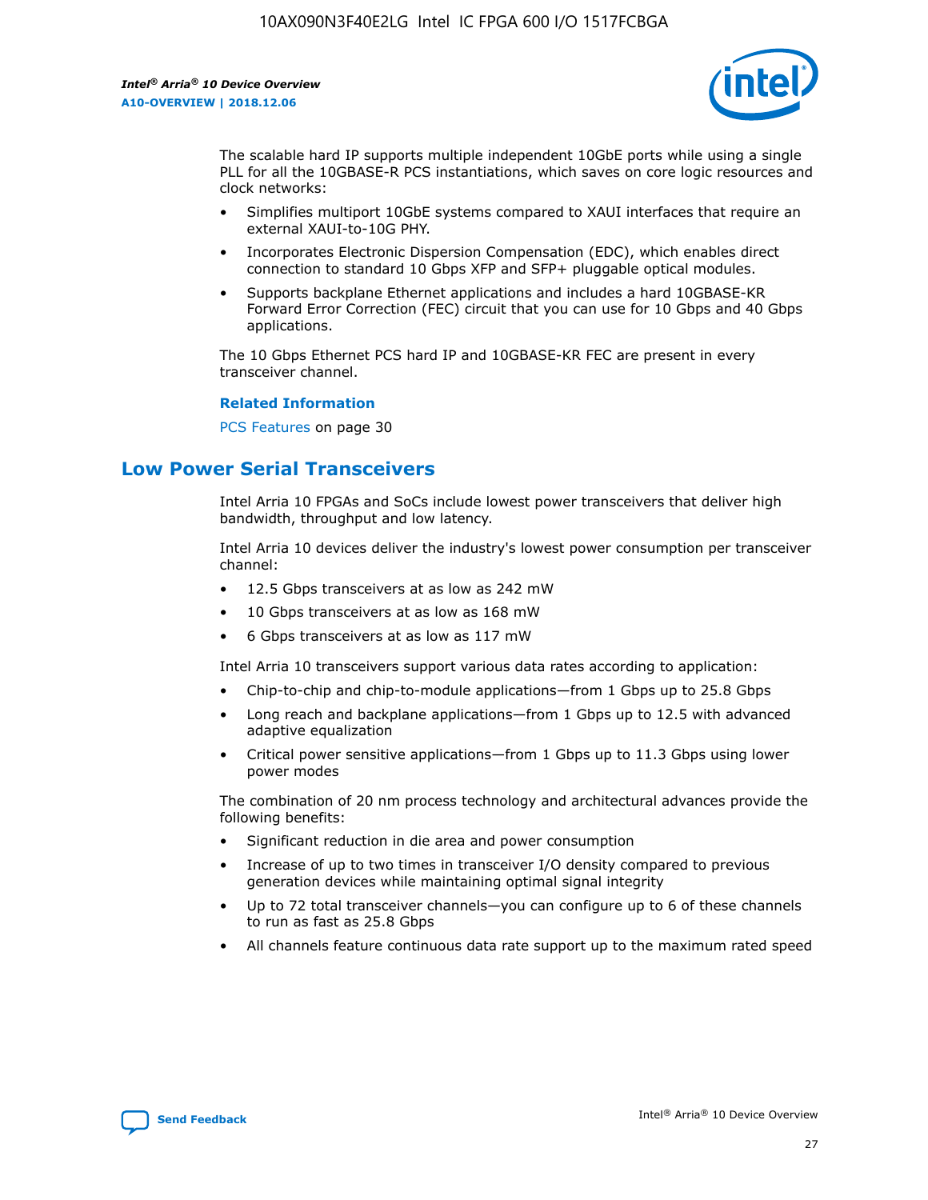The scalable hard IP supports multiple independent 10GbE ports while using a single PLL for all the 10GBASE-R PCS instantiations, which saves on core logic resources and clock networks:

- Simplifies multiport 10GbE systems compared to XAUI interfaces that require an external XAUI-to-10G PHY.
- Incorporates Electronic Dispersion Compensation (EDC), which enables direct connection to standard 10 Gbps XFP and SFP+ pluggable optical modules.
- Supports backplane Ethernet applications and includes a hard 10GBASE-KR Forward Error Correction (FEC) circuit that you can use for 10 Gbps and 40 Gbps applications.

The 10 Gbps Ethernet PCS hard IP and 10GBASE-KR FEC are present in every transceiver channel.

**Related Information**

PCS Features on page 30

## Low Power Serial Transceivers

Intel Arria 10 FPGAs and SoCs include lowest power transceivers that deliver high bandwidth, throughput and low latency.

Intel Arria 10 devices deliver the industry's lowest power consumption per transceiver channel:

- 12.5 Gbps transceivers at as low as 242 mW
- 10 Gbps transceivers at as low as 168 mW
- 6 Gbps transceivers at as low as 117 mW

Intel Arria 10 transceivers support various data rates according to application:

- Chip-to-chip and chip-to-module applications—from 1 Gbps up to 25.8 Gbps
- Long reach and backplane applications—from 1 Gbps up to 12.5 with advanced adaptive equalization
- Critical power sensitive applications—from 1 Gbps up to 11.3 Gbps using lower power modes

The combination of 20 nm process technology and architectural advances provide the following benefits:

- Significant reduction in die area and power consumption
- Increase of up to two times in transceiver I/O density compared to previous generation devices while maintaining optimal signal integrity
- Up to 72 total transceiver channels—you can configure up to 6 of these channels to run as fast as 25.8 Gbps
- All channels feature continuous data rate support up to the maximum rated speed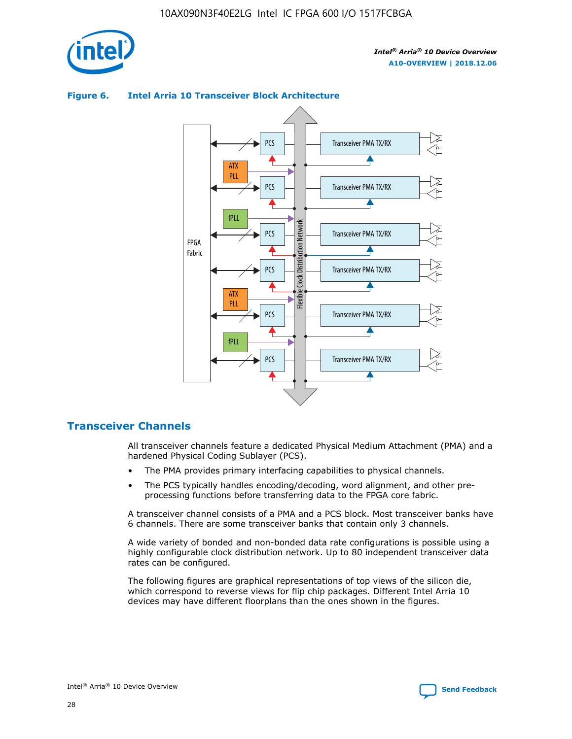**Figure 6. Intel Arria 10 Transceiver Block Architecture**

## Transceiver Channels

All transceiver channels feature a dedicated Physical Medium Attachment (PMA) and a hardened Physical Coding Sublayer (PCS).

- The PMA provides primary interfacing capabilities to physical channels.
- The PCS typically handles encoding/decoding, word alignment, and other pre-processing functions before transferring data to the FPGA core fabric.

A transceiver channel consists of a PMA and a PCS block. Most transceiver banks have 6 channels. There are some transceiver banks that contain only 3 channels.

A wide variety of bonded and non-bonded data rate configurations is possible using a highly configurable clock distribution network. Up to 80 independent transceiver data rates can be configured.

The following figures are graphical representations of top views of the silicon die, which correspond to reverse views for flip chip packages. Different Intel Arria 10 devices may have different floorplans than the ones shown in the figures.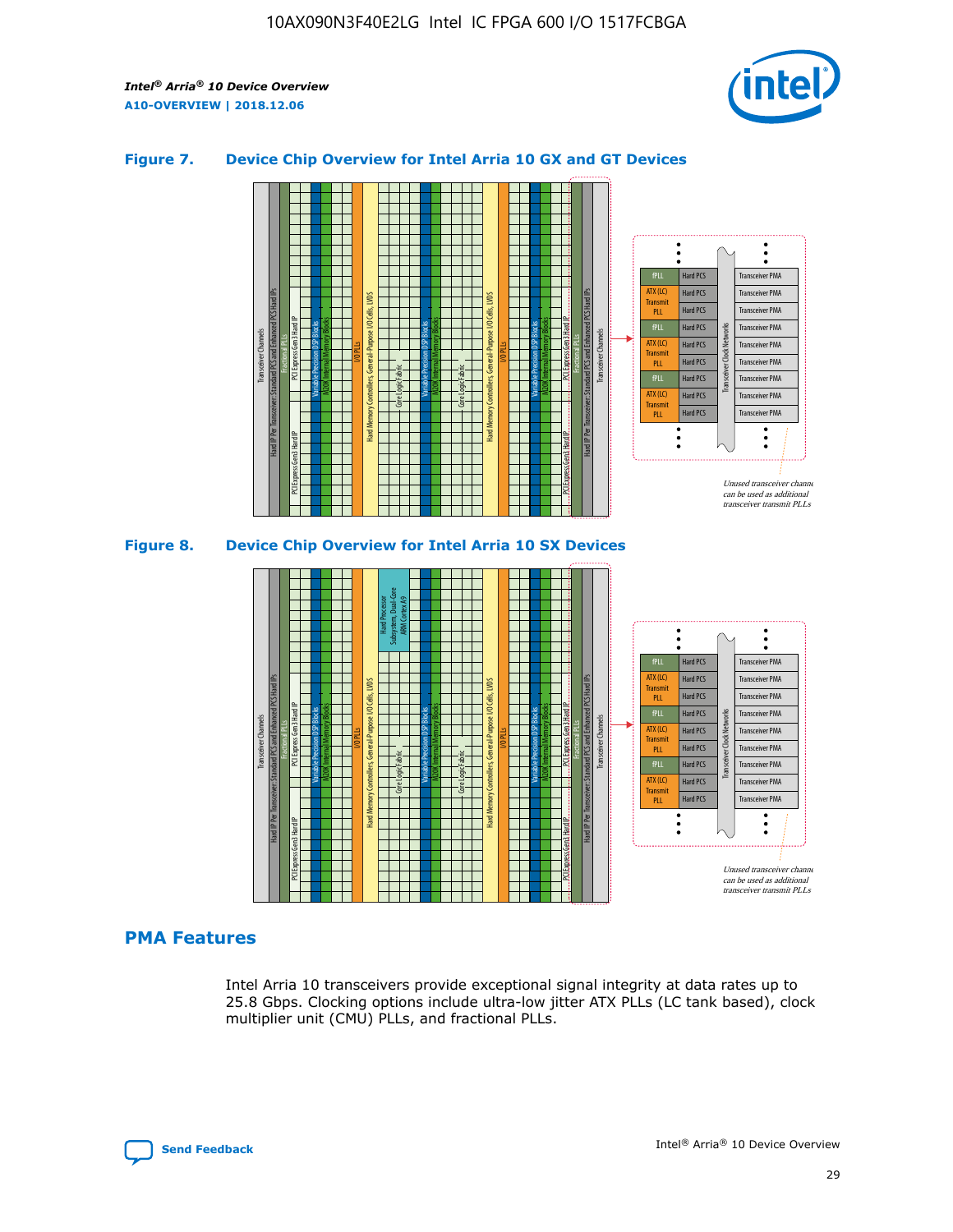## Figure 7. Device Chip Overview for Intel Arria 10 GX and GT Devices

## Figure 8. Device Chip Overview for Intel Arria 10 SX Devices

## PMA Features

Intel Arria 10 transceivers provide exceptional signal integrity at data rates up to 25.8 Gbps. Clocking options include ultra-low jitter ATX PLLs (LC tank based), clock multiplier unit (CMU) PLLs, and fractional PLLs.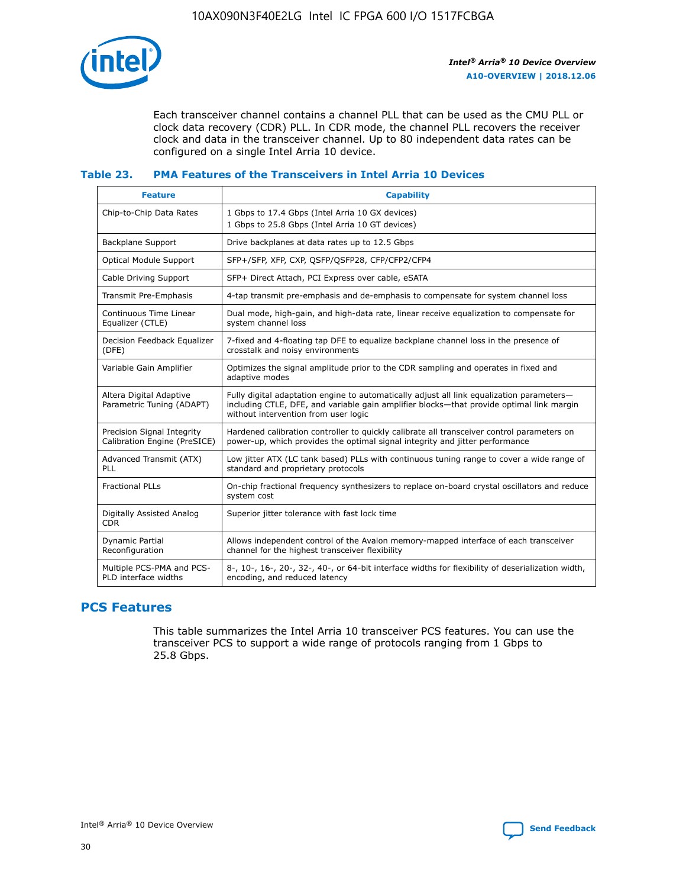Each transceiver channel contains a channel PLL that can be used as the CMU PLL or clock data recovery (CDR) PLL. In CDR mode, the channel PLL recovers the receiver clock and data in the transceiver channel. Up to 80 independent data rates can be configured on a single Intel Arria 10 device.

### Table 23. PMA Features of the Transceivers in Intel Arria 10 Devices

| Feature | Capability |
| --- | --- |
| Chip-to-Chip Data Rates | 1 Gbps to 17.4 Gbps (Intel Arria 10 GX devices)<br>1 Gbps to 25.8 Gbps (Intel Arria 10 GT devices) |
| Backplane Support | Drive backplanes at data rates up to 12.5 Gbps |
| Optical Module Support | SFP+/SFP, XFP, CXP, QSFP/QSFP28, CFP/CFP2/CFP4 |
| Cable Driving Support | SFP+ Direct Attach, PCI Express over cable, eSATA |
| Transmit Pre-Emphasis | 4-tap transmit pre-emphasis and de-emphasis to compensate for system channel loss |
| Continuous Time Linear Equalizer (CTLE) | Dual mode, high-gain, and high-data rate, linear receive equalization to compensate for system channel loss |
| Decision Feedback Equalizer (DFE) | 7-fixed and 4-floating tap DFE to equalize backplane channel loss in the presence of crosstalk and noisy environments |
| Variable Gain Amplifier | Optimizes the signal amplitude prior to the CDR sampling and operates in fixed and adaptive modes |
| Altera Digital Adaptive Parametric Tuning (ADAPT) | Fully digital adaptation engine to automatically adjust all link equalization parameters—including CTLE, DFE, and variable gain amplifier blocks—that provide optimal link margin without intervention from user logic |
| Precision Signal Integrity Calibration Engine (PreSICE) | Hardened calibration controller to quickly calibrate all transceiver control parameters on power-up, which provides the optimal signal integrity and jitter performance |
| Advanced Transmit (ATX) PLL | Low jitter ATX (LC tank based) PLLs with continuous tuning range to cover a wide range of standard and proprietary protocols |
| Fractional PLLs | On-chip fractional frequency synthesizers to replace on-board crystal oscillators and reduce system cost |
| Digitally Assisted Analog CDR | Superior jitter tolerance with fast lock time |
| Dynamic Partial Reconfiguration | Allows independent control of the Avalon memory-mapped interface of each transceiver channel for the highest transceiver flexibility |
| Multiple PCS-PMA and PCS-PLD interface widths | 8-, 10-, 16-, 20-, 32-, 40-, or 64-bit interface widths for flexibility of deserialization width, encoding, and reduced latency |

## PCS Features

This table summarizes the Intel Arria 10 transceiver PCS features. You can use the transceiver PCS to support a wide range of protocols ranging from 1 Gbps to 25.8 Gbps.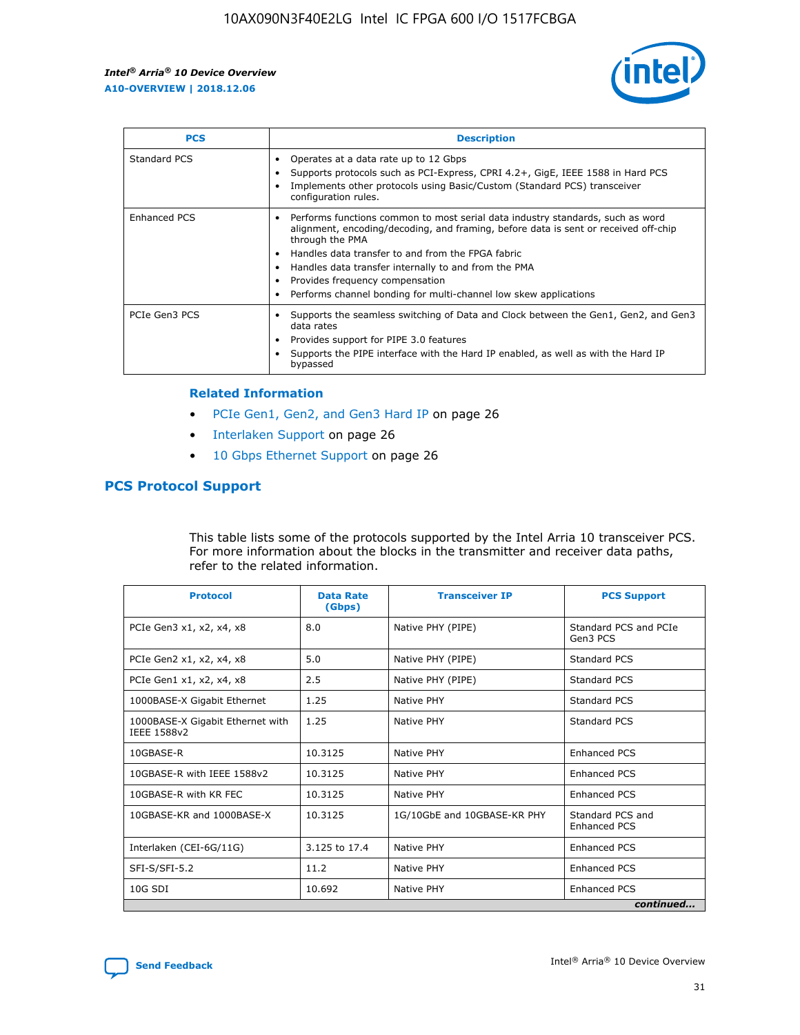| PCS | Description |
| --- | --- |
| Standard PCS | • Operates at a data rate up to 12 Gbps<br>• Supports protocols such as PCI-Express, CPRI 4.2+, GigE, IEEE 1588 in Hard PCS<br>• Implements other protocols using Basic/Custom (Standard PCS) transceiver configuration rules. |
| Enhanced PCS | • Performs functions common to most serial data industry standards, such as word alignment, encoding/decoding, and framing, before data is sent or received off-chip through the PMA<br>• Handles data transfer to and from the FPGA fabric<br>• Handles data transfer internally to and from the PMA<br>• Provides frequency compensation<br>• Performs channel bonding for multi-channel low skew applications |
| PCIe Gen3 PCS | • Supports the seamless switching of Data and Clock between the Gen1, Gen2, and Gen3 data rates<br>• Provides support for PIPE 3.0 features<br>• Supports the PIPE interface with the Hard IP enabled, as well as with the Hard IP bypassed |

**Related Information**

- PCIe Gen1, Gen2, and Gen3 Hard IP on page 26
- Interlaken Support on page 26
- 10 Gbps Ethernet Support on page 26

## PCS Protocol Support

This table lists some of the protocols supported by the Intel Arria 10 transceiver PCS. For more information about the blocks in the transmitter and receiver data paths, refer to the related information.

| Protocol | Data Rate (Gbps) | Transceiver IP | PCS Support |
| --- | --- | --- | --- |
| PCIe Gen3 x1, x2, x4, x8 | 8.0 | Native PHY (PIPE) | Standard PCS and PCIe Gen3 PCS |
| PCIe Gen2 x1, x2, x4, x8 | 5.0 | Native PHY (PIPE) | Standard PCS |
| PCIe Gen1 x1, x2, x4, x8 | 2.5 | Native PHY (PIPE) | Standard PCS |
| 1000BASE-X Gigabit Ethernet | 1.25 | Native PHY | Standard PCS |
| 1000BASE-X Gigabit Ethernet with IEEE 1588v2 | 1.25 | Native PHY | Standard PCS |
| 10GBASE-R | 10.3125 | Native PHY | Enhanced PCS |
| 10GBASE-R with IEEE 1588v2 | 10.3125 | Native PHY | Enhanced PCS |
| 10GBASE-R with KR FEC | 10.3125 | Native PHY | Enhanced PCS |
| 10GBASE-KR and 1000BASE-X | 10.3125 | 1G/10GbE and 10GBASE-KR PHY | Standard PCS and Enhanced PCS |
| Interlaken (CEI-6G/11G) | 3.125 to 17.4 | Native PHY | Enhanced PCS |
| SFI-S/SFI-5.2 | 11.2 | Native PHY | Enhanced PCS |
| 10G SDI | 10.692 | Native PHY | Enhanced PCS |

*continued...*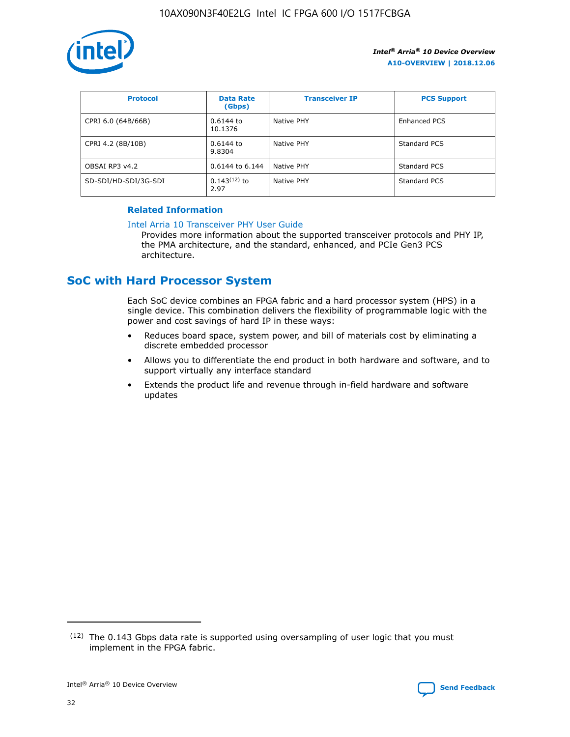| Protocol | Data Rate (Gbps) | Transceiver IP | PCS Support |
|---|---|---|---|
| CPRI 6.0 (64B/66B) | 0.6144 to 10.1376 | Native PHY | Enhanced PCS |
| CPRI 4.2 (8B/10B) | 0.6144 to 9.8304 | Native PHY | Standard PCS |
| OBSAI RP3 v4.2 | 0.6144 to 6.144 | Native PHY | Standard PCS |
| SD-SDI/HD-SDI/3G-SDI | 0.143[12] to 2.97 | Native PHY | Standard PCS |

### Related Information

Intel Arria 10 Transceiver PHY User Guide
Provides more information about the supported transceiver protocols and PHY IP, the PMA architecture, and the standard, enhanced, and PCIe Gen3 PCS architecture.

## SoC with Hard Processor System

Each SoC device combines an FPGA fabric and a hard processor system (HPS) in a single device. This combination delivers the flexibility of programmable logic with the power and cost savings of hard IP in these ways:

- Reduces board space, system power, and bill of materials cost by eliminating a discrete embedded processor
- Allows you to differentiate the end product in both hardware and software, and to support virtually any interface standard
- Extends the product life and revenue through in-field hardware and software updates

(12) The 0.143 Gbps data rate is supported using oversampling of user logic that you must implement in the FPGA fabric.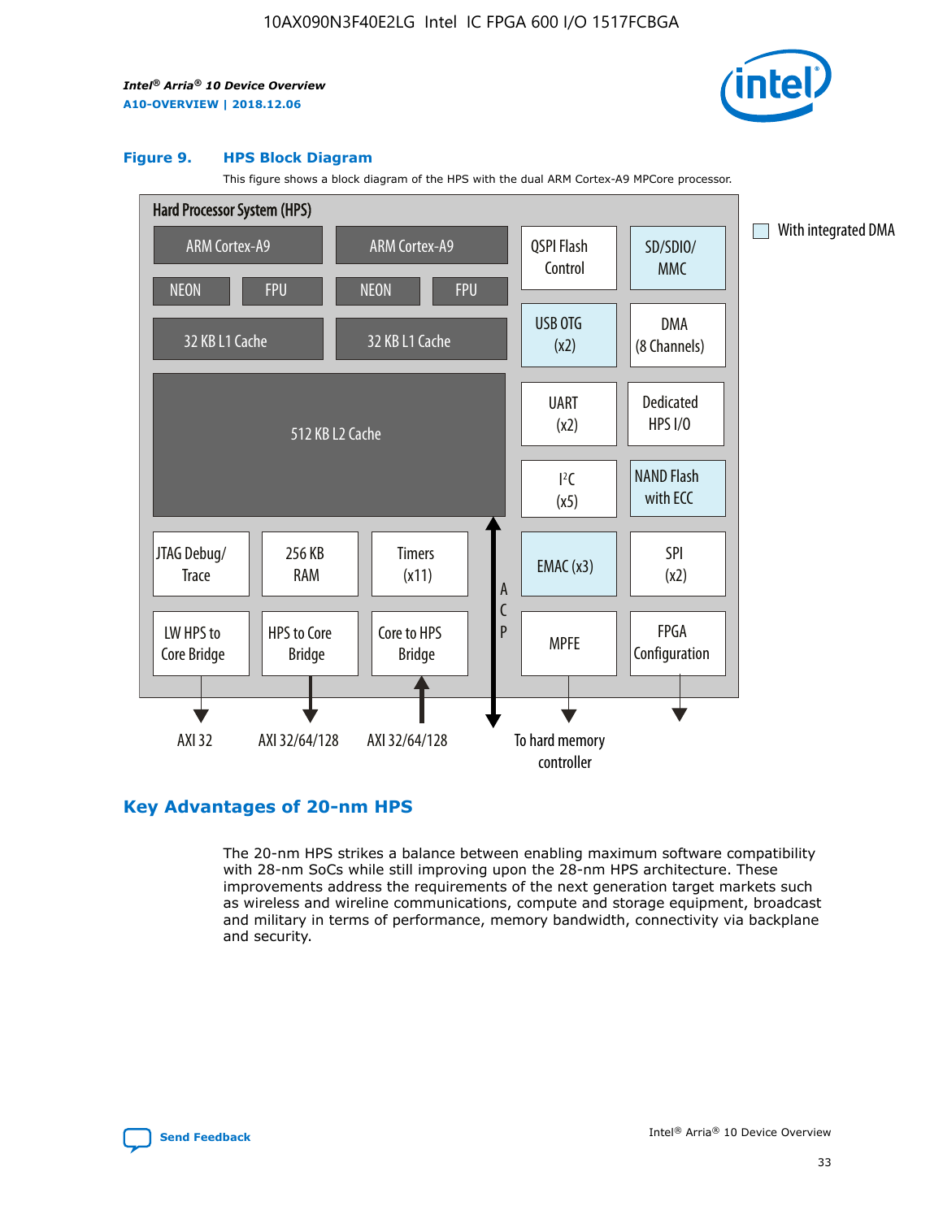**Figure 9. HPS Block Diagram**

This figure shows a block diagram of the HPS with the dual ARM Cortex-A9 MPCore processor.

Hard Processor System (HPS)

- ARM Cortex-A9 | NEON | FPU | 32 KB L1 Cache
- ARM Cortex-A9 | NEON | FPU | 32 KB L1 Cache
- 512 KB L2 Cache
- JTAG Debug/Trace
- 256 KB RAM
- Timers (x11)
- LW HPS to Core Bridge → AXI 32
- HPS to Core Bridge → AXI 32/64/128
- Core to HPS Bridge ← AXI 32/64/128
- ACP
- QSPI Flash Control
- SD/SDIO/MMC
- USB OTG (x2)
- DMA (8 Channels)
- UART (x2)
- Dedicated HPS I/O
- $I^2C$ (x5)
- NAND Flash with ECC
- EMAC (x3)
- SPI (x2)
- MPFE → To hard memory controller
- FPGA Configuration

With integrated DMA: SD/SDIO/MMC, USB OTG (x2), NAND Flash with ECC, EMAC (x3)

## Key Advantages of 20-nm HPS

The 20-nm HPS strikes a balance between enabling maximum software compatibility with 28-nm SoCs while still improving upon the 28-nm HPS architecture. These improvements address the requirements of the next generation target markets such as wireless and wireline communications, compute and storage equipment, broadcast and military in terms of performance, memory bandwidth, connectivity via backplane and security.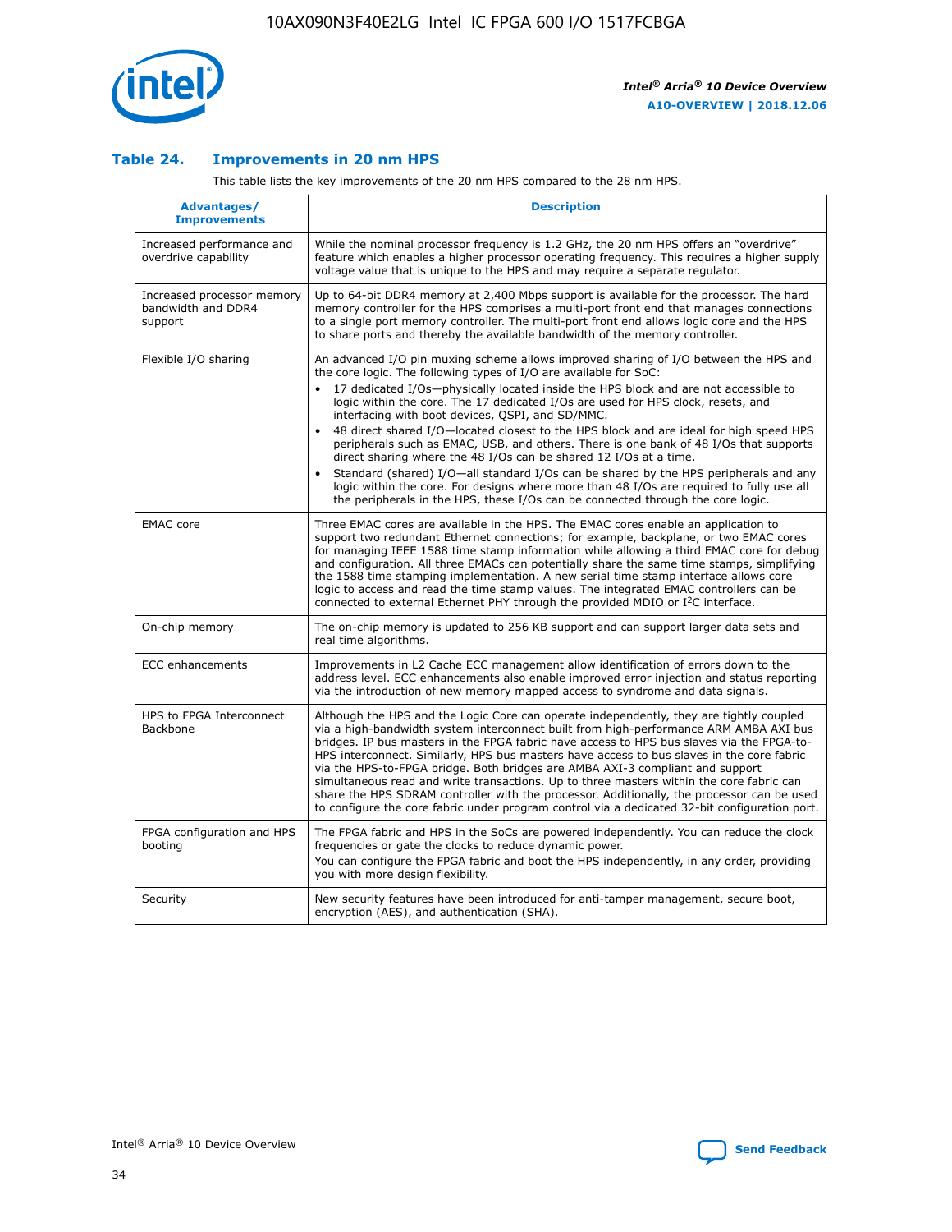### Table 24. Improvements in 20 nm HPS

This table lists the key improvements of the 20 nm HPS compared to the 28 nm HPS.

| Advantages/ Improvements | Description |
| --- | --- |
| Increased performance and overdrive capability | While the nominal processor frequency is 1.2 GHz, the 20 nm HPS offers an "overdrive" feature which enables a higher processor operating frequency. This requires a higher supply voltage value that is unique to the HPS and may require a separate regulator. |
| Increased processor memory bandwidth and DDR4 support | Up to 64-bit DDR4 memory at 2,400 Mbps support is available for the processor. The hard memory controller for the HPS comprises a multi-port front end that manages connections to a single port memory controller. The multi-port front end allows logic core and the HPS to share ports and thereby the available bandwidth of the memory controller. |
| Flexible I/O sharing | An advanced I/O pin muxing scheme allows improved sharing of I/O between the HPS and the core logic. The following types of I/O are available for SoC: • 17 dedicated I/Os—physically located inside the HPS block and are not accessible to logic within the core. The 17 dedicated I/Os are used for HPS clock, resets, and interfacing with boot devices, QSPI, and SD/MMC. • 48 direct shared I/O—located closest to the HPS block and are ideal for high speed HPS peripherals such as EMAC, USB, and others. There is one bank of 48 I/Os that supports direct sharing where the 48 I/Os can be shared 12 I/Os at a time. • Standard (shared) I/O—all standard I/Os can be shared by the HPS peripherals and any logic within the core. For designs where more than 48 I/Os are required to fully use all the peripherals in the HPS, these I/Os can be connected through the core logic. |
| EMAC core | Three EMAC cores are available in the HPS. The EMAC cores enable an application to support two redundant Ethernet connections; for example, backplane, or two EMAC cores for managing IEEE 1588 time stamp information while allowing a third EMAC core for debug and configuration. All three EMACs can potentially share the same time stamps, simplifying the 1588 time stamping implementation. A new serial time stamp interface allows core logic to access and read the time stamp values. The integrated EMAC controllers can be connected to external Ethernet PHY through the provided MDIO or I²C interface. |
| On-chip memory | The on-chip memory is updated to 256 KB support and can support larger data sets and real time algorithms. |
| ECC enhancements | Improvements in L2 Cache ECC management allow identification of errors down to the address level. ECC enhancements also enable improved error injection and status reporting via the introduction of new memory mapped access to syndrome and data signals. |
| HPS to FPGA Interconnect Backbone | Although the HPS and the Logic Core can operate independently, they are tightly coupled via a high-bandwidth system interconnect built from high-performance ARM AMBA AXI bus bridges. IP bus masters in the FPGA fabric have access to HPS bus slaves via the FPGA-to-HPS interconnect. Similarly, HPS bus masters have access to bus slaves in the core fabric via the HPS-to-FPGA bridge. Both bridges are AMBA AXI-3 compliant and support simultaneous read and write transactions. Up to three masters within the core fabric can share the HPS SDRAM controller with the processor. Additionally, the processor can be used to configure the core fabric under program control via a dedicated 32-bit configuration port. |
| FPGA configuration and HPS booting | The FPGA fabric and HPS in the SoCs are powered independently. You can reduce the clock frequencies or gate the clocks to reduce dynamic power. You can configure the FPGA fabric and boot the HPS independently, in any order, providing you with more design flexibility. |
| Security | New security features have been introduced for anti-tamper management, secure boot, encryption (AES), and authentication (SHA). |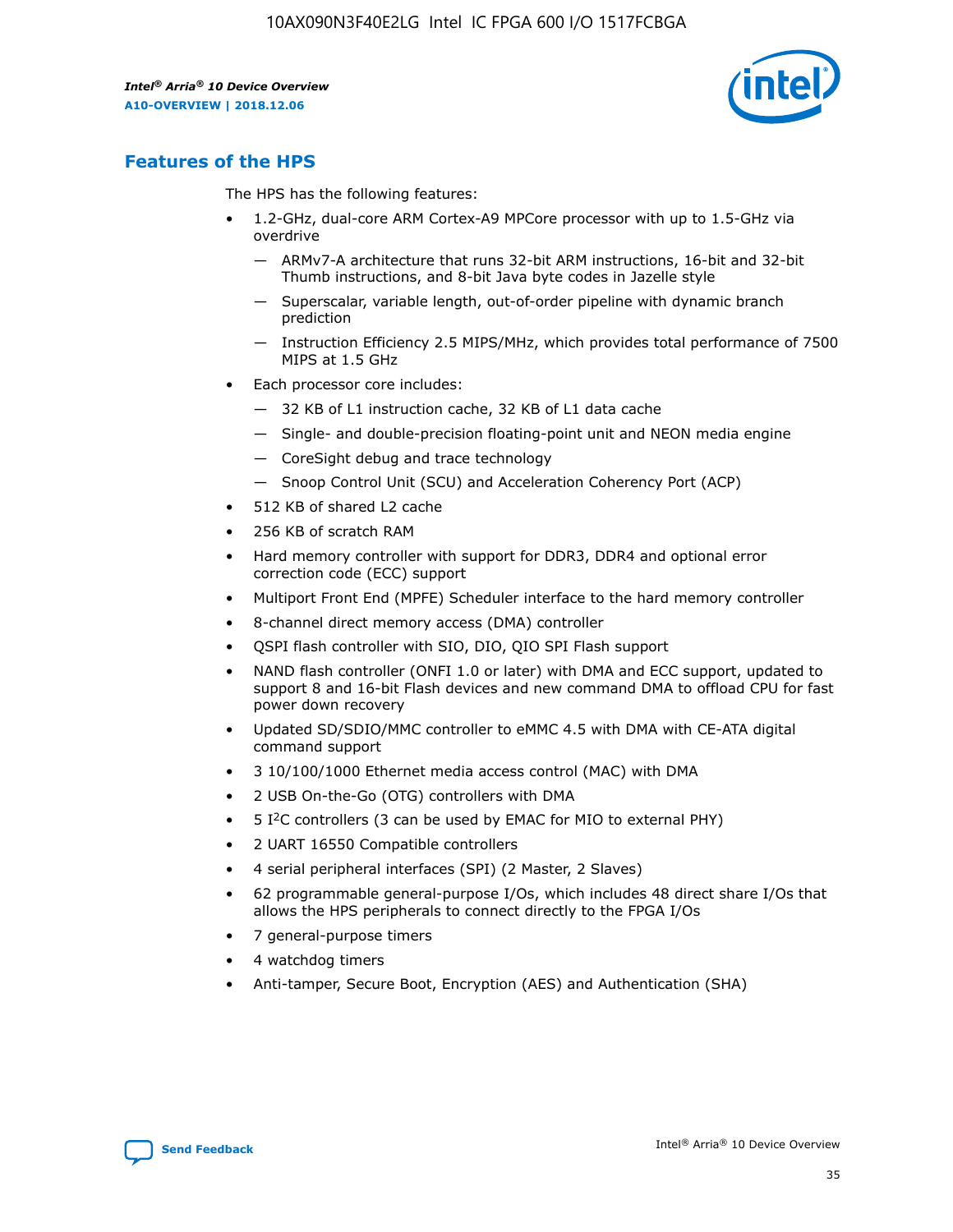## Features of the HPS

The HPS has the following features:

- 1.2-GHz, dual-core ARM Cortex-A9 MPCore processor with up to 1.5-GHz via overdrive
    - — ARMv7-A architecture that runs 32-bit ARM instructions, 16-bit and 32-bit Thumb instructions, and 8-bit Java byte codes in Jazelle style
    - — Superscalar, variable length, out-of-order pipeline with dynamic branch prediction
    - — Instruction Efficiency 2.5 MIPS/MHz, which provides total performance of 7500 MIPS at 1.5 GHz
- Each processor core includes:
    - — 32 KB of L1 instruction cache, 32 KB of L1 data cache
    - — Single- and double-precision floating-point unit and NEON media engine
    - — CoreSight debug and trace technology
    - — Snoop Control Unit (SCU) and Acceleration Coherency Port (ACP)
- 512 KB of shared L2 cache
- 256 KB of scratch RAM
- Hard memory controller with support for DDR3, DDR4 and optional error correction code (ECC) support
- Multiport Front End (MPFE) Scheduler interface to the hard memory controller
- 8-channel direct memory access (DMA) controller
- QSPI flash controller with SIO, DIO, QIO SPI Flash support
- NAND flash controller (ONFI 1.0 or later) with DMA and ECC support, updated to support 8 and 16-bit Flash devices and new command DMA to offload CPU for fast power down recovery
- Updated SD/SDIO/MMC controller to eMMC 4.5 with DMA with CE-ATA digital command support
- 3 10/100/1000 Ethernet media access control (MAC) with DMA
- 2 USB On-the-Go (OTG) controllers with DMA
- 5 I²C controllers (3 can be used by EMAC for MIO to external PHY)
- 2 UART 16550 Compatible controllers
- 4 serial peripheral interfaces (SPI) (2 Master, 2 Slaves)
- 62 programmable general-purpose I/Os, which includes 48 direct share I/Os that allows the HPS peripherals to connect directly to the FPGA I/Os
- 7 general-purpose timers
- 4 watchdog timers
- Anti-tamper, Secure Boot, Encryption (AES) and Authentication (SHA)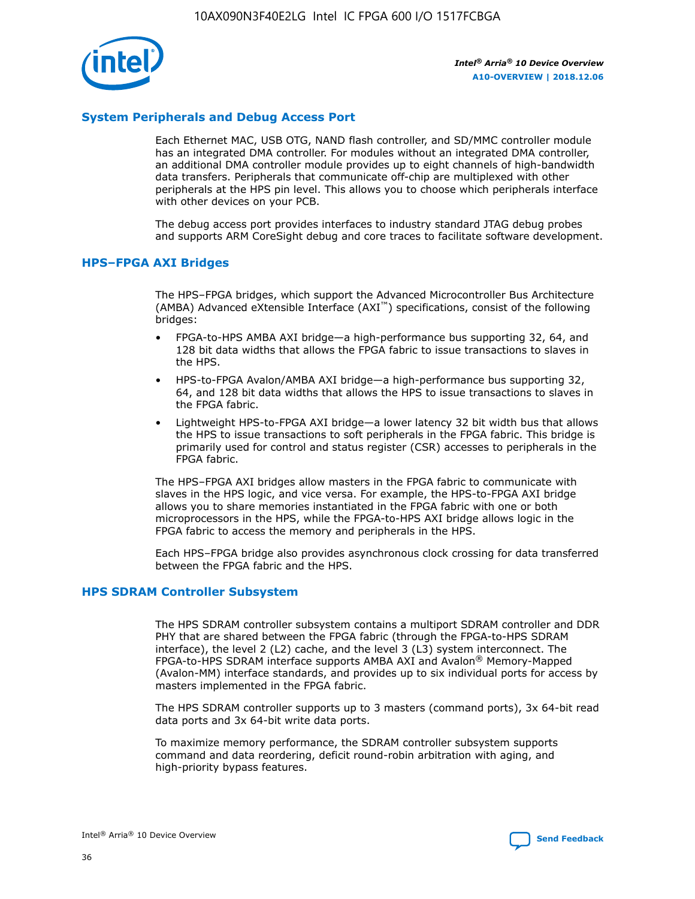## System Peripherals and Debug Access Port

Each Ethernet MAC, USB OTG, NAND flash controller, and SD/MMC controller module has an integrated DMA controller. For modules without an integrated DMA controller, an additional DMA controller module provides up to eight channels of high-bandwidth data transfers. Peripherals that communicate off-chip are multiplexed with other peripherals at the HPS pin level. This allows you to choose which peripherals interface with other devices on your PCB.

The debug access port provides interfaces to industry standard JTAG debug probes and supports ARM CoreSight debug and core traces to facilitate software development.

## HPS–FPGA AXI Bridges

The HPS–FPGA bridges, which support the Advanced Microcontroller Bus Architecture (AMBA) Advanced eXtensible Interface (AXI™) specifications, consist of the following bridges:

- FPGA-to-HPS AMBA AXI bridge—a high-performance bus supporting 32, 64, and 128 bit data widths that allows the FPGA fabric to issue transactions to slaves in the HPS.
- HPS-to-FPGA Avalon/AMBA AXI bridge—a high-performance bus supporting 32, 64, and 128 bit data widths that allows the HPS to issue transactions to slaves in the FPGA fabric.
- Lightweight HPS-to-FPGA AXI bridge—a lower latency 32 bit width bus that allows the HPS to issue transactions to soft peripherals in the FPGA fabric. This bridge is primarily used for control and status register (CSR) accesses to peripherals in the FPGA fabric.

The HPS–FPGA AXI bridges allow masters in the FPGA fabric to communicate with slaves in the HPS logic, and vice versa. For example, the HPS-to-FPGA AXI bridge allows you to share memories instantiated in the FPGA fabric with one or both microprocessors in the HPS, while the FPGA-to-HPS AXI bridge allows logic in the FPGA fabric to access the memory and peripherals in the HPS.

Each HPS–FPGA bridge also provides asynchronous clock crossing for data transferred between the FPGA fabric and the HPS.

## HPS SDRAM Controller Subsystem

The HPS SDRAM controller subsystem contains a multiport SDRAM controller and DDR PHY that are shared between the FPGA fabric (through the FPGA-to-HPS SDRAM interface), the level 2 (L2) cache, and the level 3 (L3) system interconnect. The FPGA-to-HPS SDRAM interface supports AMBA AXI and Avalon® Memory-Mapped (Avalon-MM) interface standards, and provides up to six individual ports for access by masters implemented in the FPGA fabric.

The HPS SDRAM controller supports up to 3 masters (command ports), 3x 64-bit read data ports and 3x 64-bit write data ports.

To maximize memory performance, the SDRAM controller subsystem supports command and data reordering, deficit round-robin arbitration with aging, and high-priority bypass features.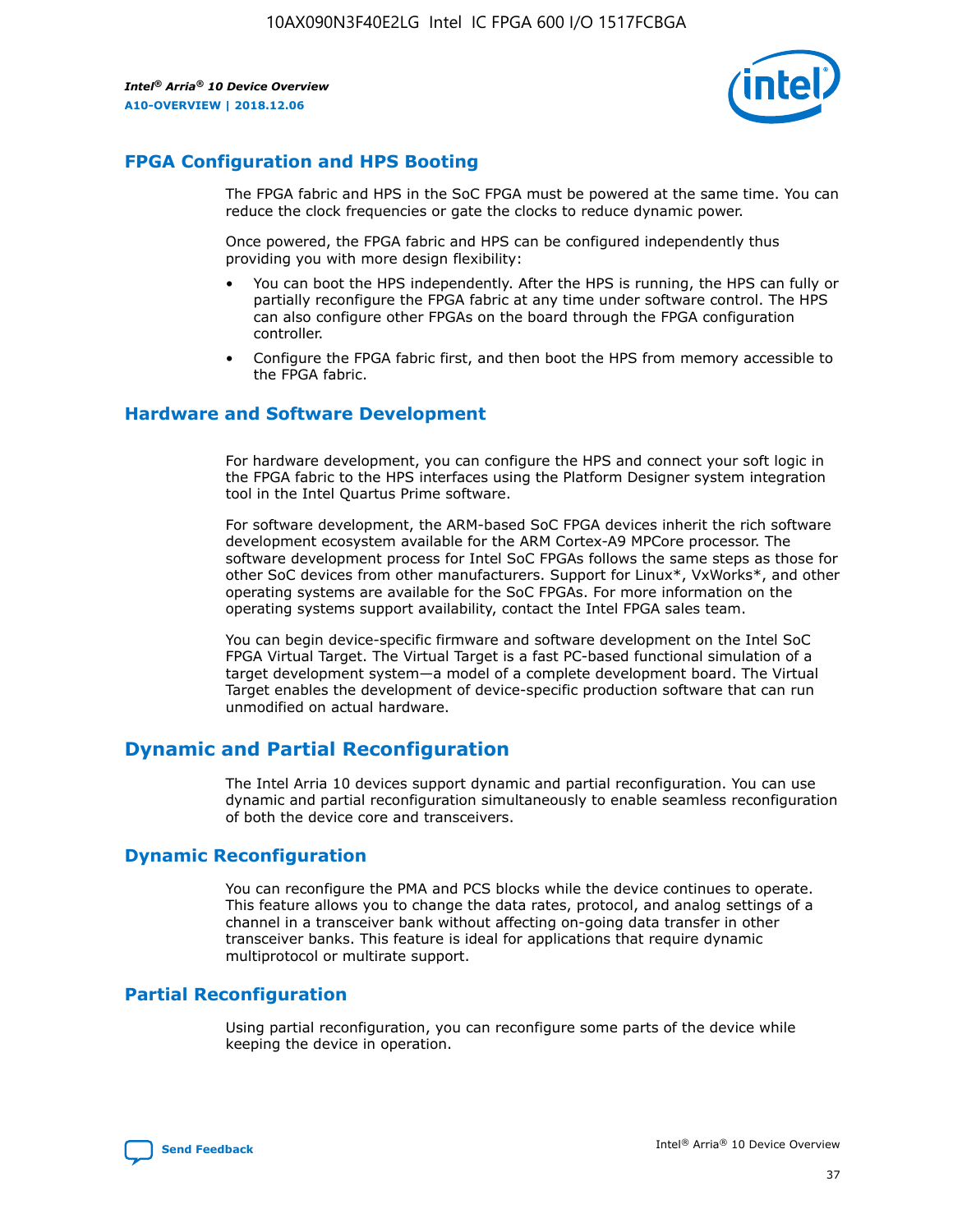## FPGA Configuration and HPS Booting

The FPGA fabric and HPS in the SoC FPGA must be powered at the same time. You can reduce the clock frequencies or gate the clocks to reduce dynamic power.

Once powered, the FPGA fabric and HPS can be configured independently thus providing you with more design flexibility:

- You can boot the HPS independently. After the HPS is running, the HPS can fully or partially reconfigure the FPGA fabric at any time under software control. The HPS can also configure other FPGAs on the board through the FPGA configuration controller.
- Configure the FPGA fabric first, and then boot the HPS from memory accessible to the FPGA fabric.

## Hardware and Software Development

For hardware development, you can configure the HPS and connect your soft logic in the FPGA fabric to the HPS interfaces using the Platform Designer system integration tool in the Intel Quartus Prime software.

For software development, the ARM-based SoC FPGA devices inherit the rich software development ecosystem available for the ARM Cortex-A9 MPCore processor. The software development process for Intel SoC FPGAs follows the same steps as those for other SoC devices from other manufacturers. Support for Linux*, VxWorks*, and other operating systems are available for the SoC FPGAs. For more information on the operating systems support availability, contact the Intel FPGA sales team.

You can begin device-specific firmware and software development on the Intel SoC FPGA Virtual Target. The Virtual Target is a fast PC-based functional simulation of a target development system—a model of a complete development board. The Virtual Target enables the development of device-specific production software that can run unmodified on actual hardware.

# Dynamic and Partial Reconfiguration

The Intel Arria 10 devices support dynamic and partial reconfiguration. You can use dynamic and partial reconfiguration simultaneously to enable seamless reconfiguration of both the device core and transceivers.

## Dynamic Reconfiguration

You can reconfigure the PMA and PCS blocks while the device continues to operate. This feature allows you to change the data rates, protocol, and analog settings of a channel in a transceiver bank without affecting on-going data transfer in other transceiver banks. This feature is ideal for applications that require dynamic multiprotocol or multirate support.

## Partial Reconfiguration

Using partial reconfiguration, you can reconfigure some parts of the device while keeping the device in operation.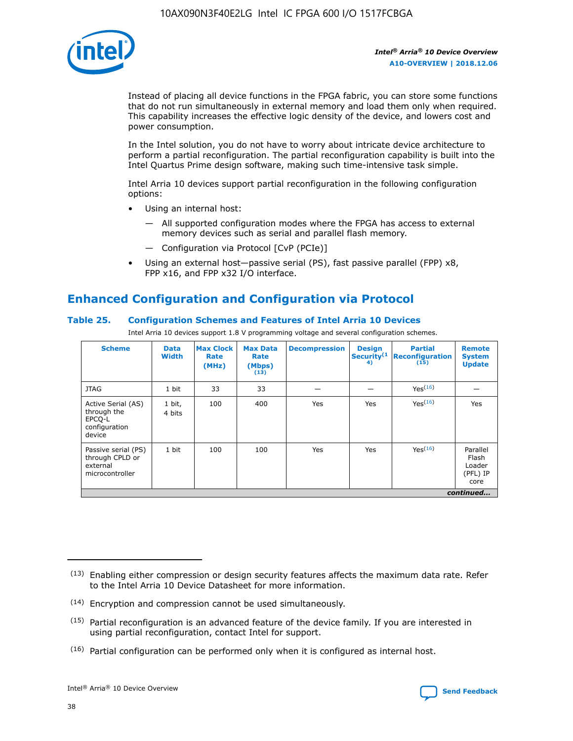Instead of placing all device functions in the FPGA fabric, you can store some functions that do not run simultaneously in external memory and load them only when required. This capability increases the effective logic density of the device, and lowers cost and power consumption.

In the Intel solution, you do not have to worry about intricate device architecture to perform a partial reconfiguration. The partial reconfiguration capability is built into the Intel Quartus Prime design software, making such time-intensive task simple.

Intel Arria 10 devices support partial reconfiguration in the following configuration options:

- Using an internal host:
  - All supported configuration modes where the FPGA has access to external memory devices such as serial and parallel flash memory.
  - Configuration via Protocol [CvP (PCIe)]
- Using an external host—passive serial (PS), fast passive parallel (FPP) x8, FPP x16, and FPP x32 I/O interface.

## Enhanced Configuration and Configuration via Protocol

### Table 25. Configuration Schemes and Features of Intel Arria 10 Devices

Intel Arria 10 devices support 1.8 V programming voltage and several configuration schemes.

| Scheme | Data Width | Max Clock Rate (MHz) | Max Data Rate (Mbps) (13) | Decompression | Design Security(14) | Partial Reconfiguration (15) | Remote System Update |
|---|---|---|---|---|---|---|---|
| JTAG | 1 bit | 33 | 33 | — | — | Yes(16) | — |
| Active Serial (AS) through the EPCQ-L configuration device | 1 bit, 4 bits | 100 | 400 | Yes | Yes | Yes(16) | Yes |
| Passive serial (PS) through CPLD or external microcontroller | 1 bit | 100 | 100 | Yes | Yes | Yes(16) | Parallel Flash Loader (PFL) IP core |
| *continued...* | | | | | | | |

(13) Enabling either compression or design security features affects the maximum data rate. Refer to the Intel Arria 10 Device Datasheet for more information.

(14) Encryption and compression cannot be used simultaneously.

(15) Partial reconfiguration is an advanced feature of the device family. If you are interested in using partial reconfiguration, contact Intel for support.

(16) Partial configuration can be performed only when it is configured as internal host.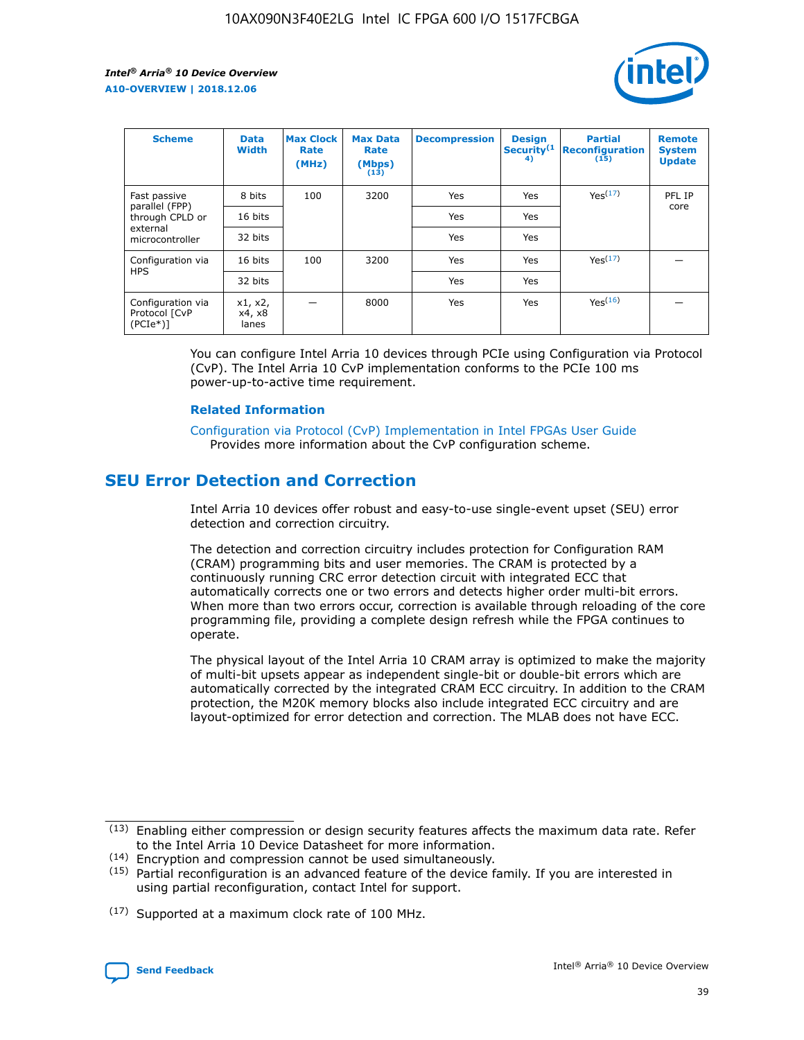| Scheme | Data Width | Max Clock Rate (MHz) | Max Data Rate (Mbps) (13) | Decompression | Design Security(14) | Partial Reconfiguration (15) | Remote System Update |
|---|---|---|---|---|---|---|---|
| Fast passive parallel (FPP) through CPLD or external microcontroller | 8 bits | 100 | 3200 | Yes | Yes | Yes(17) | PFL IP core |
| | 16 bits | | | Yes | Yes | | |
| | 32 bits | | | Yes | Yes | | |
| Configuration via HPS | 16 bits | 100 | 3200 | Yes | Yes | Yes(17) | — |
| | 32 bits | | | Yes | Yes | | |
| Configuration via Protocol [CvP (PCIe*)] | x1, x2, x4, x8 lanes | — | 8000 | Yes | Yes | Yes(16) | — |

You can configure Intel Arria 10 devices through PCIe using Configuration via Protocol (CvP). The Intel Arria 10 CvP implementation conforms to the PCIe 100 ms power-up-to-active time requirement.

### Related Information

Configuration via Protocol (CvP) Implementation in Intel FPGAs User Guide
Provides more information about the CvP configuration scheme.

## SEU Error Detection and Correction

Intel Arria 10 devices offer robust and easy-to-use single-event upset (SEU) error detection and correction circuitry.

The detection and correction circuitry includes protection for Configuration RAM (CRAM) programming bits and user memories. The CRAM is protected by a continuously running CRC error detection circuit with integrated ECC that automatically corrects one or two errors and detects higher order multi-bit errors. When more than two errors occur, correction is available through reloading of the core programming file, providing a complete design refresh while the FPGA continues to operate.

The physical layout of the Intel Arria 10 CRAM array is optimized to make the majority of multi-bit upsets appear as independent single-bit or double-bit errors which are automatically corrected by the integrated CRAM ECC circuitry. In addition to the CRAM protection, the M20K memory blocks also include integrated ECC circuitry and are layout-optimized for error detection and correction. The MLAB does not have ECC.

(13) Enabling either compression or design security features affects the maximum data rate. Refer to the Intel Arria 10 Device Datasheet for more information.

(14) Encryption and compression cannot be used simultaneously.

(15) Partial reconfiguration is an advanced feature of the device family. If you are interested in using partial reconfiguration, contact Intel for support.

(17) Supported at a maximum clock rate of 100 MHz.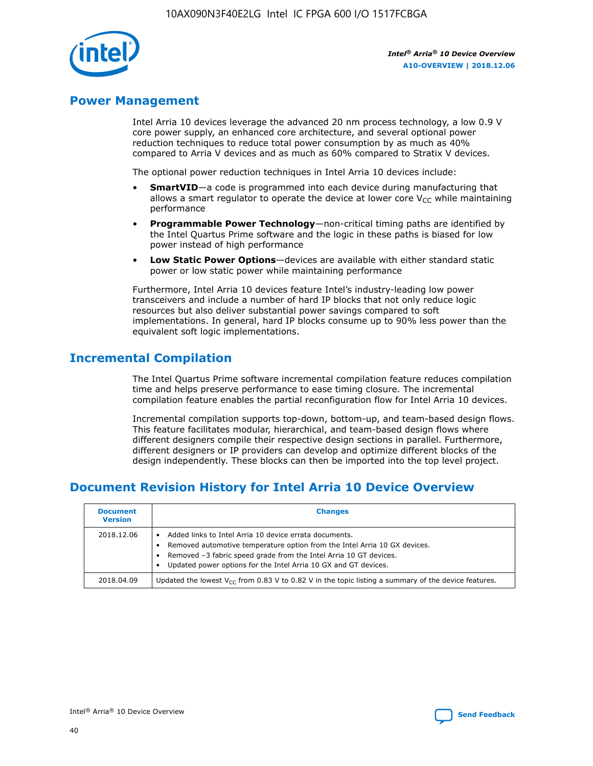## Power Management

Intel Arria 10 devices leverage the advanced 20 nm process technology, a low 0.9 V core power supply, an enhanced core architecture, and several optional power reduction techniques to reduce total power consumption by as much as 40% compared to Arria V devices and as much as 60% compared to Stratix V devices.

The optional power reduction techniques in Intel Arria 10 devices include:

- **SmartVID**—a code is programmed into each device during manufacturing that allows a smart regulator to operate the device at lower core $V_{CC}$ while maintaining performance
- **Programmable Power Technology**—non-critical timing paths are identified by the Intel Quartus Prime software and the logic in these paths is biased for low power instead of high performance
- **Low Static Power Options**—devices are available with either standard static power or low static power while maintaining performance

Furthermore, Intel Arria 10 devices feature Intel's industry-leading low power transceivers and include a number of hard IP blocks that not only reduce logic resources but also deliver substantial power savings compared to soft implementations. In general, hard IP blocks consume up to 90% less power than the equivalent soft logic implementations.

## Incremental Compilation

The Intel Quartus Prime software incremental compilation feature reduces compilation time and helps preserve performance to ease timing closure. The incremental compilation feature enables the partial reconfiguration flow for Intel Arria 10 devices.

Incremental compilation supports top-down, bottom-up, and team-based design flows. This feature facilitates modular, hierarchical, and team-based design flows where different designers compile their respective design sections in parallel. Furthermore, different designers or IP providers can develop and optimize different blocks of the design independently. These blocks can then be imported into the top level project.

## Document Revision History for Intel Arria 10 Device Overview

| Document Version | Changes |
|---|---|
| 2018.12.06 | • Added links to Intel Arria 10 device errata documents.<br>• Removed automotive temperature option from the Intel Arria 10 GX devices.<br>• Removed –3 fabric speed grade from the Intel Arria 10 GT devices.<br>• Updated power options for the Intel Arria 10 GX and GT devices. |
| 2018.04.09 | Updated the lowest $V_{CC}$ from 0.83 V to 0.82 V in the topic listing a summary of the device features. |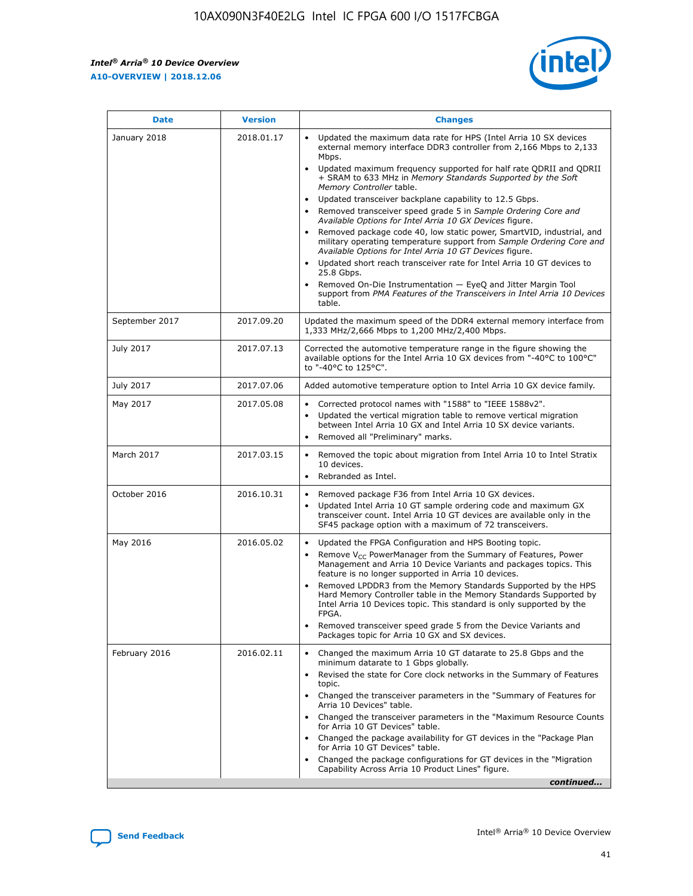| Date | Version | Changes |
| --- | --- | --- |
| January 2018 | 2018.01.17 | • Updated the maximum data rate for HPS (Intel Arria 10 SX devices external memory interface DDR3 controller from 2,166 Mbps to 2,133 Mbps.<br>• Updated maximum frequency supported for half rate QDRII and QDRII + SRAM to 633 MHz in *Memory Standards Supported by the Soft Memory Controller* table.<br>• Updated transceiver backplane capability to 12.5 Gbps.<br>• Removed transceiver speed grade 5 in *Sample Ordering Core and Available Options for Intel Arria 10 GX Devices* figure.<br>• Removed package code 40, low static power, SmartVID, industrial, and military operating temperature support from *Sample Ordering Core and Available Options for Intel Arria 10 GT Devices* figure.<br>• Updated short reach transceiver rate for Intel Arria 10 GT devices to 25.8 Gbps.<br>• Removed On-Die Instrumentation — EyeQ and Jitter Margin Tool support from *PMA Features of the Transceivers in Intel Arria 10 Devices* table. |
| September 2017 | 2017.09.20 | Updated the maximum speed of the DDR4 external memory interface from 1,333 MHz/2,666 Mbps to 1,200 MHz/2,400 Mbps. |
| July 2017 | 2017.07.13 | Corrected the automotive temperature range in the figure showing the available options for the Intel Arria 10 GX devices from "-40°C to 100°C" to "-40°C to 125°C". |
| July 2017 | 2017.07.06 | Added automotive temperature option to Intel Arria 10 GX device family. |
| May 2017 | 2017.05.08 | • Corrected protocol names with "1588" to "IEEE 1588v2".<br>• Updated the vertical migration table to remove vertical migration between Intel Arria 10 GX and Intel Arria 10 SX device variants.<br>• Removed all "Preliminary" marks. |
| March 2017 | 2017.03.15 | • Removed the topic about migration from Intel Arria 10 to Intel Stratix 10 devices.<br>• Rebranded as Intel. |
| October 2016 | 2016.10.31 | • Removed package F36 from Intel Arria 10 GX devices.<br>• Updated Intel Arria 10 GT sample ordering code and maximum GX transceiver count. Intel Arria 10 GT devices are available only in the SF45 package option with a maximum of 72 transceivers. |
| May 2016 | 2016.05.02 | • Updated the FPGA Configuration and HPS Booting topic.<br>• Remove $V_{CC}$ PowerManager from the Summary of Features, Power Management and Arria 10 Device Variants and packages topics. This feature is no longer supported in Arria 10 devices.<br>• Removed LPDDR3 from the Memory Standards Supported by the HPS Hard Memory Controller table in the Memory Standards Supported by Intel Arria 10 Devices topic. This standard is only supported by the FPGA.<br>• Removed transceiver speed grade 5 from the Device Variants and Packages topic for Arria 10 GX and SX devices. |
| February 2016 | 2016.02.11 | • Changed the maximum Arria 10 GT datarate to 25.8 Gbps and the minimum datarate to 1 Gbps globally.<br>• Revised the state for Core clock networks in the Summary of Features topic.<br>• Changed the transceiver parameters in the "Summary of Features for Arria 10 Devices" table.<br>• Changed the transceiver parameters in the "Maximum Resource Counts for Arria 10 GT Devices" table.<br>• Changed the package availability for GT devices in the "Package Plan for Arria 10 GT Devices" table.<br>• Changed the package configurations for GT devices in the "Migration Capability Across Arria 10 Product Lines" figure. |

*continued...*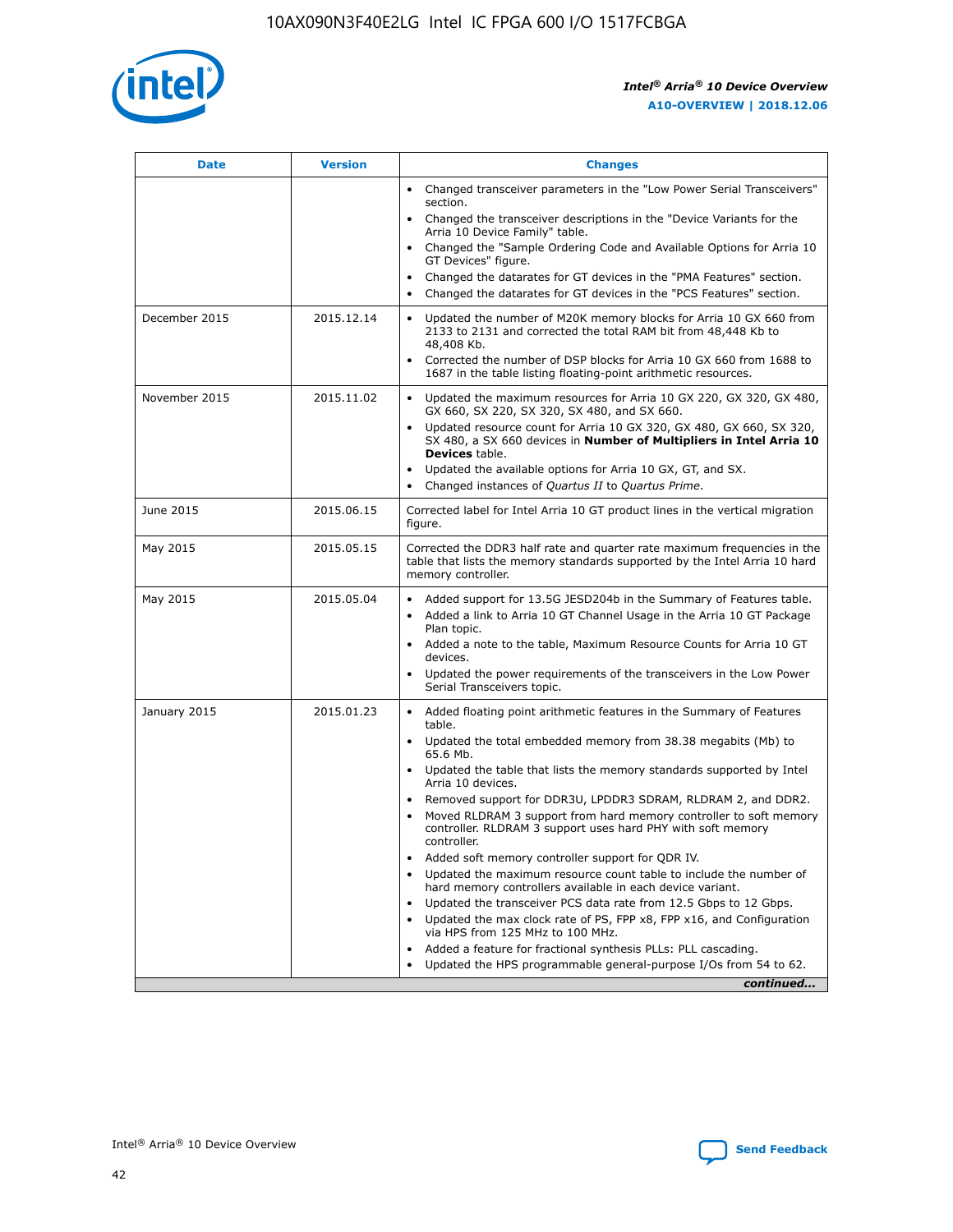| Date | Version | Changes |
| --- | --- | --- |
| | | • Changed transceiver parameters in the "Low Power Serial Transceivers" section.<br>• Changed the transceiver descriptions in the "Device Variants for the Arria 10 Device Family" table.<br>• Changed the "Sample Ordering Code and Available Options for Arria 10 GT Devices" figure.<br>• Changed the datarates for GT devices in the "PMA Features" section.<br>• Changed the datarates for GT devices in the "PCS Features" section. |
| December 2015 | 2015.12.14 | • Updated the number of M20K memory blocks for Arria 10 GX 660 from 2133 to 2131 and corrected the total RAM bit from 48,448 Kb to 48,408 Kb.<br>• Corrected the number of DSP blocks for Arria 10 GX 660 from 1688 to 1687 in the table listing floating-point arithmetic resources. |
| November 2015 | 2015.11.02 | • Updated the maximum resources for Arria 10 GX 220, GX 320, GX 480, GX 660, SX 220, SX 320, SX 480, and SX 660.<br>• Updated resource count for Arria 10 GX 320, GX 480, GX 660, SX 320, SX 480, a SX 660 devices in **Number of Multipliers in Intel Arria 10 Devices** table.<br>• Updated the available options for Arria 10 GX, GT, and SX.<br>• Changed instances of *Quartus II* to *Quartus Prime*. |
| June 2015 | 2015.06.15 | Corrected label for Intel Arria 10 GT product lines in the vertical migration figure. |
| May 2015 | 2015.05.15 | Corrected the DDR3 half rate and quarter rate maximum frequencies in the table that lists the memory standards supported by the Intel Arria 10 hard memory controller. |
| May 2015 | 2015.05.04 | • Added support for 13.5G JESD204b in the Summary of Features table.<br>• Added a link to Arria 10 GT Channel Usage in the Arria 10 GT Package Plan topic.<br>• Added a note to the table, Maximum Resource Counts for Arria 10 GT devices.<br>• Updated the power requirements of the transceivers in the Low Power Serial Transceivers topic. |
| January 2015 | 2015.01.23 | • Added floating point arithmetic features in the Summary of Features table.<br>• Updated the total embedded memory from 38.38 megabits (Mb) to 65.6 Mb.<br>• Updated the table that lists the memory standards supported by Intel Arria 10 devices.<br>• Removed support for DDR3U, LPDDR3 SDRAM, RLDRAM 2, and DDR2.<br>• Moved RLDRAM 3 support from hard memory controller to soft memory controller. RLDRAM 3 support uses hard PHY with soft memory controller.<br>• Added soft memory controller support for QDR IV.<br>• Updated the maximum resource count table to include the number of hard memory controllers available in each device variant.<br>• Updated the transceiver PCS data rate from 12.5 Gbps to 12 Gbps.<br>• Updated the max clock rate of PS, FPP x8, FPP x16, and Configuration via HPS from 125 MHz to 100 MHz.<br>• Added a feature for fractional synthesis PLLs: PLL cascading.<br>• Updated the HPS programmable general-purpose I/Os from 54 to 62. |

*continued...*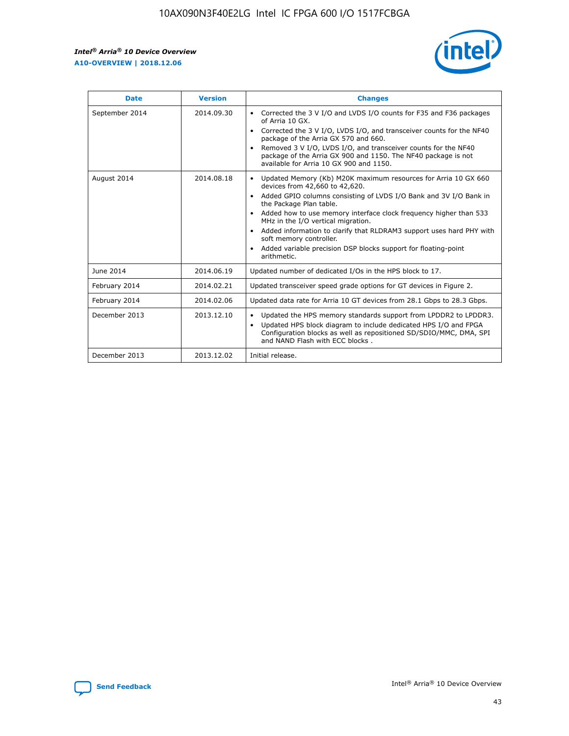| Date | Version | Changes |
| --- | --- | --- |
| September 2014 | 2014.09.30 | • Corrected the 3 V I/O and LVDS I/O counts for F35 and F36 packages of Arria 10 GX.<br>• Corrected the 3 V I/O, LVDS I/O, and transceiver counts for the NF40 package of the Arria GX 570 and 660.<br>• Removed 3 V I/O, LVDS I/O, and transceiver counts for the NF40 package of the Arria GX 900 and 1150. The NF40 package is not available for Arria 10 GX 900 and 1150. |
| August 2014 | 2014.08.18 | • Updated Memory (Kb) M20K maximum resources for Arria 10 GX 660 devices from 42,660 to 42,620.<br>• Added GPIO columns consisting of LVDS I/O Bank and 3V I/O Bank in the Package Plan table.<br>• Added how to use memory interface clock frequency higher than 533 MHz in the I/O vertical migration.<br>• Added information to clarify that RLDRAM3 support uses hard PHY with soft memory controller.<br>• Added variable precision DSP blocks support for floating-point arithmetic. |
| June 2014 | 2014.06.19 | Updated number of dedicated I/Os in the HPS block to 17. |
| February 2014 | 2014.02.21 | Updated transceiver speed grade options for GT devices in Figure 2. |
| February 2014 | 2014.02.06 | Updated data rate for Arria 10 GT devices from 28.1 Gbps to 28.3 Gbps. |
| December 2013 | 2013.12.10 | • Updated the HPS memory standards support from LPDDR2 to LPDDR3.<br>• Updated HPS block diagram to include dedicated HPS I/O and FPGA Configuration blocks as well as repositioned SD/SDIO/MMC, DMA, SPI and NAND Flash with ECC blocks . |
| December 2013 | 2013.12.02 | Initial release. |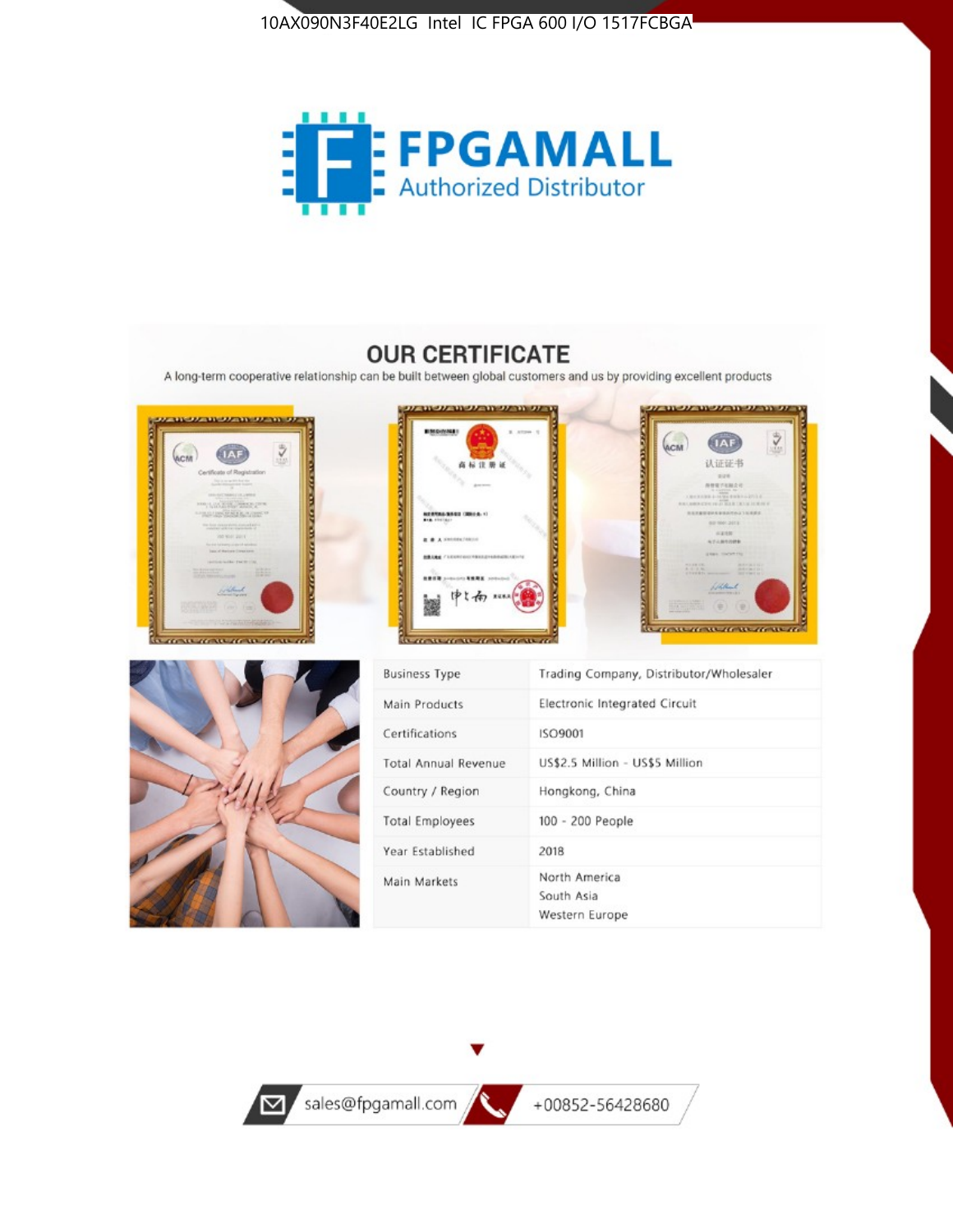# FPGAMALL

Authorized Distributor

## OUR CERTIFICATE

A long-term cooperative relationship can be built between global customers and us by providing excellent products

| | |
|---|---|
| Business Type | Trading Company, Distributor/Wholesaler |
| Main Products | Electronic Integrated Circuit |
| Certifications | ISO9001 |
| Total Annual Revenue | US$2.5 Million - US$5 Million |
| Country / Region | Hongkong, China |
| Total Employees | 100 - 200 People |
| Year Established | 2018 |
| Main Markets | North America<br>South Asia<br>Western Europe |

sales@fpgamall.com

+00852-56428680